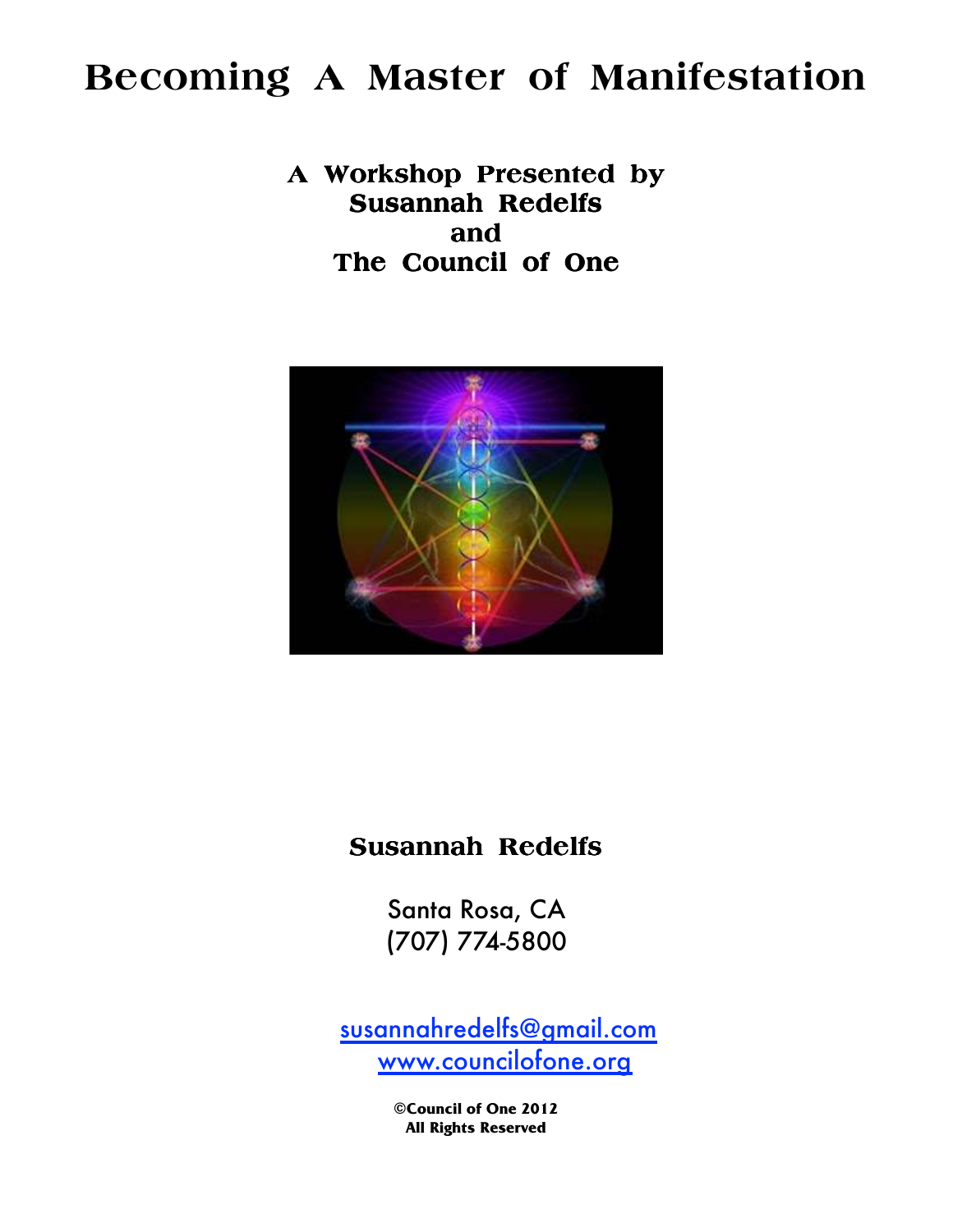# Becoming A Master of Manifestation

**A Workshop Presented by**
**Susannah Redelfs**
**and**
**The Council of One**

**Susannah Redelfs**

Santa Rosa, CA
(707) 774-5800

susannahredelfs@gmail.com
www.councilofone.org

**©Council of One 2012**
**All Rights Reserved**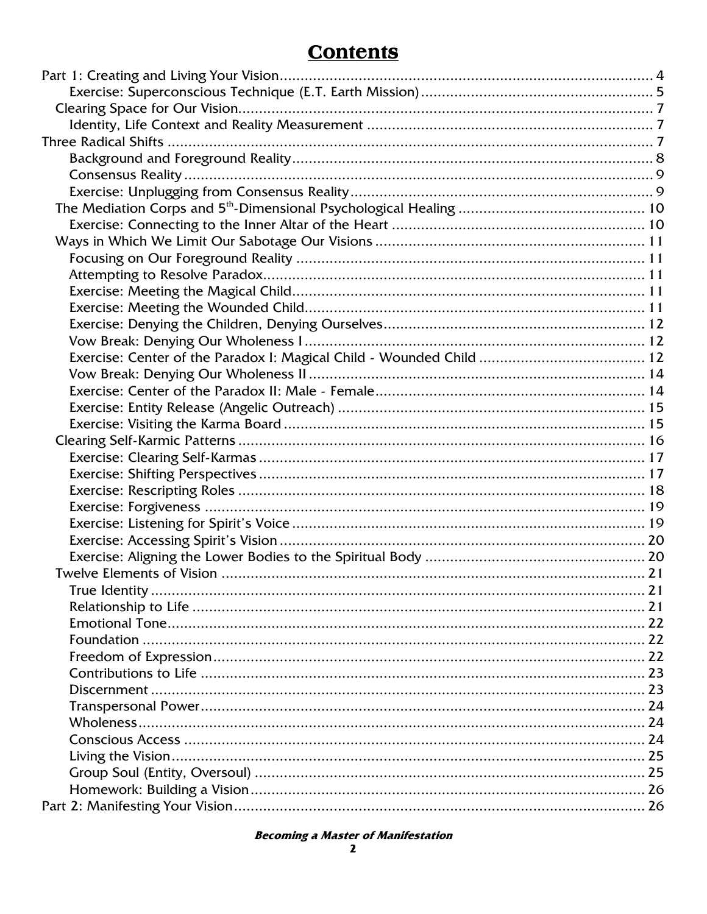# Contents

- Part 1: Creating and Living Your Vision .... 4
    - Exercise: Superconscious Technique (E.T. Earth Mission) .... 5
  - Clearing Space for Our Vision .... 7
    - Identity, Life Context and Reality Measurement .... 7
- Three Radical Shifts .... 7
    - Background and Foreground Reality .... 8
    - Consensus Reality .... 9
    - Exercise: Unplugging from Consensus Reality .... 9
  - The Mediation Corps and 5th-Dimensional Psychological Healing .... 10
    - Exercise: Connecting to the Inner Altar of the Heart .... 10
  - Ways in Which We Limit Our Sabotage Our Visions .... 11
    - Focusing on Our Foreground Reality .... 11
    - Attempting to Resolve Paradox .... 11
    - Exercise: Meeting the Magical Child .... 11
    - Exercise: Meeting the Wounded Child .... 11
    - Exercise: Denying the Children, Denying Ourselves .... 12
    - Vow Break: Denying Our Wholeness I .... 12
    - Exercise: Center of the Paradox I: Magical Child - Wounded Child .... 12
    - Vow Break: Denying Our Wholeness II .... 14
    - Exercise: Center of the Paradox II: Male - Female .... 14
    - Exercise: Entity Release (Angelic Outreach) .... 15
    - Exercise: Visiting the Karma Board .... 15
  - Clearing Self-Karmic Patterns .... 16
    - Exercise: Clearing Self-Karmas .... 17
    - Exercise: Shifting Perspectives .... 17
    - Exercise: Rescripting Roles .... 18
    - Exercise: Forgiveness .... 19
    - Exercise: Listening for Spirit's Voice .... 19
    - Exercise: Accessing Spirit's Vision .... 20
    - Exercise: Aligning the Lower Bodies to the Spiritual Body .... 20
  - Twelve Elements of Vision .... 21
    - True Identity .... 21
    - Relationship to Life .... 21
    - Emotional Tone .... 22
    - Foundation .... 22
    - Freedom of Expression .... 22
    - Contributions to Life .... 23
    - Discernment .... 23
    - Transpersonal Power .... 24
    - Wholeness .... 24
    - Conscious Access .... 24
    - Living the Vision .... 25
    - Group Soul (Entity, Oversoul) .... 25
    - Homework: Building a Vision .... 26
- Part 2: Manifesting Your Vision .... 26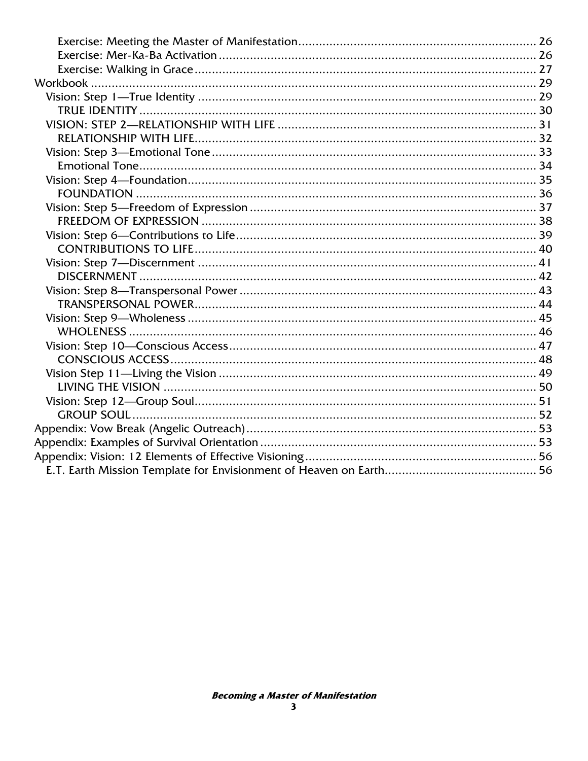Exercise: Meeting the Master of Manifestation ..... 26
Exercise: Mer-Ka-Ba Activation ..... 26
Exercise: Walking in Grace ..... 27

Workbook ..... 29

Vision: Step 1—True Identity ..... 29
TRUE IDENTITY ..... 30
VISION: STEP 2—RELATIONSHIP WITH LIFE ..... 31
RELATIONSHIP WITH LIFE ..... 32
Vision: Step 3—Emotional Tone ..... 33
Emotional Tone ..... 34
Vision: Step 4—Foundation ..... 35
FOUNDATION ..... 36
Vision: Step 5—Freedom of Expression ..... 37
FREEDOM OF EXPRESSION ..... 38
Vision: Step 6—Contributions to Life ..... 39
CONTRIBUTIONS TO LIFE ..... 40
Vision: Step 7—Discernment ..... 41
DISCERNMENT ..... 42
Vision: Step 8—Transpersonal Power ..... 43
TRANSPERSONAL POWER ..... 44
Vision: Step 9—Wholeness ..... 45
WHOLENESS ..... 46
Vision: Step 10—Conscious Access ..... 47
CONSCIOUS ACCESS ..... 48
Vision Step 11—Living the Vision ..... 49
LIVING THE VISION ..... 50
Vision: Step 12—Group Soul ..... 51
GROUP SOUL ..... 52

Appendix: Vow Break (Angelic Outreach) ..... 53
Appendix: Examples of Survival Orientation ..... 53
Appendix: Vision: 12 Elements of Effective Visioning ..... 56
E.T. Earth Mission Template for Envisionment of Heaven on Earth ..... 56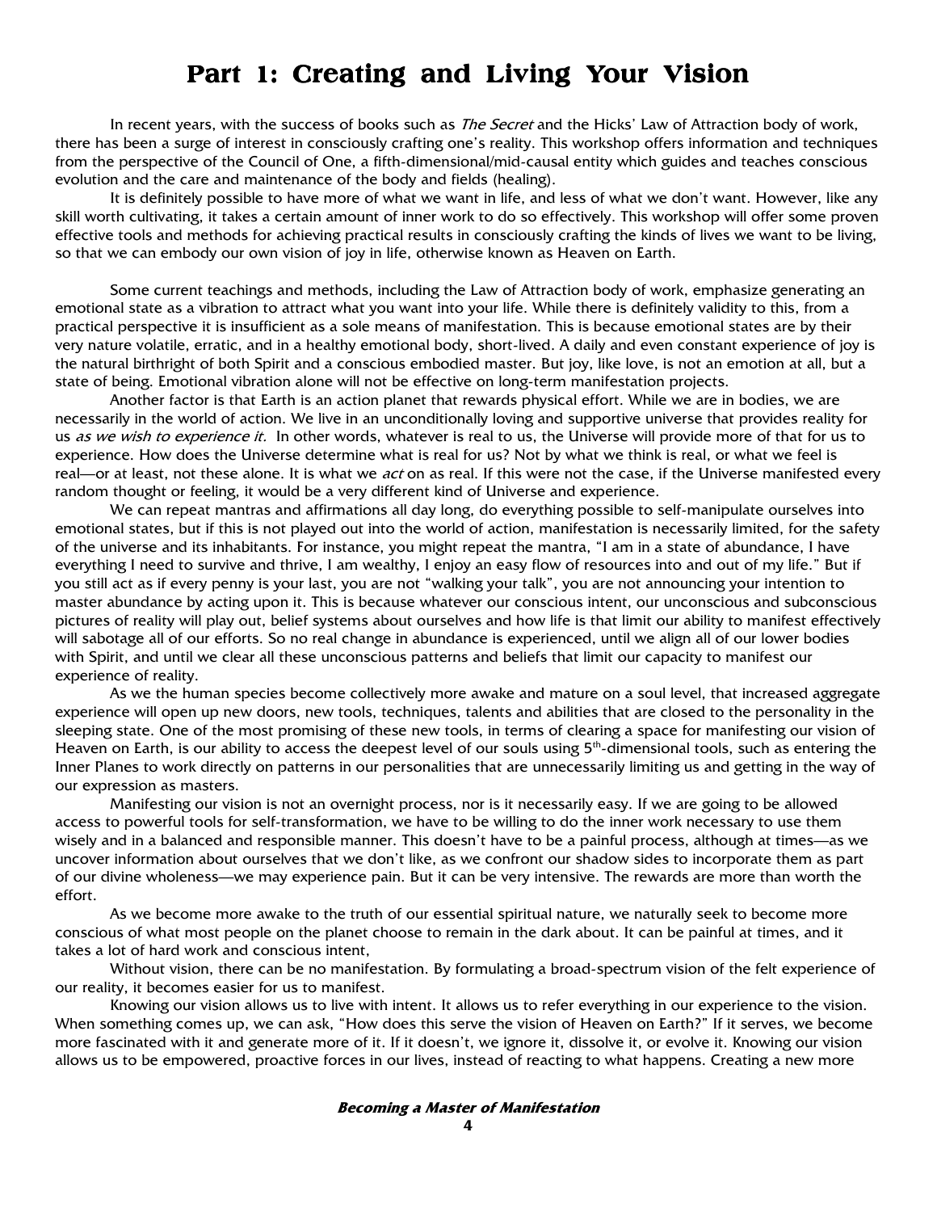# Part 1: Creating and Living Your Vision

In recent years, with the success of books such as *The Secret* and the Hicks' Law of Attraction body of work, there has been a surge of interest in consciously crafting one's reality. This workshop offers information and techniques from the perspective of the Council of One, a fifth-dimensional/mid-causal entity which guides and teaches conscious evolution and the care and maintenance of the body and fields (healing).

It is definitely possible to have more of what we want in life, and less of what we don't want. However, like any skill worth cultivating, it takes a certain amount of inner work to do so effectively. This workshop will offer some proven effective tools and methods for achieving practical results in consciously crafting the kinds of lives we want to be living, so that we can embody our own vision of joy in life, otherwise known as Heaven on Earth.

Some current teachings and methods, including the Law of Attraction body of work, emphasize generating an emotional state as a vibration to attract what you want into your life. While there is definitely validity to this, from a practical perspective it is insufficient as a sole means of manifestation. This is because emotional states are by their very nature volatile, erratic, and in a healthy emotional body, short-lived. A daily and even constant experience of joy is the natural birthright of both Spirit and a conscious embodied master. But joy, like love, is not an emotion at all, but a state of being. Emotional vibration alone will not be effective on long-term manifestation projects.

Another factor is that Earth is an action planet that rewards physical effort. While we are in bodies, we are necessarily in the world of action. We live in an unconditionally loving and supportive universe that provides reality for us *as we wish to experience it.* In other words, whatever is real to us, the Universe will provide more of that for us to experience. How does the Universe determine what is real for us? Not by what we think is real, or what we feel is real—or at least, not these alone. It is what we *act* on as real. If this were not the case, if the Universe manifested every random thought or feeling, it would be a very different kind of Universe and experience.

We can repeat mantras and affirmations all day long, do everything possible to self-manipulate ourselves into emotional states, but if this is not played out into the world of action, manifestation is necessarily limited, for the safety of the universe and its inhabitants. For instance, you might repeat the mantra, "I am in a state of abundance, I have everything I need to survive and thrive, I am wealthy, I enjoy an easy flow of resources into and out of my life." But if you still act as if every penny is your last, you are not "walking your talk", you are not announcing your intention to master abundance by acting upon it. This is because whatever our conscious intent, our unconscious and subconscious pictures of reality will play out, belief systems about ourselves and how life is that limit our ability to manifest effectively will sabotage all of our efforts. So no real change in abundance is experienced, until we align all of our lower bodies with Spirit, and until we clear all these unconscious patterns and beliefs that limit our capacity to manifest our experience of reality.

As we the human species become collectively more awake and mature on a soul level, that increased aggregate experience will open up new doors, new tools, techniques, talents and abilities that are closed to the personality in the sleeping state. One of the most promising of these new tools, in terms of clearing a space for manifesting our vision of Heaven on Earth, is our ability to access the deepest level of our souls using 5th-dimensional tools, such as entering the Inner Planes to work directly on patterns in our personalities that are unnecessarily limiting us and getting in the way of our expression as masters.

Manifesting our vision is not an overnight process, nor is it necessarily easy. If we are going to be allowed access to powerful tools for self-transformation, we have to be willing to do the inner work necessary to use them wisely and in a balanced and responsible manner. This doesn't have to be a painful process, although at times—as we uncover information about ourselves that we don't like, as we confront our shadow sides to incorporate them as part of our divine wholeness—we may experience pain. But it can be very intensive. The rewards are more than worth the effort.

As we become more awake to the truth of our essential spiritual nature, we naturally seek to become more conscious of what most people on the planet choose to remain in the dark about. It can be painful at times, and it takes a lot of hard work and conscious intent,

Without vision, there can be no manifestation. By formulating a broad-spectrum vision of the felt experience of our reality, it becomes easier for us to manifest.

Knowing our vision allows us to live with intent. It allows us to refer everything in our experience to the vision. When something comes up, we can ask, "How does this serve the vision of Heaven on Earth?" If it serves, we become more fascinated with it and generate more of it. If it doesn't, we ignore it, dissolve it, or evolve it. Knowing our vision allows us to be empowered, proactive forces in our lives, instead of reacting to what happens. Creating a new more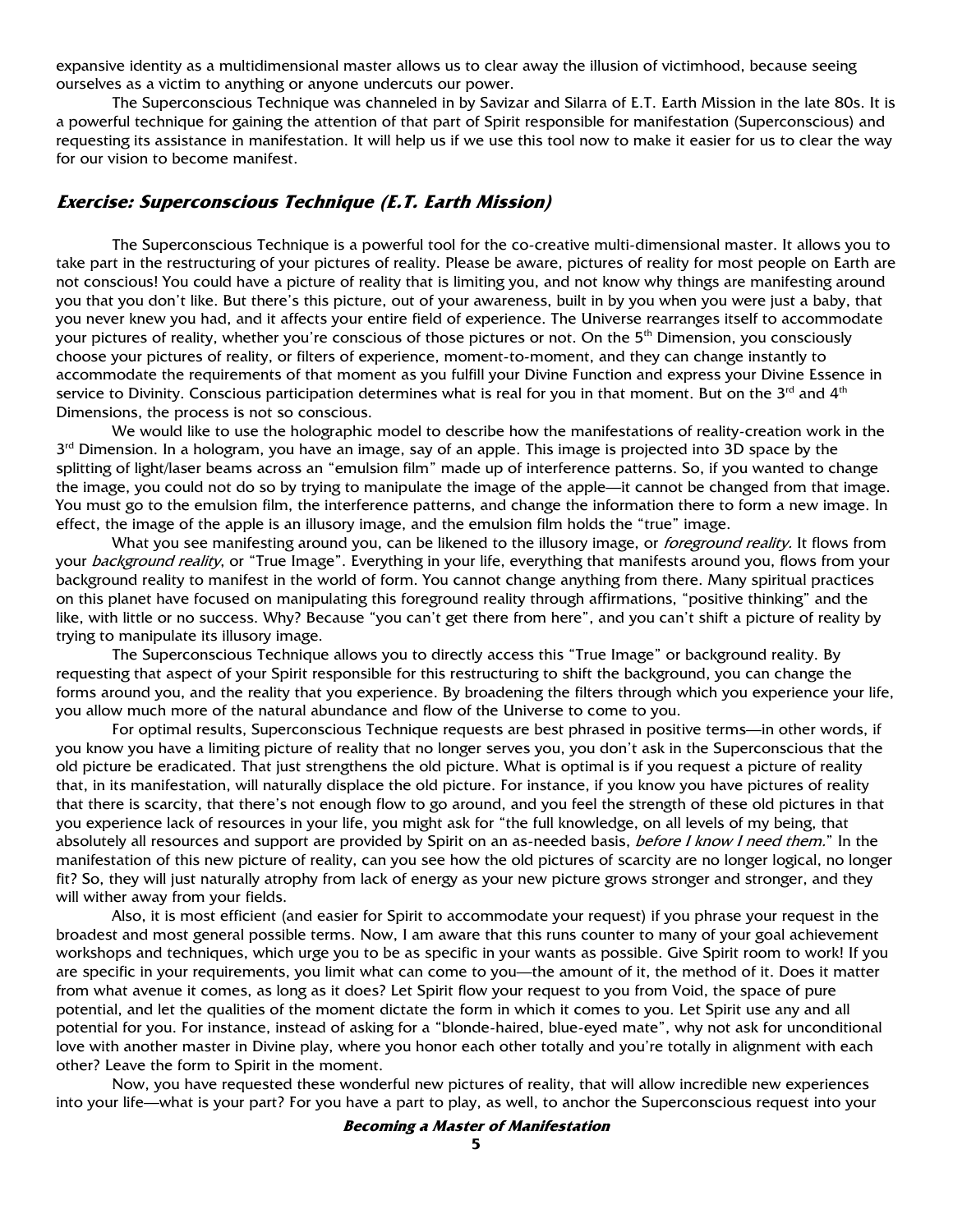expansive identity as a multidimensional master allows us to clear away the illusion of victimhood, because seeing ourselves as a victim to anything or anyone undercuts our power.

The Superconscious Technique was channeled in by Savizar and Silarra of E.T. Earth Mission in the late 80s. It is a powerful technique for gaining the attention of that part of Spirit responsible for manifestation (Superconscious) and requesting its assistance in manifestation. It will help us if we use this tool now to make it easier for us to clear the way for our vision to become manifest.

### *Exercise: Superconscious Technique (E.T. Earth Mission)*

The Superconscious Technique is a powerful tool for the co-creative multi-dimensional master. It allows you to take part in the restructuring of your pictures of reality. Please be aware, pictures of reality for most people on Earth are not conscious! You could have a picture of reality that is limiting you, and not know why things are manifesting around you that you don't like. But there's this picture, out of your awareness, built in by you when you were just a baby, that you never knew you had, and it affects your entire field of experience. The Universe rearranges itself to accommodate your pictures of reality, whether you're conscious of those pictures or not. On the 5th Dimension, you consciously choose your pictures of reality, or filters of experience, moment-to-moment, and they can change instantly to accommodate the requirements of that moment as you fulfill your Divine Function and express your Divine Essence in service to Divinity. Conscious participation determines what is real for you in that moment. But on the 3rd and 4th Dimensions, the process is not so conscious.

We would like to use the holographic model to describe how the manifestations of reality-creation work in the 3rd Dimension. In a hologram, you have an image, say of an apple. This image is projected into 3D space by the splitting of light/laser beams across an "emulsion film" made up of interference patterns. So, if you wanted to change the image, you could not do so by trying to manipulate the image of the apple—it cannot be changed from that image. You must go to the emulsion film, the interference patterns, and change the information there to form a new image. In effect, the image of the apple is an illusory image, and the emulsion film holds the "true" image.

What you see manifesting around you, can be likened to the illusory image, or *foreground reality.* It flows from your *background reality*, or "True Image". Everything in your life, everything that manifests around you, flows from your background reality to manifest in the world of form. You cannot change anything from there. Many spiritual practices on this planet have focused on manipulating this foreground reality through affirmations, "positive thinking" and the like, with little or no success. Why? Because "you can't get there from here", and you can't shift a picture of reality by trying to manipulate its illusory image.

The Superconscious Technique allows you to directly access this "True Image" or background reality. By requesting that aspect of your Spirit responsible for this restructuring to shift the background, you can change the forms around you, and the reality that you experience. By broadening the filters through which you experience your life, you allow much more of the natural abundance and flow of the Universe to come to you.

For optimal results, Superconscious Technique requests are best phrased in positive terms—in other words, if you know you have a limiting picture of reality that no longer serves you, you don't ask in the Superconscious that the old picture be eradicated. That just strengthens the old picture. What is optimal is if you request a picture of reality that, in its manifestation, will naturally displace the old picture. For instance, if you know you have pictures of reality that there is scarcity, that there's not enough flow to go around, and you feel the strength of these old pictures in that you experience lack of resources in your life, you might ask for "the full knowledge, on all levels of my being, that absolutely all resources and support are provided by Spirit on an as-needed basis, *before I know I need them.*" In the manifestation of this new picture of reality, can you see how the old pictures of scarcity are no longer logical, no longer fit? So, they will just naturally atrophy from lack of energy as your new picture grows stronger and stronger, and they will wither away from your fields.

Also, it is most efficient (and easier for Spirit to accommodate your request) if you phrase your request in the broadest and most general possible terms. Now, I am aware that this runs counter to many of your goal achievement workshops and techniques, which urge you to be as specific in your wants as possible. Give Spirit room to work! If you are specific in your requirements, you limit what can come to you—the amount of it, the method of it. Does it matter from what avenue it comes, as long as it does? Let Spirit flow your request to you from Void, the space of pure potential, and let the qualities of the moment dictate the form in which it comes to you. Let Spirit use any and all potential for you. For instance, instead of asking for a "blonde-haired, blue-eyed mate", why not ask for unconditional love with another master in Divine play, where you honor each other totally and you're totally in alignment with each other? Leave the form to Spirit in the moment.

Now, you have requested these wonderful new pictures of reality, that will allow incredible new experiences into your life—what is your part? For you have a part to play, as well, to anchor the Superconscious request into your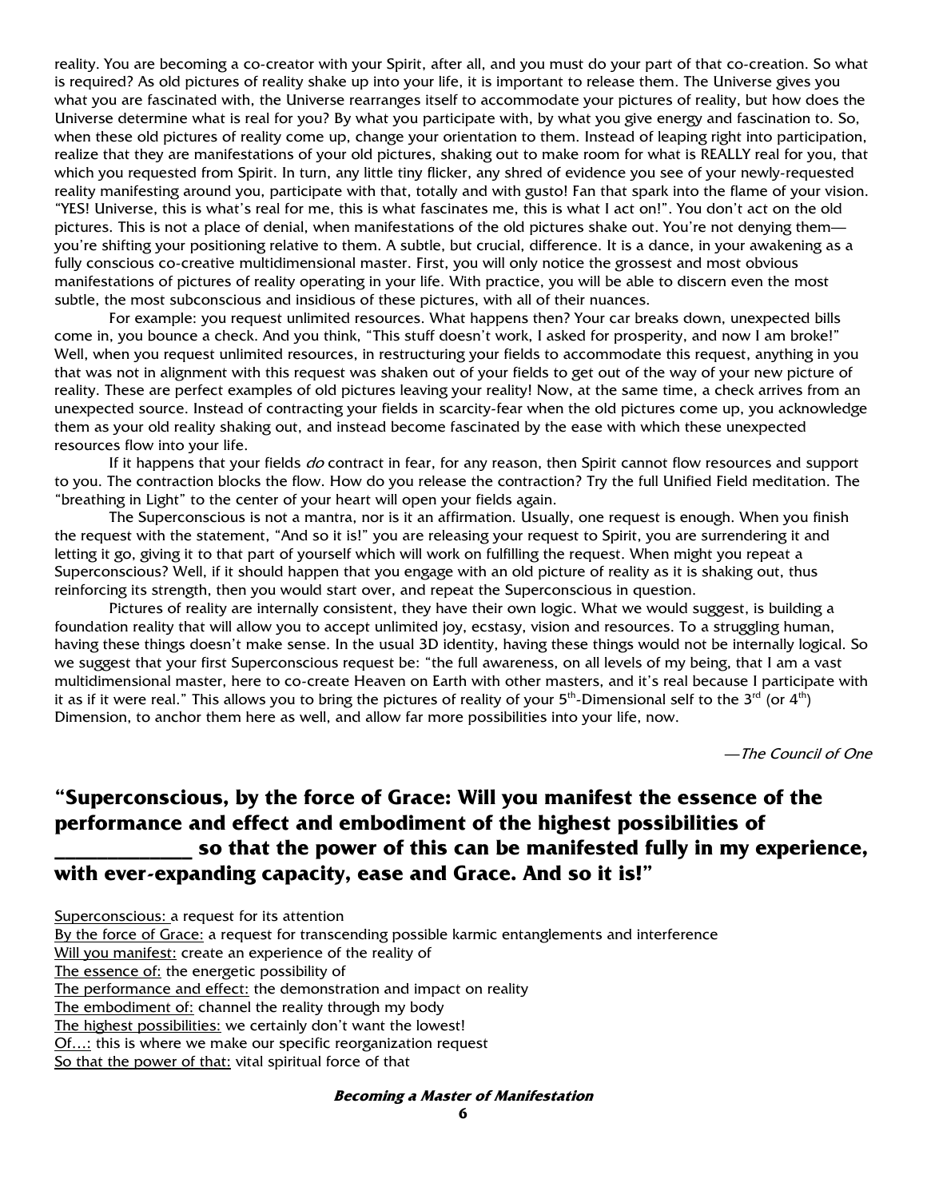reality. You are becoming a co-creator with your Spirit, after all, and you must do your part of that co-creation. So what is required? As old pictures of reality shake up into your life, it is important to release them. The Universe gives you what you are fascinated with, the Universe rearranges itself to accommodate your pictures of reality, but how does the Universe determine what is real for you? By what you participate with, by what you give energy and fascination to. So, when these old pictures of reality come up, change your orientation to them. Instead of leaping right into participation, realize that they are manifestations of your old pictures, shaking out to make room for what is REALLY real for you, that which you requested from Spirit. In turn, any little tiny flicker, any shred of evidence you see of your newly-requested reality manifesting around you, participate with that, totally and with gusto! Fan that spark into the flame of your vision. "YES! Universe, this is what's real for me, this is what fascinates me, this is what I act on!". You don't act on the old pictures. This is not a place of denial, when manifestations of the old pictures shake out. You're not denying them—you're shifting your positioning relative to them. A subtle, but crucial, difference. It is a dance, in your awakening as a fully conscious co-creative multidimensional master. First, you will only notice the grossest and most obvious manifestations of pictures of reality operating in your life. With practice, you will be able to discern even the most subtle, the most subconscious and insidious of these pictures, with all of their nuances.

For example: you request unlimited resources. What happens then? Your car breaks down, unexpected bills come in, you bounce a check. And you think, "This stuff doesn't work, I asked for prosperity, and now I am broke!" Well, when you request unlimited resources, in restructuring your fields to accommodate this request, anything in you that was not in alignment with this request was shaken out of your fields to get out of the way of your new picture of reality. These are perfect examples of old pictures leaving your reality! Now, at the same time, a check arrives from an unexpected source. Instead of contracting your fields in scarcity-fear when the old pictures come up, you acknowledge them as your old reality shaking out, and instead become fascinated by the ease with which these unexpected resources flow into your life.

If it happens that your fields *do* contract in fear, for any reason, then Spirit cannot flow resources and support to you. The contraction blocks the flow. How do you release the contraction? Try the full Unified Field meditation. The "breathing in Light" to the center of your heart will open your fields again.

The Superconscious is not a mantra, nor is it an affirmation. Usually, one request is enough. When you finish the request with the statement, "And so it is!" you are releasing your request to Spirit, you are surrendering it and letting it go, giving it to that part of yourself which will work on fulfilling the request. When might you repeat a Superconscious? Well, if it should happen that you engage with an old picture of reality as it is shaking out, thus reinforcing its strength, then you would start over, and repeat the Superconscious in question.

Pictures of reality are internally consistent, they have their own logic. What we would suggest, is building a foundation reality that will allow you to accept unlimited joy, ecstasy, vision and resources. To a struggling human, having these things doesn't make sense. In the usual 3D identity, having these things would not be internally logical. So we suggest that your first Superconscious request be: "the full awareness, on all levels of my being, that I am a vast multidimensional master, here to co-create Heaven on Earth with other masters, and it's real because I participate with it as if it were real." This allows you to bring the pictures of reality of your 5th-Dimensional self to the 3rd (or 4th) Dimension, to anchor them here as well, and allow far more possibilities into your life, now.

*—The Council of One*

## "Superconscious, by the force of Grace: Will you manifest the essence of the performance and effect and embodiment of the highest possibilities of ______________ so that the power of this can be manifested fully in my experience, with ever-expanding capacity, ease and Grace. And so it is!"

Superconscious: a request for its attention
By the force of Grace: a request for transcending possible karmic entanglements and interference
Will you manifest: create an experience of the reality of
The essence of: the energetic possibility of
The performance and effect: the demonstration and impact on reality
The embodiment of: channel the reality through my body
The highest possibilities: we certainly don't want the lowest!
Of…: this is where we make our specific reorganization request
So that the power of that: vital spiritual force of that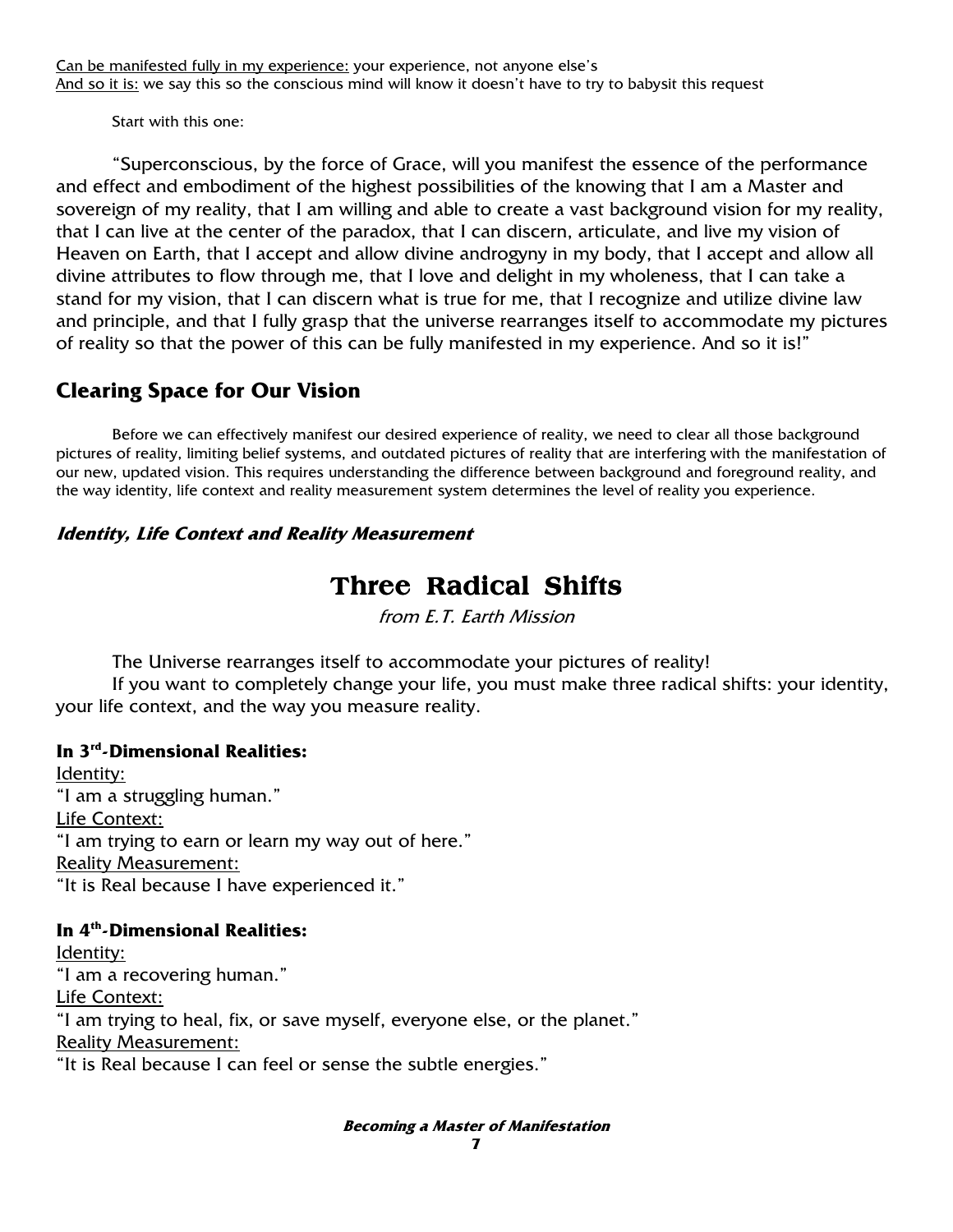<u>Can be manifested fully in my experience:</u> your experience, not anyone else's
<u>And so it is:</u> we say this so the conscious mind will know it doesn't have to try to babysit this request

Start with this one:

"Superconscious, by the force of Grace, will you manifest the essence of the performance and effect and embodiment of the highest possibilities of the knowing that I am a Master and sovereign of my reality, that I am willing and able to create a vast background vision for my reality, that I can live at the center of the paradox, that I can discern, articulate, and live my vision of Heaven on Earth, that I accept and allow divine androgyny in my body, that I accept and allow all divine attributes to flow through me, that I love and delight in my wholeness, that I can take a stand for my vision, that I can discern what is true for me, that I recognize and utilize divine law and principle, and that I fully grasp that the universe rearranges itself to accommodate my pictures of reality so that the power of this can be fully manifested in my experience. And so it is!"

## Clearing Space for Our Vision

Before we can effectively manifest our desired experience of reality, we need to clear all those background pictures of reality, limiting belief systems, and outdated pictures of reality that are interfering with the manifestation of our new, updated vision. This requires understanding the difference between background and foreground reality, and the way identity, life context and reality measurement system determines the level of reality you experience.

### *Identity, Life Context and Reality Measurement*

# Three Radical Shifts

*from E.T. Earth Mission*

The Universe rearranges itself to accommodate your pictures of reality!

If you want to completely change your life, you must make three radical shifts: your identity, your life context, and the way you measure reality.

**In 3rd-Dimensional Realities:**

<u>Identity:</u>
"I am a struggling human."
<u>Life Context:</u>
"I am trying to earn or learn my way out of here."
<u>Reality Measurement:</u>
"It is Real because I have experienced it."

**In 4th-Dimensional Realities:**

<u>Identity:</u>
"I am a recovering human."
<u>Life Context:</u>
"I am trying to heal, fix, or save myself, everyone else, or the planet."
<u>Reality Measurement:</u>
"It is Real because I can feel or sense the subtle energies."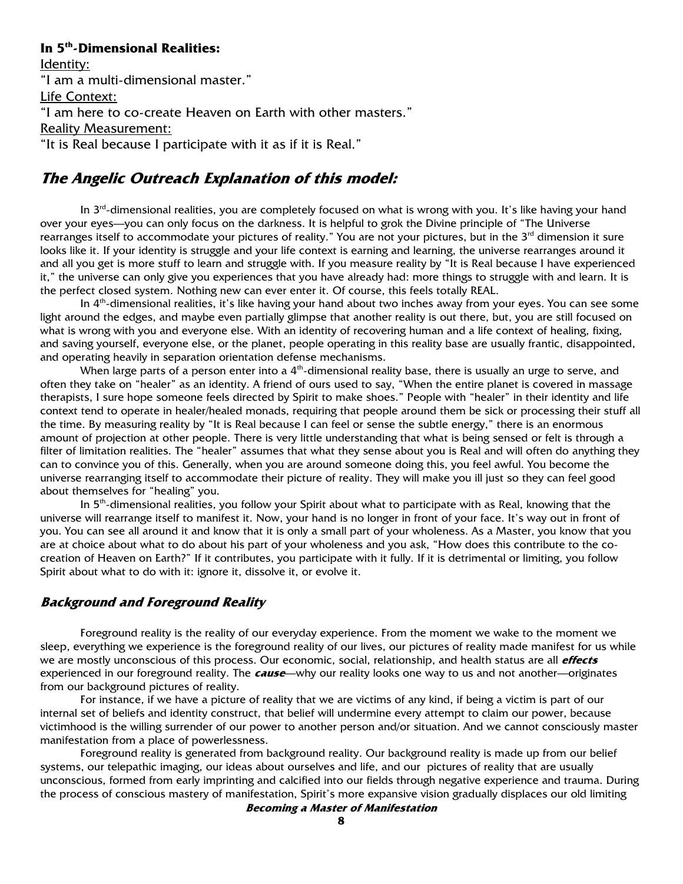**In 5th-Dimensional Realities:**

Identity:

"I am a multi-dimensional master."

Life Context:

"I am here to co-create Heaven on Earth with other masters."

Reality Measurement:

"It is Real because I participate with it as if it is Real."

## *The Angelic Outreach Explanation of this model:*

In 3rd-dimensional realities, you are completely focused on what is wrong with you. It's like having your hand over your eyes—you can only focus on the darkness. It is helpful to grok the Divine principle of "The Universe rearranges itself to accommodate your pictures of reality." You are not your pictures, but in the 3rd dimension it sure looks like it. If your identity is struggle and your life context is earning and learning, the universe rearranges around it and all you get is more stuff to learn and struggle with. If you measure reality by "It is Real because I have experienced it," the universe can only give you experiences that you have already had: more things to struggle with and learn. It is the perfect closed system. Nothing new can ever enter it. Of course, this feels totally REAL.

In 4th-dimensional realities, it's like having your hand about two inches away from your eyes. You can see some light around the edges, and maybe even partially glimpse that another reality is out there, but, you are still focused on what is wrong with you and everyone else. With an identity of recovering human and a life context of healing, fixing, and saving yourself, everyone else, or the planet, people operating in this reality base are usually frantic, disappointed, and operating heavily in separation orientation defense mechanisms.

When large parts of a person enter into a 4th-dimensional reality base, there is usually an urge to serve, and often they take on "healer" as an identity. A friend of ours used to say, "When the entire planet is covered in massage therapists, I sure hope someone feels directed by Spirit to make shoes." People with "healer" in their identity and life context tend to operate in healer/healed monads, requiring that people around them be sick or processing their stuff all the time. By measuring reality by "It is Real because I can feel or sense the subtle energy," there is an enormous amount of projection at other people. There is very little understanding that what is being sensed or felt is through a filter of limitation realities. The "healer" assumes that what they sense about you is Real and will often do anything they can to convince you of this. Generally, when you are around someone doing this, you feel awful. You become the universe rearranging itself to accommodate their picture of reality. They will make you ill just so they can feel good about themselves for "healing" you.

In 5th-dimensional realities, you follow your Spirit about what to participate with as Real, knowing that the universe will rearrange itself to manifest it. Now, your hand is no longer in front of your face. It's way out in front of you. You can see all around it and know that it is only a small part of your wholeness. As a Master, you know that you are at choice about what to do about his part of your wholeness and you ask, "How does this contribute to the co-creation of Heaven on Earth?" If it contributes, you participate with it fully. If it is detrimental or limiting, you follow Spirit about what to do with it: ignore it, dissolve it, or evolve it.

### *Background and Foreground Reality*

Foreground reality is the reality of our everyday experience. From the moment we wake to the moment we sleep, everything we experience is the foreground reality of our lives, our pictures of reality made manifest for us while we are mostly unconscious of this process. Our economic, social, relationship, and health status are all ***effects*** experienced in our foreground reality. The ***cause***—why our reality looks one way to us and not another—originates from our background pictures of reality.

For instance, if we have a picture of reality that we are victims of any kind, if being a victim is part of our internal set of beliefs and identity construct, that belief will undermine every attempt to claim our power, because victimhood is the willing surrender of our power to another person and/or situation. And we cannot consciously master manifestation from a place of powerlessness.

Foreground reality is generated from background reality. Our background reality is made up from our belief systems, our telepathic imaging, our ideas about ourselves and life, and our pictures of reality that are usually unconscious, formed from early imprinting and calcified into our fields through negative experience and trauma. During the process of conscious mastery of manifestation, Spirit's more expansive vision gradually displaces our old limiting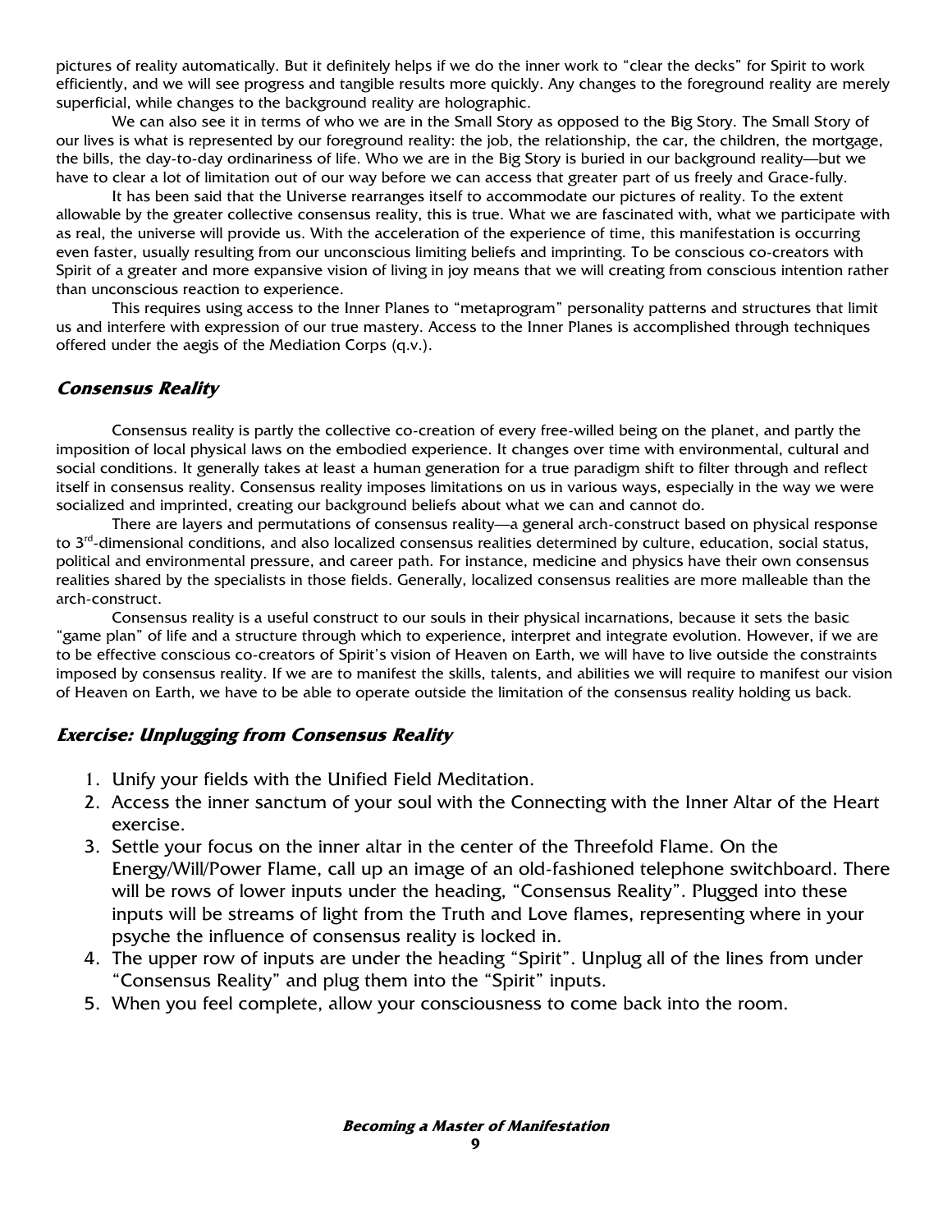pictures of reality automatically. But it definitely helps if we do the inner work to "clear the decks" for Spirit to work efficiently, and we will see progress and tangible results more quickly. Any changes to the foreground reality are merely superficial, while changes to the background reality are holographic.

We can also see it in terms of who we are in the Small Story as opposed to the Big Story. The Small Story of our lives is what is represented by our foreground reality: the job, the relationship, the car, the children, the mortgage, the bills, the day-to-day ordinariness of life. Who we are in the Big Story is buried in our background reality—but we have to clear a lot of limitation out of our way before we can access that greater part of us freely and Grace-fully.

It has been said that the Universe rearranges itself to accommodate our pictures of reality. To the extent allowable by the greater collective consensus reality, this is true. What we are fascinated with, what we participate with as real, the universe will provide us. With the acceleration of the experience of time, this manifestation is occurring even faster, usually resulting from our unconscious limiting beliefs and imprinting. To be conscious co-creators with Spirit of a greater and more expansive vision of living in joy means that we will creating from conscious intention rather than unconscious reaction to experience.

This requires using access to the Inner Planes to "metaprogram" personality patterns and structures that limit us and interfere with expression of our true mastery. Access to the Inner Planes is accomplished through techniques offered under the aegis of the Mediation Corps (q.v.).

## *Consensus Reality*

Consensus reality is partly the collective co-creation of every free-willed being on the planet, and partly the imposition of local physical laws on the embodied experience. It changes over time with environmental, cultural and social conditions. It generally takes at least a human generation for a true paradigm shift to filter through and reflect itself in consensus reality. Consensus reality imposes limitations on us in various ways, especially in the way we were socialized and imprinted, creating our background beliefs about what we can and cannot do.

There are layers and permutations of consensus reality—a general arch-construct based on physical response to 3rd-dimensional conditions, and also localized consensus realities determined by culture, education, social status, political and environmental pressure, and career path. For instance, medicine and physics have their own consensus realities shared by the specialists in those fields. Generally, localized consensus realities are more malleable than the arch-construct.

Consensus reality is a useful construct to our souls in their physical incarnations, because it sets the basic "game plan" of life and a structure through which to experience, interpret and integrate evolution. However, if we are to be effective conscious co-creators of Spirit's vision of Heaven on Earth, we will have to live outside the constraints imposed by consensus reality. If we are to manifest the skills, talents, and abilities we will require to manifest our vision of Heaven on Earth, we have to be able to operate outside the limitation of the consensus reality holding us back.

## *Exercise: Unplugging from Consensus Reality*

1. Unify your fields with the Unified Field Meditation.
2. Access the inner sanctum of your soul with the Connecting with the Inner Altar of the Heart exercise.
3. Settle your focus on the inner altar in the center of the Threefold Flame. On the Energy/Will/Power Flame, call up an image of an old-fashioned telephone switchboard. There will be rows of lower inputs under the heading, "Consensus Reality". Plugged into these inputs will be streams of light from the Truth and Love flames, representing where in your psyche the influence of consensus reality is locked in.
4. The upper row of inputs are under the heading "Spirit". Unplug all of the lines from under "Consensus Reality" and plug them into the "Spirit" inputs.
5. When you feel complete, allow your consciousness to come back into the room.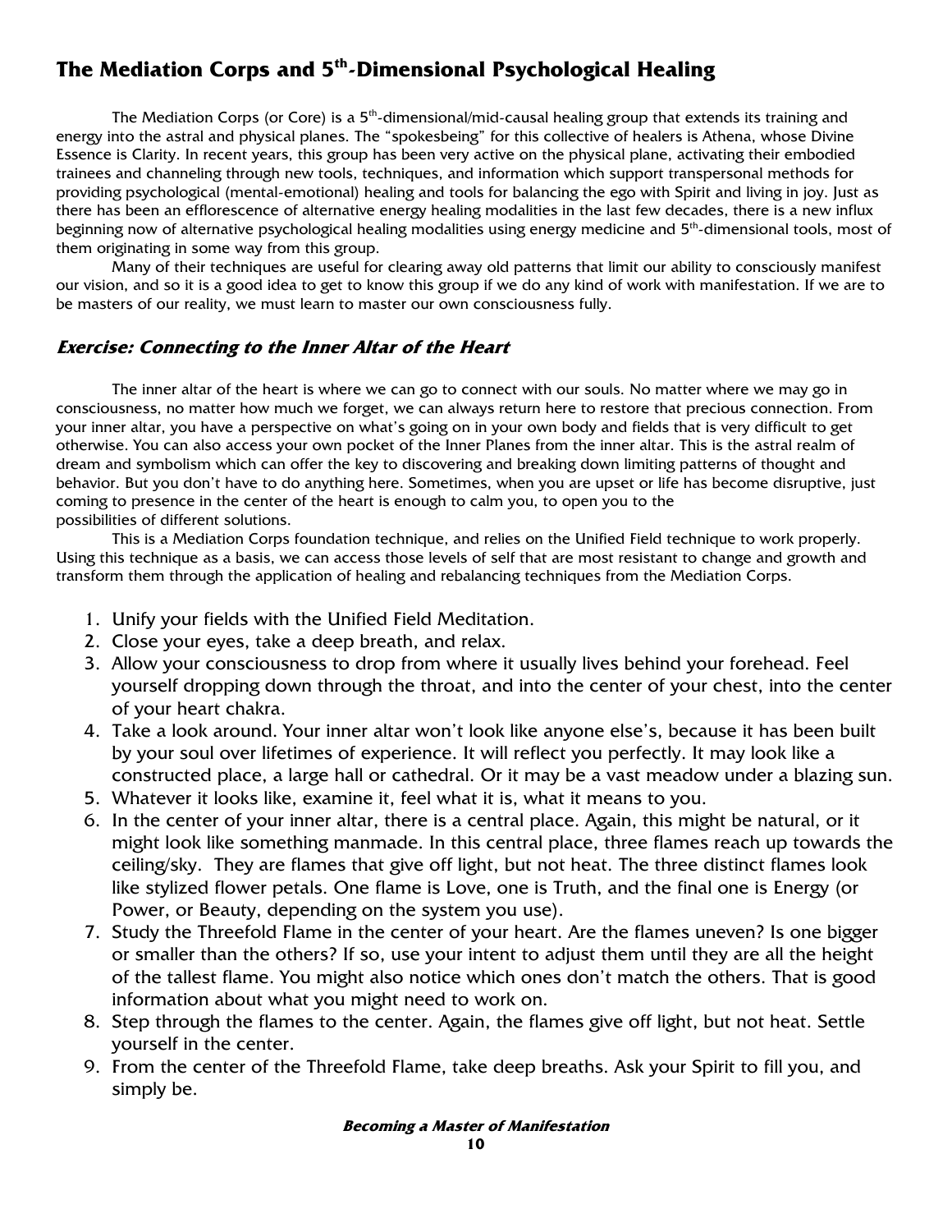## The Mediation Corps and 5th-Dimensional Psychological Healing

The Mediation Corps (or Core) is a 5th-dimensional/mid-causal healing group that extends its training and energy into the astral and physical planes. The "spokesbeing" for this collective of healers is Athena, whose Divine Essence is Clarity. In recent years, this group has been very active on the physical plane, activating their embodied trainees and channeling through new tools, techniques, and information which support transpersonal methods for providing psychological (mental-emotional) healing and tools for balancing the ego with Spirit and living in joy. Just as there has been an efflorescence of alternative energy healing modalities in the last few decades, there is a new influx beginning now of alternative psychological healing modalities using energy medicine and 5th-dimensional tools, most of them originating in some way from this group.

Many of their techniques are useful for clearing away old patterns that limit our ability to consciously manifest our vision, and so it is a good idea to get to know this group if we do any kind of work with manifestation. If we are to be masters of our reality, we must learn to master our own consciousness fully.

### *Exercise: Connecting to the Inner Altar of the Heart*

The inner altar of the heart is where we can go to connect with our souls. No matter where we may go in consciousness, no matter how much we forget, we can always return here to restore that precious connection. From your inner altar, you have a perspective on what's going on in your own body and fields that is very difficult to get otherwise. You can also access your own pocket of the Inner Planes from the inner altar. This is the astral realm of dream and symbolism which can offer the key to discovering and breaking down limiting patterns of thought and behavior. But you don't have to do anything here. Sometimes, when you are upset or life has become disruptive, just coming to presence in the center of the heart is enough to calm you, to open you to the possibilities of different solutions.

This is a Mediation Corps foundation technique, and relies on the Unified Field technique to work properly. Using this technique as a basis, we can access those levels of self that are most resistant to change and growth and transform them through the application of healing and rebalancing techniques from the Mediation Corps.

1. Unify your fields with the Unified Field Meditation.
2. Close your eyes, take a deep breath, and relax.
3. Allow your consciousness to drop from where it usually lives behind your forehead. Feel yourself dropping down through the throat, and into the center of your chest, into the center of your heart chakra.
4. Take a look around. Your inner altar won't look like anyone else's, because it has been built by your soul over lifetimes of experience. It will reflect you perfectly. It may look like a constructed place, a large hall or cathedral. Or it may be a vast meadow under a blazing sun.
5. Whatever it looks like, examine it, feel what it is, what it means to you.
6. In the center of your inner altar, there is a central place. Again, this might be natural, or it might look like something manmade. In this central place, three flames reach up towards the ceiling/sky. They are flames that give off light, but not heat. The three distinct flames look like stylized flower petals. One flame is Love, one is Truth, and the final one is Energy (or Power, or Beauty, depending on the system you use).
7. Study the Threefold Flame in the center of your heart. Are the flames uneven? Is one bigger or smaller than the others? If so, use your intent to adjust them until they are all the height of the tallest flame. You might also notice which ones don't match the others. That is good information about what you might need to work on.
8. Step through the flames to the center. Again, the flames give off light, but not heat. Settle yourself in the center.
9. From the center of the Threefold Flame, take deep breaths. Ask your Spirit to fill you, and simply be.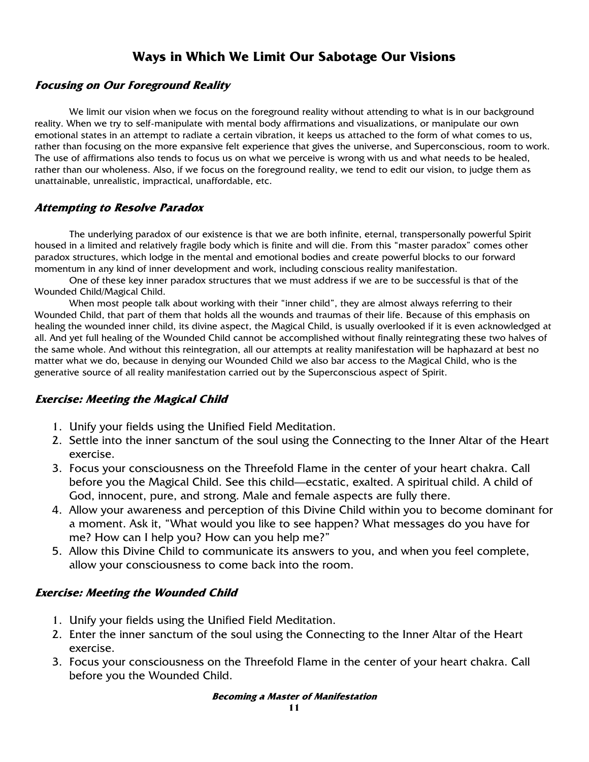## Ways in Which We Limit Our Sabotage Our Visions

### *Focusing on Our Foreground Reality*

We limit our vision when we focus on the foreground reality without attending to what is in our background reality. When we try to self-manipulate with mental body affirmations and visualizations, or manipulate our own emotional states in an attempt to radiate a certain vibration, it keeps us attached to the form of what comes to us, rather than focusing on the more expansive felt experience that gives the universe, and Superconscious, room to work. The use of affirmations also tends to focus us on what we perceive is wrong with us and what needs to be healed, rather than our wholeness. Also, if we focus on the foreground reality, we tend to edit our vision, to judge them as unattainable, unrealistic, impractical, unaffordable, etc.

### *Attempting to Resolve Paradox*

The underlying paradox of our existence is that we are both infinite, eternal, transpersonally powerful Spirit housed in a limited and relatively fragile body which is finite and will die. From this "master paradox" comes other paradox structures, which lodge in the mental and emotional bodies and create powerful blocks to our forward momentum in any kind of inner development and work, including conscious reality manifestation.

One of these key inner paradox structures that we must address if we are to be successful is that of the Wounded Child/Magical Child.

When most people talk about working with their "inner child", they are almost always referring to their Wounded Child, that part of them that holds all the wounds and traumas of their life. Because of this emphasis on healing the wounded inner child, its divine aspect, the Magical Child, is usually overlooked if it is even acknowledged at all. And yet full healing of the Wounded Child cannot be accomplished without finally reintegrating these two halves of the same whole. And without this reintegration, all our attempts at reality manifestation will be haphazard at best no matter what we do, because in denying our Wounded Child we also bar access to the Magical Child, who is the generative source of all reality manifestation carried out by the Superconscious aspect of Spirit.

### *Exercise: Meeting the Magical Child*

1. Unify your fields using the Unified Field Meditation.
2. Settle into the inner sanctum of the soul using the Connecting to the Inner Altar of the Heart exercise.
3. Focus your consciousness on the Threefold Flame in the center of your heart chakra. Call before you the Magical Child. See this child—ecstatic, exalted. A spiritual child. A child of God, innocent, pure, and strong. Male and female aspects are fully there.
4. Allow your awareness and perception of this Divine Child within you to become dominant for a moment. Ask it, "What would you like to see happen? What messages do you have for me? How can I help you? How can you help me?"
5. Allow this Divine Child to communicate its answers to you, and when you feel complete, allow your consciousness to come back into the room.

### *Exercise: Meeting the Wounded Child*

1. Unify your fields using the Unified Field Meditation.
2. Enter the inner sanctum of the soul using the Connecting to the Inner Altar of the Heart exercise.
3. Focus your consciousness on the Threefold Flame in the center of your heart chakra. Call before you the Wounded Child.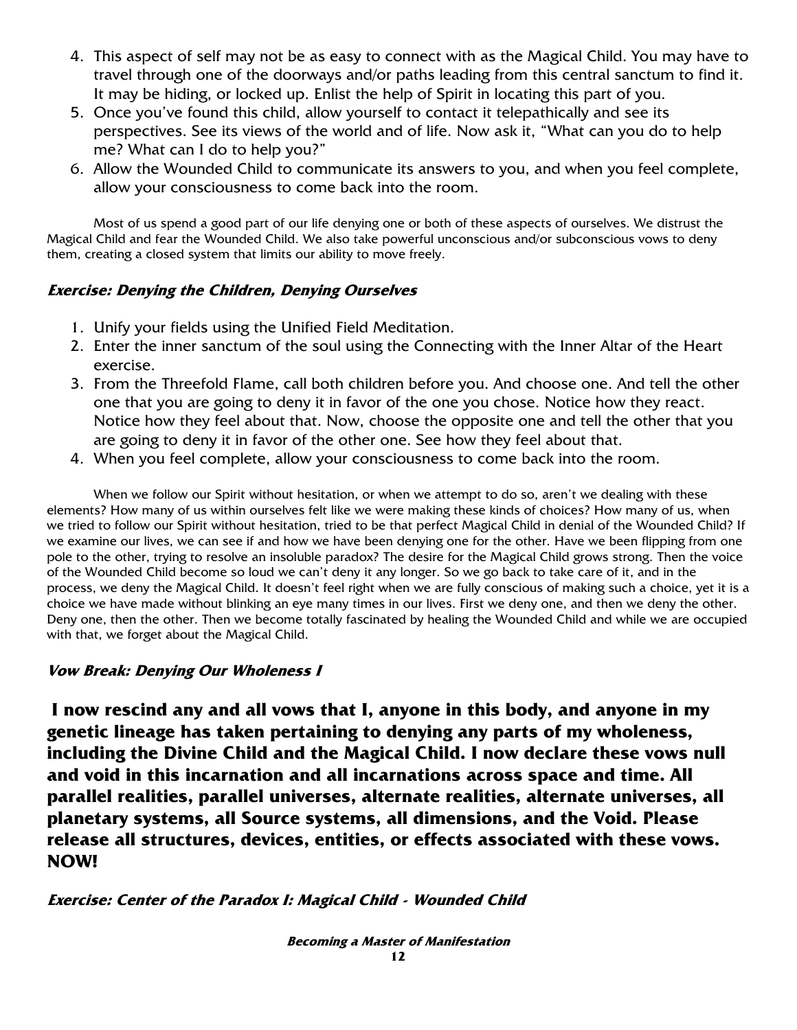4. This aspect of self may not be as easy to connect with as the Magical Child. You may have to travel through one of the doorways and/or paths leading from this central sanctum to find it. It may be hiding, or locked up. Enlist the help of Spirit in locating this part of you.
5. Once you've found this child, allow yourself to contact it telepathically and see its perspectives. See its views of the world and of life. Now ask it, "What can you do to help me? What can I do to help you?"
6. Allow the Wounded Child to communicate its answers to you, and when you feel complete, allow your consciousness to come back into the room.

Most of us spend a good part of our life denying one or both of these aspects of ourselves. We distrust the Magical Child and fear the Wounded Child. We also take powerful unconscious and/or subconscious vows to deny them, creating a closed system that limits our ability to move freely.

### *Exercise: Denying the Children, Denying Ourselves*

1. Unify your fields using the Unified Field Meditation.
2. Enter the inner sanctum of the soul using the Connecting with the Inner Altar of the Heart exercise.
3. From the Threefold Flame, call both children before you. And choose one. And tell the other one that you are going to deny it in favor of the one you chose. Notice how they react. Notice how they feel about that. Now, choose the opposite one and tell the other that you are going to deny it in favor of the other one. See how they feel about that.
4. When you feel complete, allow your consciousness to come back into the room.

When we follow our Spirit without hesitation, or when we attempt to do so, aren't we dealing with these elements? How many of us within ourselves felt like we were making these kinds of choices? How many of us, when we tried to follow our Spirit without hesitation, tried to be that perfect Magical Child in denial of the Wounded Child? If we examine our lives, we can see if and how we have been denying one for the other. Have we been flipping from one pole to the other, trying to resolve an insoluble paradox? The desire for the Magical Child grows strong. Then the voice of the Wounded Child become so loud we can't deny it any longer. So we go back to take care of it, and in the process, we deny the Magical Child. It doesn't feel right when we are fully conscious of making such a choice, yet it is a choice we have made without blinking an eye many times in our lives. First we deny one, and then we deny the other. Deny one, then the other. Then we become totally fascinated by healing the Wounded Child and while we are occupied with that, we forget about the Magical Child.

### *Vow Break: Denying Our Wholeness I*

**I now rescind any and all vows that I, anyone in this body, and anyone in my genetic lineage has taken pertaining to denying any parts of my wholeness, including the Divine Child and the Magical Child. I now declare these vows null and void in this incarnation and all incarnations across space and time. All parallel realities, parallel universes, alternate realities, alternate universes, all planetary systems, all Source systems, all dimensions, and the Void. Please release all structures, devices, entities, or effects associated with these vows. NOW!**

### *Exercise: Center of the Paradox I: Magical Child - Wounded Child*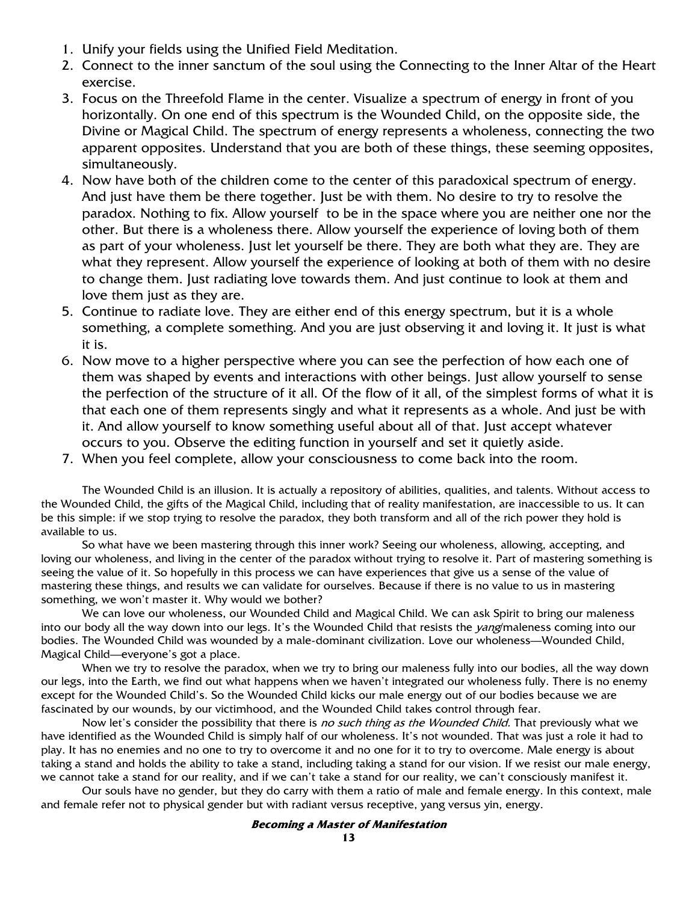1. Unify your fields using the Unified Field Meditation.
2. Connect to the inner sanctum of the soul using the Connecting to the Inner Altar of the Heart exercise.
3. Focus on the Threefold Flame in the center. Visualize a spectrum of energy in front of you horizontally. On one end of this spectrum is the Wounded Child, on the opposite side, the Divine or Magical Child. The spectrum of energy represents a wholeness, connecting the two apparent opposites. Understand that you are both of these things, these seeming opposites, simultaneously.
4. Now have both of the children come to the center of this paradoxical spectrum of energy. And just have them be there together. Just be with them. No desire to try to resolve the paradox. Nothing to fix. Allow yourself to be in the space where you are neither one nor the other. But there is a wholeness there. Allow yourself the experience of loving both of them as part of your wholeness. Just let yourself be there. They are both what they are. They are what they represent. Allow yourself the experience of looking at both of them with no desire to change them. Just radiating love towards them. And just continue to look at them and love them just as they are.
5. Continue to radiate love. They are either end of this energy spectrum, but it is a whole something, a complete something. And you are just observing it and loving it. It just is what it is.
6. Now move to a higher perspective where you can see the perfection of how each one of them was shaped by events and interactions with other beings. Just allow yourself to sense the perfection of the structure of it all. Of the flow of it all, of the simplest forms of what it is that each one of them represents singly and what it represents as a whole. And just be with it. And allow yourself to know something useful about all of that. Just accept whatever occurs to you. Observe the editing function in yourself and set it quietly aside.
7. When you feel complete, allow your consciousness to come back into the room.

The Wounded Child is an illusion. It is actually a repository of abilities, qualities, and talents. Without access to the Wounded Child, the gifts of the Magical Child, including that of reality manifestation, are inaccessible to us. It can be this simple: if we stop trying to resolve the paradox, they both transform and all of the rich power they hold is available to us.

So what have we been mastering through this inner work? Seeing our wholeness, allowing, accepting, and loving our wholeness, and living in the center of the paradox without trying to resolve it. Part of mastering something is seeing the value of it. So hopefully in this process we can have experiences that give us a sense of the value of mastering these things, and results we can validate for ourselves. Because if there is no value to us in mastering something, we won't master it. Why would we bother?

We can love our wholeness, our Wounded Child and Magical Child. We can ask Spirit to bring our maleness into our body all the way down into our legs. It's the Wounded Child that resists the *yang*/maleness coming into our bodies. The Wounded Child was wounded by a male-dominant civilization. Love our wholeness—Wounded Child, Magical Child—everyone's got a place.

When we try to resolve the paradox, when we try to bring our maleness fully into our bodies, all the way down our legs, into the Earth, we find out what happens when we haven't integrated our wholeness fully. There is no enemy except for the Wounded Child's. So the Wounded Child kicks our male energy out of our bodies because we are fascinated by our wounds, by our victimhood, and the Wounded Child takes control through fear.

Now let's consider the possibility that there is *no such thing as the Wounded Child.* That previously what we have identified as the Wounded Child is simply half of our wholeness. It's not wounded. That was just a role it had to play. It has no enemies and no one to try to overcome it and no one for it to try to overcome. Male energy is about taking a stand and holds the ability to take a stand, including taking a stand for our vision. If we resist our male energy, we cannot take a stand for our reality, and if we can't take a stand for our reality, we can't consciously manifest it.

Our souls have no gender, but they do carry with them a ratio of male and female energy. In this context, male and female refer not to physical gender but with radiant versus receptive, yang versus yin, energy.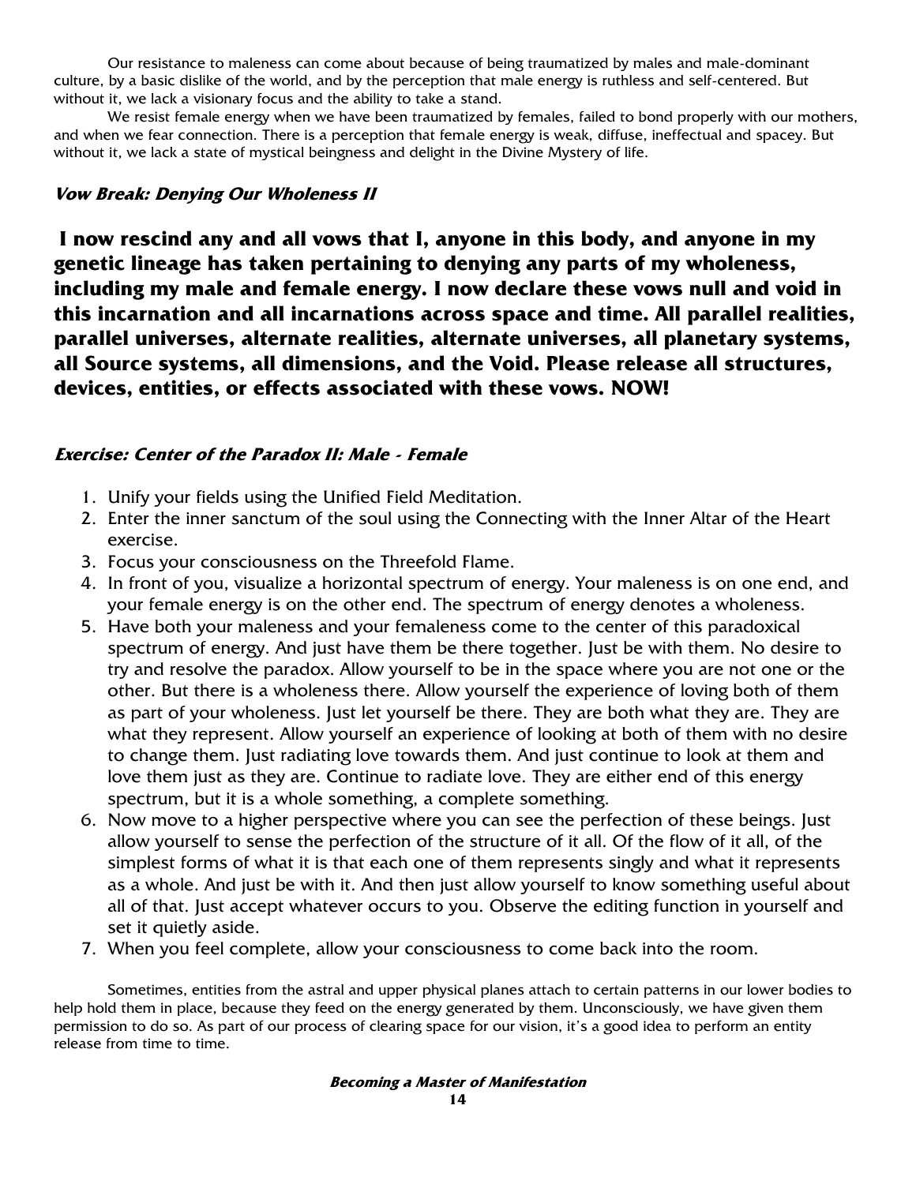Our resistance to maleness can come about because of being traumatized by males and male-dominant culture, by a basic dislike of the world, and by the perception that male energy is ruthless and self-centered. But without it, we lack a visionary focus and the ability to take a stand.

We resist female energy when we have been traumatized by females, failed to bond properly with our mothers, and when we fear connection. There is a perception that female energy is weak, diffuse, ineffectual and spacey. But without it, we lack a state of mystical beingness and delight in the Divine Mystery of life.

### *Vow Break: Denying Our Wholeness II*

**I now rescind any and all vows that I, anyone in this body, and anyone in my genetic lineage has taken pertaining to denying any parts of my wholeness, including my male and female energy. I now declare these vows null and void in this incarnation and all incarnations across space and time. All parallel realities, parallel universes, alternate realities, alternate universes, all planetary systems, all Source systems, all dimensions, and the Void. Please release all structures, devices, entities, or effects associated with these vows. NOW!**

### *Exercise: Center of the Paradox II: Male - Female*

1. Unify your fields using the Unified Field Meditation.
2. Enter the inner sanctum of the soul using the Connecting with the Inner Altar of the Heart exercise.
3. Focus your consciousness on the Threefold Flame.
4. In front of you, visualize a horizontal spectrum of energy. Your maleness is on one end, and your female energy is on the other end. The spectrum of energy denotes a wholeness.
5. Have both your maleness and your femaleness come to the center of this paradoxical spectrum of energy. And just have them be there together. Just be with them. No desire to try and resolve the paradox. Allow yourself to be in the space where you are not one or the other. But there is a wholeness there. Allow yourself the experience of loving both of them as part of your wholeness. Just let yourself be there. They are both what they are. They are what they represent. Allow yourself an experience of looking at both of them with no desire to change them. Just radiating love towards them. And just continue to look at them and love them just as they are. Continue to radiate love. They are either end of this energy spectrum, but it is a whole something, a complete something.
6. Now move to a higher perspective where you can see the perfection of these beings. Just allow yourself to sense the perfection of the structure of it all. Of the flow of it all, of the simplest forms of what it is that each one of them represents singly and what it represents as a whole. And just be with it. And then just allow yourself to know something useful about all of that. Just accept whatever occurs to you. Observe the editing function in yourself and set it quietly aside.
7. When you feel complete, allow your consciousness to come back into the room.

Sometimes, entities from the astral and upper physical planes attach to certain patterns in our lower bodies to help hold them in place, because they feed on the energy generated by them. Unconsciously, we have given them permission to do so. As part of our process of clearing space for our vision, it's a good idea to perform an entity release from time to time.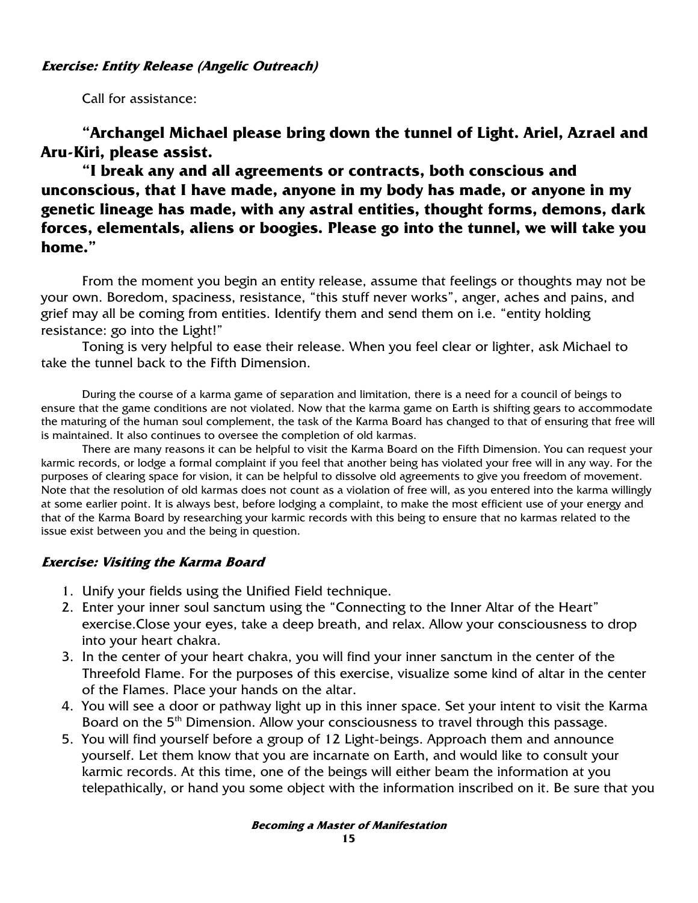### *Exercise: Entity Release (Angelic Outreach)*

Call for assistance:

**"Archangel Michael please bring down the tunnel of Light. Ariel, Azrael and Aru-Kiri, please assist.**

**"I break any and all agreements or contracts, both conscious and unconscious, that I have made, anyone in my body has made, or anyone in my genetic lineage has made, with any astral entities, thought forms, demons, dark forces, elementals, aliens or boogies. Please go into the tunnel, we will take you home."**

From the moment you begin an entity release, assume that feelings or thoughts may not be your own. Boredom, spaciness, resistance, "this stuff never works", anger, aches and pains, and grief may all be coming from entities. Identify them and send them on i.e. "entity holding resistance: go into the Light!"

Toning is very helpful to ease their release. When you feel clear or lighter, ask Michael to take the tunnel back to the Fifth Dimension.

During the course of a karma game of separation and limitation, there is a need for a council of beings to ensure that the game conditions are not violated. Now that the karma game on Earth is shifting gears to accommodate the maturing of the human soul complement, the task of the Karma Board has changed to that of ensuring that free will is maintained. It also continues to oversee the completion of old karmas.

There are many reasons it can be helpful to visit the Karma Board on the Fifth Dimension. You can request your karmic records, or lodge a formal complaint if you feel that another being has violated your free will in any way. For the purposes of clearing space for vision, it can be helpful to dissolve old agreements to give you freedom of movement. Note that the resolution of old karmas does not count as a violation of free will, as you entered into the karma willingly at some earlier point. It is always best, before lodging a complaint, to make the most efficient use of your energy and that of the Karma Board by researching your karmic records with this being to ensure that no karmas related to the issue exist between you and the being in question.

### *Exercise: Visiting the Karma Board*

1. Unify your fields using the Unified Field technique.
2. Enter your inner soul sanctum using the "Connecting to the Inner Altar of the Heart" exercise.Close your eyes, take a deep breath, and relax. Allow your consciousness to drop into your heart chakra.
3. In the center of your heart chakra, you will find your inner sanctum in the center of the Threefold Flame. For the purposes of this exercise, visualize some kind of altar in the center of the Flames. Place your hands on the altar.
4. You will see a door or pathway light up in this inner space. Set your intent to visit the Karma Board on the 5th Dimension. Allow your consciousness to travel through this passage.
5. You will find yourself before a group of 12 Light-beings. Approach them and announce yourself. Let them know that you are incarnate on Earth, and would like to consult your karmic records. At this time, one of the beings will either beam the information at you telepathically, or hand you some object with the information inscribed on it. Be sure that you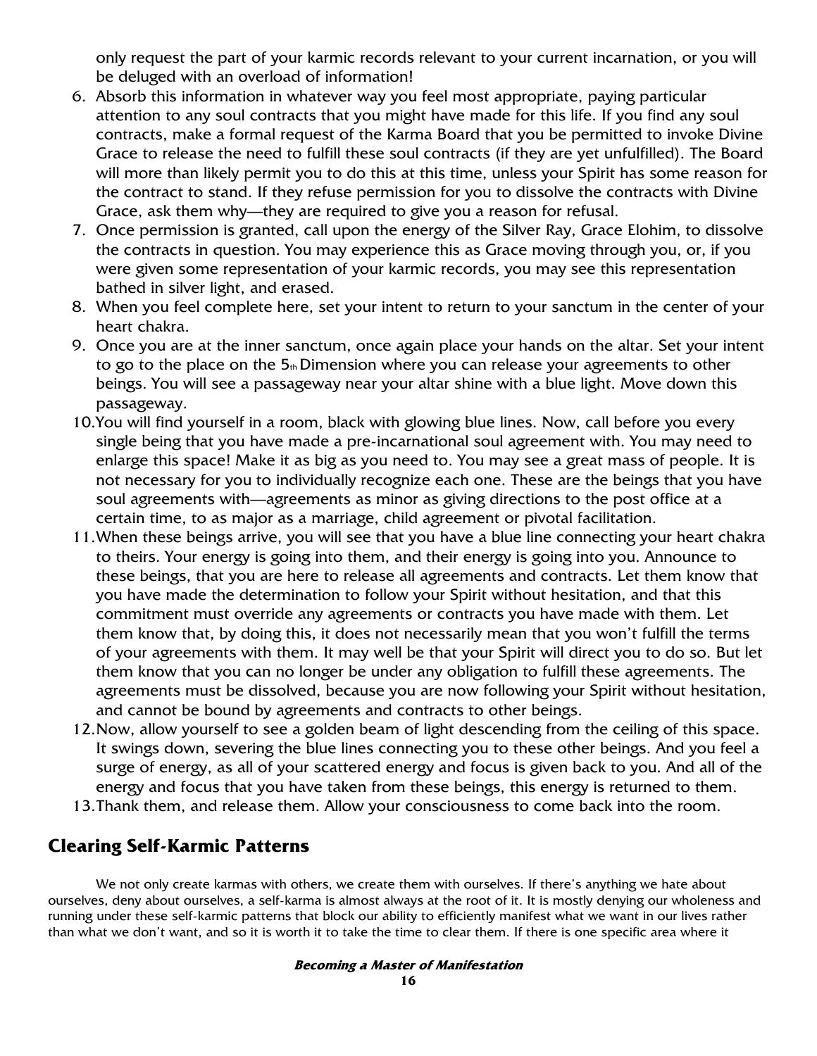only request the part of your karmic records relevant to your current incarnation, or you will be deluged with an overload of information!

6. Absorb this information in whatever way you feel most appropriate, paying particular attention to any soul contracts that you might have made for this life. If you find any soul contracts, make a formal request of the Karma Board that you be permitted to invoke Divine Grace to release the need to fulfill these soul contracts (if they are yet unfulfilled). The Board will more than likely permit you to do this at this time, unless your Spirit has some reason for the contract to stand. If they refuse permission for you to dissolve the contracts with Divine Grace, ask them why—they are required to give you a reason for refusal.
7. Once permission is granted, call upon the energy of the Silver Ray, Grace Elohim, to dissolve the contracts in question. You may experience this as Grace moving through you, or, if you were given some representation of your karmic records, you may see this representation bathed in silver light, and erased.
8. When you feel complete here, set your intent to return to your sanctum in the center of your heart chakra.
9. Once you are at the inner sanctum, once again place your hands on the altar. Set your intent to go to the place on the 5th Dimension where you can release your agreements to other beings. You will see a passageway near your altar shine with a blue light. Move down this passageway.
10. You will find yourself in a room, black with glowing blue lines. Now, call before you every single being that you have made a pre-incarnational soul agreement with. You may need to enlarge this space! Make it as big as you need to. You may see a great mass of people. It is not necessary for you to individually recognize each one. These are the beings that you have soul agreements with—agreements as minor as giving directions to the post office at a certain time, to as major as a marriage, child agreement or pivotal facilitation.
11. When these beings arrive, you will see that you have a blue line connecting your heart chakra to theirs. Your energy is going into them, and their energy is going into you. Announce to these beings, that you are here to release all agreements and contracts. Let them know that you have made the determination to follow your Spirit without hesitation, and that this commitment must override any agreements or contracts you have made with them. Let them know that, by doing this, it does not necessarily mean that you won't fulfill the terms of your agreements with them. It may well be that your Spirit will direct you to do so. But let them know that you can no longer be under any obligation to fulfill these agreements. The agreements must be dissolved, because you are now following your Spirit without hesitation, and cannot be bound by agreements and contracts to other beings.
12. Now, allow yourself to see a golden beam of light descending from the ceiling of this space. It swings down, severing the blue lines connecting you to these other beings. And you feel a surge of energy, as all of your scattered energy and focus is given back to you. And all of the energy and focus that you have taken from these beings, this energy is returned to them.
13. Thank them, and release them. Allow your consciousness to come back into the room.

## Clearing Self-Karmic Patterns

We not only create karmas with others, we create them with ourselves. If there's anything we hate about ourselves, deny about ourselves, a self-karma is almost always at the root of it. It is mostly denying our wholeness and running under these self-karmic patterns that block our ability to efficiently manifest what we want in our lives rather than what we don't want, and so it is worth it to take the time to clear them. If there is one specific area where it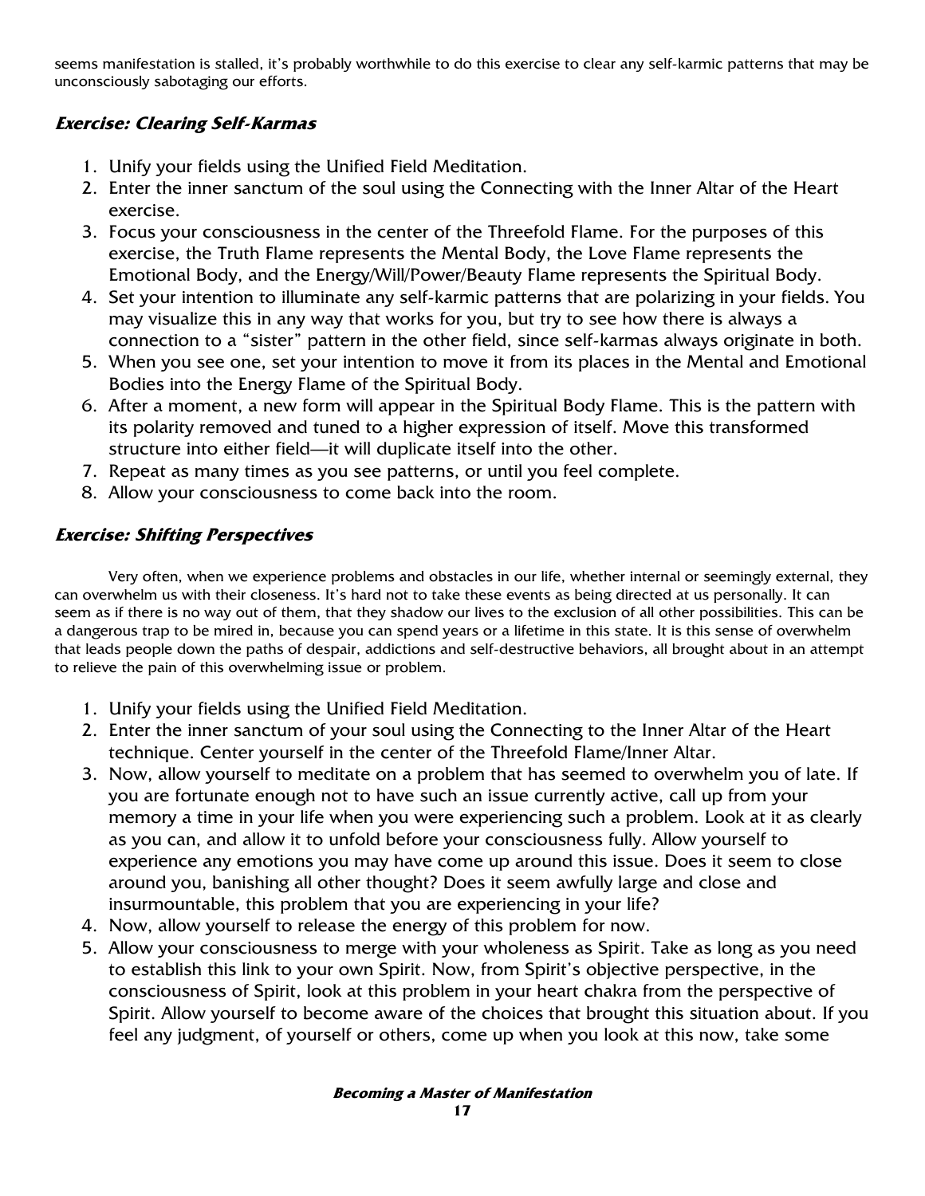seems manifestation is stalled, it's probably worthwhile to do this exercise to clear any self-karmic patterns that may be unconsciously sabotaging our efforts.

### *Exercise: Clearing Self-Karmas*

1. Unify your fields using the Unified Field Meditation.
2. Enter the inner sanctum of the soul using the Connecting with the Inner Altar of the Heart exercise.
3. Focus your consciousness in the center of the Threefold Flame. For the purposes of this exercise, the Truth Flame represents the Mental Body, the Love Flame represents the Emotional Body, and the Energy/Will/Power/Beauty Flame represents the Spiritual Body.
4. Set your intention to illuminate any self-karmic patterns that are polarizing in your fields. You may visualize this in any way that works for you, but try to see how there is always a connection to a "sister" pattern in the other field, since self-karmas always originate in both.
5. When you see one, set your intention to move it from its places in the Mental and Emotional Bodies into the Energy Flame of the Spiritual Body.
6. After a moment, a new form will appear in the Spiritual Body Flame. This is the pattern with its polarity removed and tuned to a higher expression of itself. Move this transformed structure into either field—it will duplicate itself into the other.
7. Repeat as many times as you see patterns, or until you feel complete.
8. Allow your consciousness to come back into the room.

### *Exercise: Shifting Perspectives*

Very often, when we experience problems and obstacles in our life, whether internal or seemingly external, they can overwhelm us with their closeness. It's hard not to take these events as being directed at us personally. It can seem as if there is no way out of them, that they shadow our lives to the exclusion of all other possibilities. This can be a dangerous trap to be mired in, because you can spend years or a lifetime in this state. It is this sense of overwhelm that leads people down the paths of despair, addictions and self-destructive behaviors, all brought about in an attempt to relieve the pain of this overwhelming issue or problem.

1. Unify your fields using the Unified Field Meditation.
2. Enter the inner sanctum of your soul using the Connecting to the Inner Altar of the Heart technique. Center yourself in the center of the Threefold Flame/Inner Altar.
3. Now, allow yourself to meditate on a problem that has seemed to overwhelm you of late. If you are fortunate enough not to have such an issue currently active, call up from your memory a time in your life when you were experiencing such a problem. Look at it as clearly as you can, and allow it to unfold before your consciousness fully. Allow yourself to experience any emotions you may have come up around this issue. Does it seem to close around you, banishing all other thought? Does it seem awfully large and close and insurmountable, this problem that you are experiencing in your life?
4. Now, allow yourself to release the energy of this problem for now.
5. Allow your consciousness to merge with your wholeness as Spirit. Take as long as you need to establish this link to your own Spirit. Now, from Spirit's objective perspective, in the consciousness of Spirit, look at this problem in your heart chakra from the perspective of Spirit. Allow yourself to become aware of the choices that brought this situation about. If you feel any judgment, of yourself or others, come up when you look at this now, take some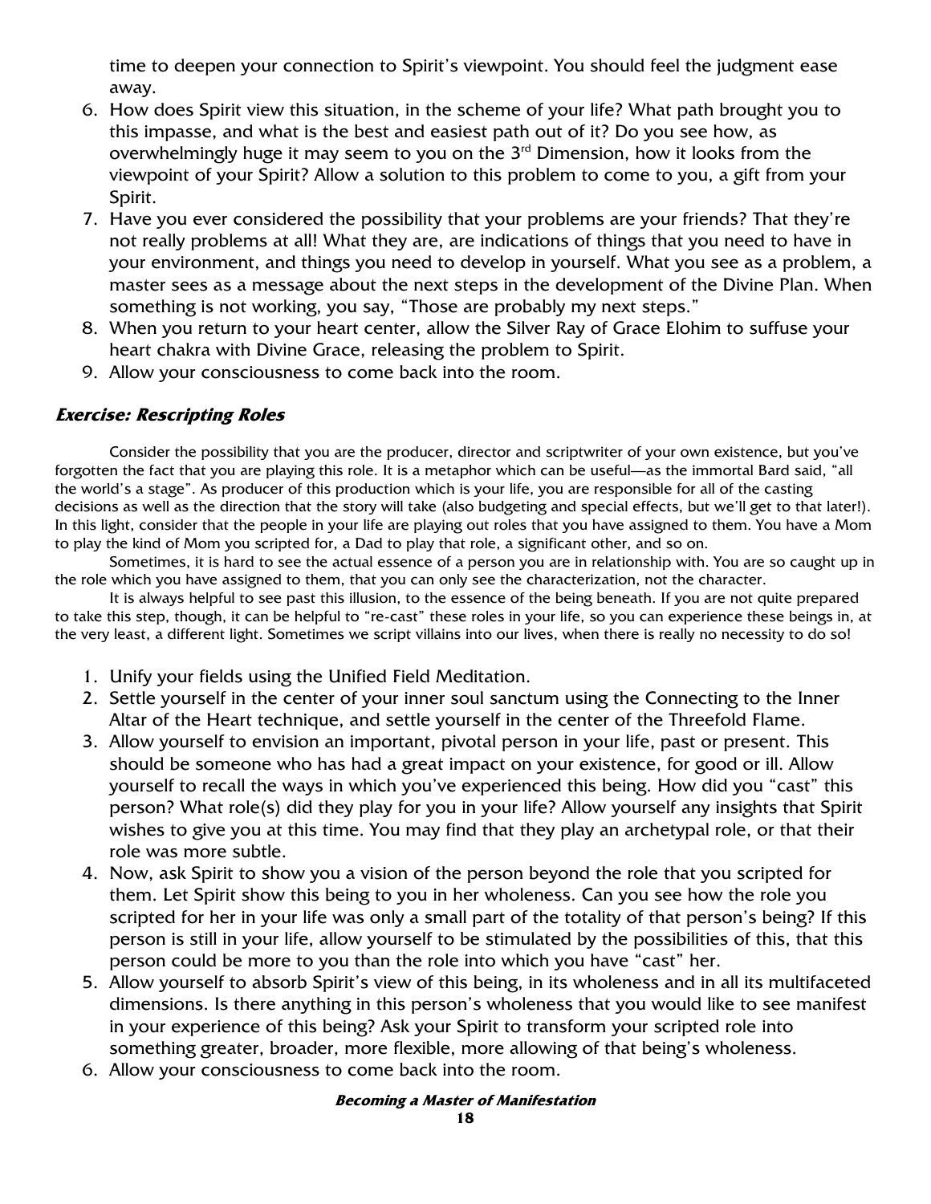time to deepen your connection to Spirit's viewpoint. You should feel the judgment ease away.

6. How does Spirit view this situation, in the scheme of your life? What path brought you to this impasse, and what is the best and easiest path out of it? Do you see how, as overwhelmingly huge it may seem to you on the 3rd Dimension, how it looks from the viewpoint of your Spirit? Allow a solution to this problem to come to you, a gift from your Spirit.
7. Have you ever considered the possibility that your problems are your friends? That they're not really problems at all! What they are, are indications of things that you need to have in your environment, and things you need to develop in yourself. What you see as a problem, a master sees as a message about the next steps in the development of the Divine Plan. When something is not working, you say, "Those are probably my next steps."
8. When you return to your heart center, allow the Silver Ray of Grace Elohim to suffuse your heart chakra with Divine Grace, releasing the problem to Spirit.
9. Allow your consciousness to come back into the room.

### *Exercise: Rescripting Roles*

Consider the possibility that you are the producer, director and scriptwriter of your own existence, but you've forgotten the fact that you are playing this role. It is a metaphor which can be useful—as the immortal Bard said, "all the world's a stage". As producer of this production which is your life, you are responsible for all of the casting decisions as well as the direction that the story will take (also budgeting and special effects, but we'll get to that later!). In this light, consider that the people in your life are playing out roles that you have assigned to them. You have a Mom to play the kind of Mom you scripted for, a Dad to play that role, a significant other, and so on.

Sometimes, it is hard to see the actual essence of a person you are in relationship with. You are so caught up in the role which you have assigned to them, that you can only see the characterization, not the character.

It is always helpful to see past this illusion, to the essence of the being beneath. If you are not quite prepared to take this step, though, it can be helpful to "re-cast" these roles in your life, so you can experience these beings in, at the very least, a different light. Sometimes we script villains into our lives, when there is really no necessity to do so!

1. Unify your fields using the Unified Field Meditation.
2. Settle yourself in the center of your inner soul sanctum using the Connecting to the Inner Altar of the Heart technique, and settle yourself in the center of the Threefold Flame.
3. Allow yourself to envision an important, pivotal person in your life, past or present. This should be someone who has had a great impact on your existence, for good or ill. Allow yourself to recall the ways in which you've experienced this being. How did you "cast" this person? What role(s) did they play for you in your life? Allow yourself any insights that Spirit wishes to give you at this time. You may find that they play an archetypal role, or that their role was more subtle.
4. Now, ask Spirit to show you a vision of the person beyond the role that you scripted for them. Let Spirit show this being to you in her wholeness. Can you see how the role you scripted for her in your life was only a small part of the totality of that person's being? If this person is still in your life, allow yourself to be stimulated by the possibilities of this, that this person could be more to you than the role into which you have "cast" her.
5. Allow yourself to absorb Spirit's view of this being, in its wholeness and in all its multifaceted dimensions. Is there anything in this person's wholeness that you would like to see manifest in your experience of this being? Ask your Spirit to transform your scripted role into something greater, broader, more flexible, more allowing of that being's wholeness.
6. Allow your consciousness to come back into the room.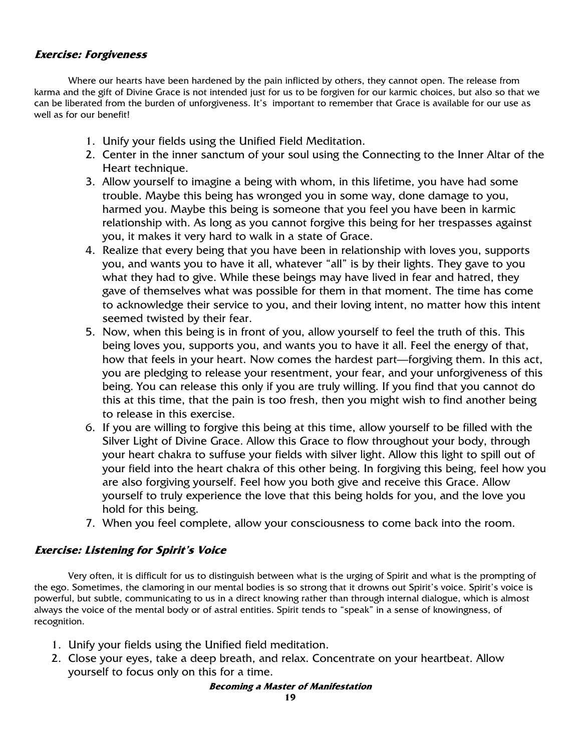### *Exercise: Forgiveness*

Where our hearts have been hardened by the pain inflicted by others, they cannot open. The release from karma and the gift of Divine Grace is not intended just for us to be forgiven for our karmic choices, but also so that we can be liberated from the burden of unforgiveness. It's important to remember that Grace is available for our use as well as for our benefit!

1. Unify your fields using the Unified Field Meditation.
2. Center in the inner sanctum of your soul using the Connecting to the Inner Altar of the Heart technique.
3. Allow yourself to imagine a being with whom, in this lifetime, you have had some trouble. Maybe this being has wronged you in some way, done damage to you, harmed you. Maybe this being is someone that you feel you have been in karmic relationship with. As long as you cannot forgive this being for her trespasses against you, it makes it very hard to walk in a state of Grace.
4. Realize that every being that you have been in relationship with loves you, supports you, and wants you to have it all, whatever "all" is by their lights. They gave to you what they had to give. While these beings may have lived in fear and hatred, they gave of themselves what was possible for them in that moment. The time has come to acknowledge their service to you, and their loving intent, no matter how this intent seemed twisted by their fear.
5. Now, when this being is in front of you, allow yourself to feel the truth of this. This being loves you, supports you, and wants you to have it all. Feel the energy of that, how that feels in your heart. Now comes the hardest part—forgiving them. In this act, you are pledging to release your resentment, your fear, and your unforgiveness of this being. You can release this only if you are truly willing. If you find that you cannot do this at this time, that the pain is too fresh, then you might wish to find another being to release in this exercise.
6. If you are willing to forgive this being at this time, allow yourself to be filled with the Silver Light of Divine Grace. Allow this Grace to flow throughout your body, through your heart chakra to suffuse your fields with silver light. Allow this light to spill out of your field into the heart chakra of this other being. In forgiving this being, feel how you are also forgiving yourself. Feel how you both give and receive this Grace. Allow yourself to truly experience the love that this being holds for you, and the love you hold for this being.
7. When you feel complete, allow your consciousness to come back into the room.

### *Exercise: Listening for Spirit's Voice*

Very often, it is difficult for us to distinguish between what is the urging of Spirit and what is the prompting of the ego. Sometimes, the clamoring in our mental bodies is so strong that it drowns out Spirit's voice. Spirit's voice is powerful, but subtle, communicating to us in a direct knowing rather than through internal dialogue, which is almost always the voice of the mental body or of astral entities. Spirit tends to "speak" in a sense of knowingness, of recognition.

1. Unify your fields using the Unified field meditation.
2. Close your eyes, take a deep breath, and relax. Concentrate on your heartbeat. Allow yourself to focus only on this for a time.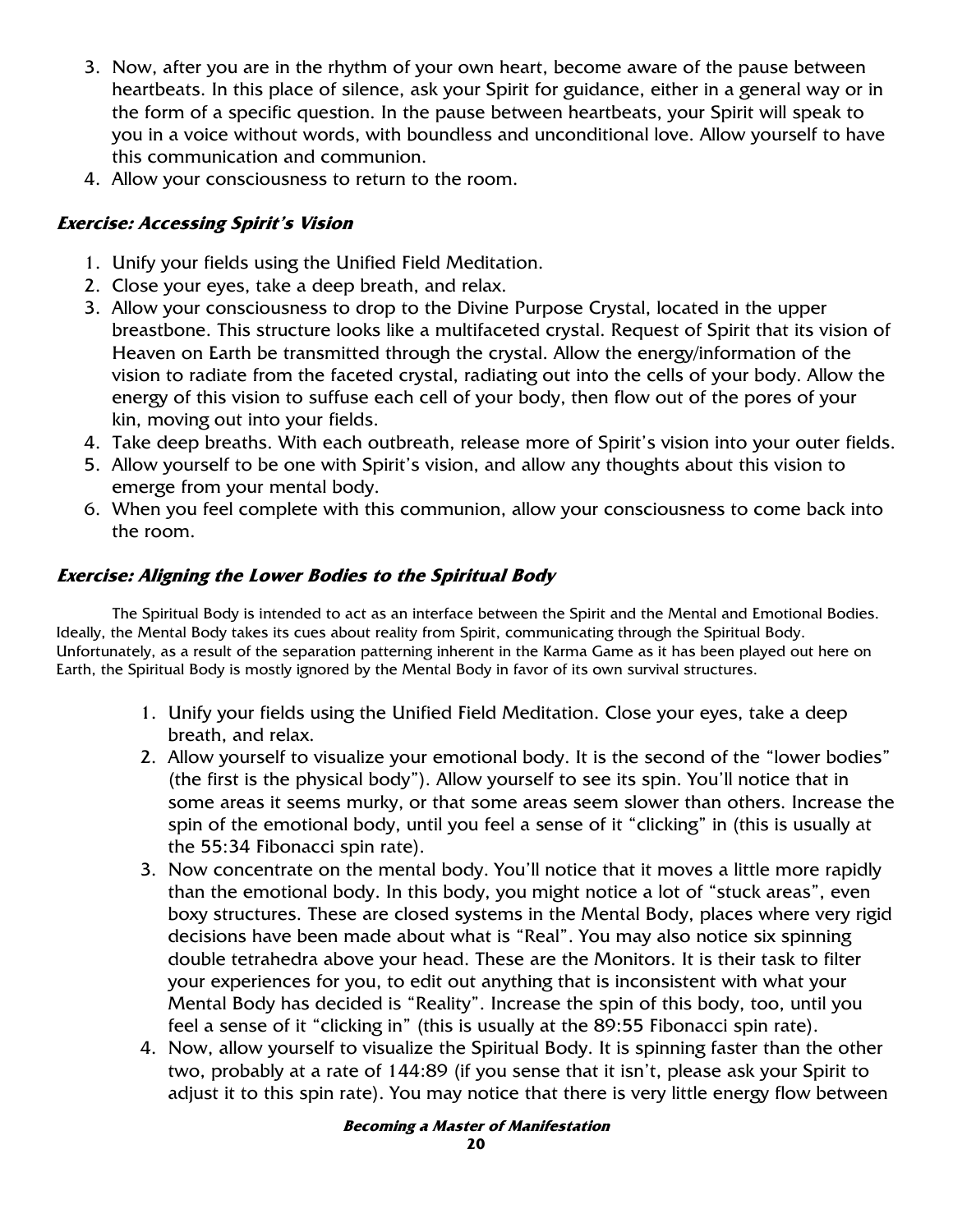3. Now, after you are in the rhythm of your own heart, become aware of the pause between heartbeats. In this place of silence, ask your Spirit for guidance, either in a general way or in the form of a specific question. In the pause between heartbeats, your Spirit will speak to you in a voice without words, with boundless and unconditional love. Allow yourself to have this communication and communion.
4. Allow your consciousness to return to the room.

### *Exercise: Accessing Spirit's Vision*

1. Unify your fields using the Unified Field Meditation.
2. Close your eyes, take a deep breath, and relax.
3. Allow your consciousness to drop to the Divine Purpose Crystal, located in the upper breastbone. This structure looks like a multifaceted crystal. Request of Spirit that its vision of Heaven on Earth be transmitted through the crystal. Allow the energy/information of the vision to radiate from the faceted crystal, radiating out into the cells of your body. Allow the energy of this vision to suffuse each cell of your body, then flow out of the pores of your kin, moving out into your fields.
4. Take deep breaths. With each outbreath, release more of Spirit's vision into your outer fields.
5. Allow yourself to be one with Spirit's vision, and allow any thoughts about this vision to emerge from your mental body.
6. When you feel complete with this communion, allow your consciousness to come back into the room.

### *Exercise: Aligning the Lower Bodies to the Spiritual Body*

The Spiritual Body is intended to act as an interface between the Spirit and the Mental and Emotional Bodies. Ideally, the Mental Body takes its cues about reality from Spirit, communicating through the Spiritual Body. Unfortunately, as a result of the separation patterning inherent in the Karma Game as it has been played out here on Earth, the Spiritual Body is mostly ignored by the Mental Body in favor of its own survival structures.

1. Unify your fields using the Unified Field Meditation. Close your eyes, take a deep breath, and relax.
2. Allow yourself to visualize your emotional body. It is the second of the "lower bodies" (the first is the physical body"). Allow yourself to see its spin. You'll notice that in some areas it seems murky, or that some areas seem slower than others. Increase the spin of the emotional body, until you feel a sense of it "clicking" in (this is usually at the 55:34 Fibonacci spin rate).
3. Now concentrate on the mental body. You'll notice that it moves a little more rapidly than the emotional body. In this body, you might notice a lot of "stuck areas", even boxy structures. These are closed systems in the Mental Body, places where very rigid decisions have been made about what is "Real". You may also notice six spinning double tetrahedra above your head. These are the Monitors. It is their task to filter your experiences for you, to edit out anything that is inconsistent with what your Mental Body has decided is "Reality". Increase the spin of this body, too, until you feel a sense of it "clicking in" (this is usually at the 89:55 Fibonacci spin rate).
4. Now, allow yourself to visualize the Spiritual Body. It is spinning faster than the other two, probably at a rate of 144:89 (if you sense that it isn't, please ask your Spirit to adjust it to this spin rate). You may notice that there is very little energy flow between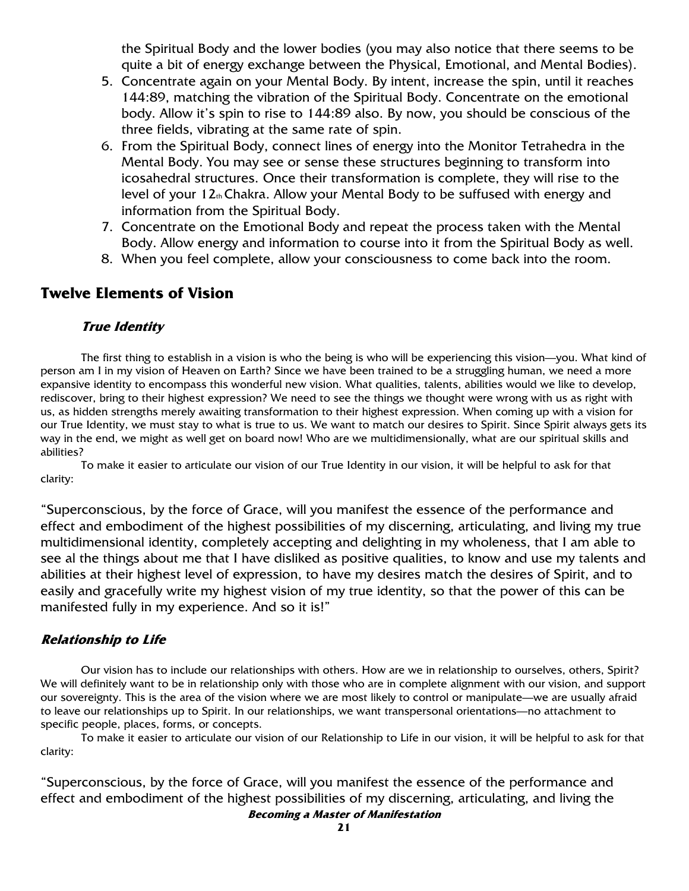the Spiritual Body and the lower bodies (you may also notice that there seems to be quite a bit of energy exchange between the Physical, Emotional, and Mental Bodies).

5. Concentrate again on your Mental Body. By intent, increase the spin, until it reaches 144:89, matching the vibration of the Spiritual Body. Concentrate on the emotional body. Allow it's spin to rise to 144:89 also. By now, you should be conscious of the three fields, vibrating at the same rate of spin.
6. From the Spiritual Body, connect lines of energy into the Monitor Tetrahedra in the Mental Body. You may see or sense these structures beginning to transform into icosahedral structures. Once their transformation is complete, they will rise to the level of your $12_{th}$ Chakra. Allow your Mental Body to be suffused with energy and information from the Spiritual Body.
7. Concentrate on the Emotional Body and repeat the process taken with the Mental Body. Allow energy and information to course into it from the Spiritual Body as well.
8. When you feel complete, allow your consciousness to come back into the room.

## Twelve Elements of Vision

### *True Identity*

The first thing to establish in a vision is who the being is who will be experiencing this vision—you. What kind of person am I in my vision of Heaven on Earth? Since we have been trained to be a struggling human, we need a more expansive identity to encompass this wonderful new vision. What qualities, talents, abilities would we like to develop, rediscover, bring to their highest expression? We need to see the things we thought were wrong with us as right with us, as hidden strengths merely awaiting transformation to their highest expression. When coming up with a vision for our True Identity, we must stay to what is true to us. We want to match our desires to Spirit. Since Spirit always gets its way in the end, we might as well get on board now! Who are we multidimensionally, what are our spiritual skills and abilities?

To make it easier to articulate our vision of our True Identity in our vision, it will be helpful to ask for that clarity:

"Superconscious, by the force of Grace, will you manifest the essence of the performance and effect and embodiment of the highest possibilities of my discerning, articulating, and living my true multidimensional identity, completely accepting and delighting in my wholeness, that I am able to see al the things about me that I have disliked as positive qualities, to know and use my talents and abilities at their highest level of expression, to have my desires match the desires of Spirit, and to easily and gracefully write my highest vision of my true identity, so that the power of this can be manifested fully in my experience. And so it is!"

### *Relationship to Life*

Our vision has to include our relationships with others. How are we in relationship to ourselves, others, Spirit? We will definitely want to be in relationship only with those who are in complete alignment with our vision, and support our sovereignty. This is the area of the vision where we are most likely to control or manipulate—we are usually afraid to leave our relationships up to Spirit. In our relationships, we want transpersonal orientations—no attachment to specific people, places, forms, or concepts.

To make it easier to articulate our vision of our Relationship to Life in our vision, it will be helpful to ask for that clarity:

"Superconscious, by the force of Grace, will you manifest the essence of the performance and effect and embodiment of the highest possibilities of my discerning, articulating, and living the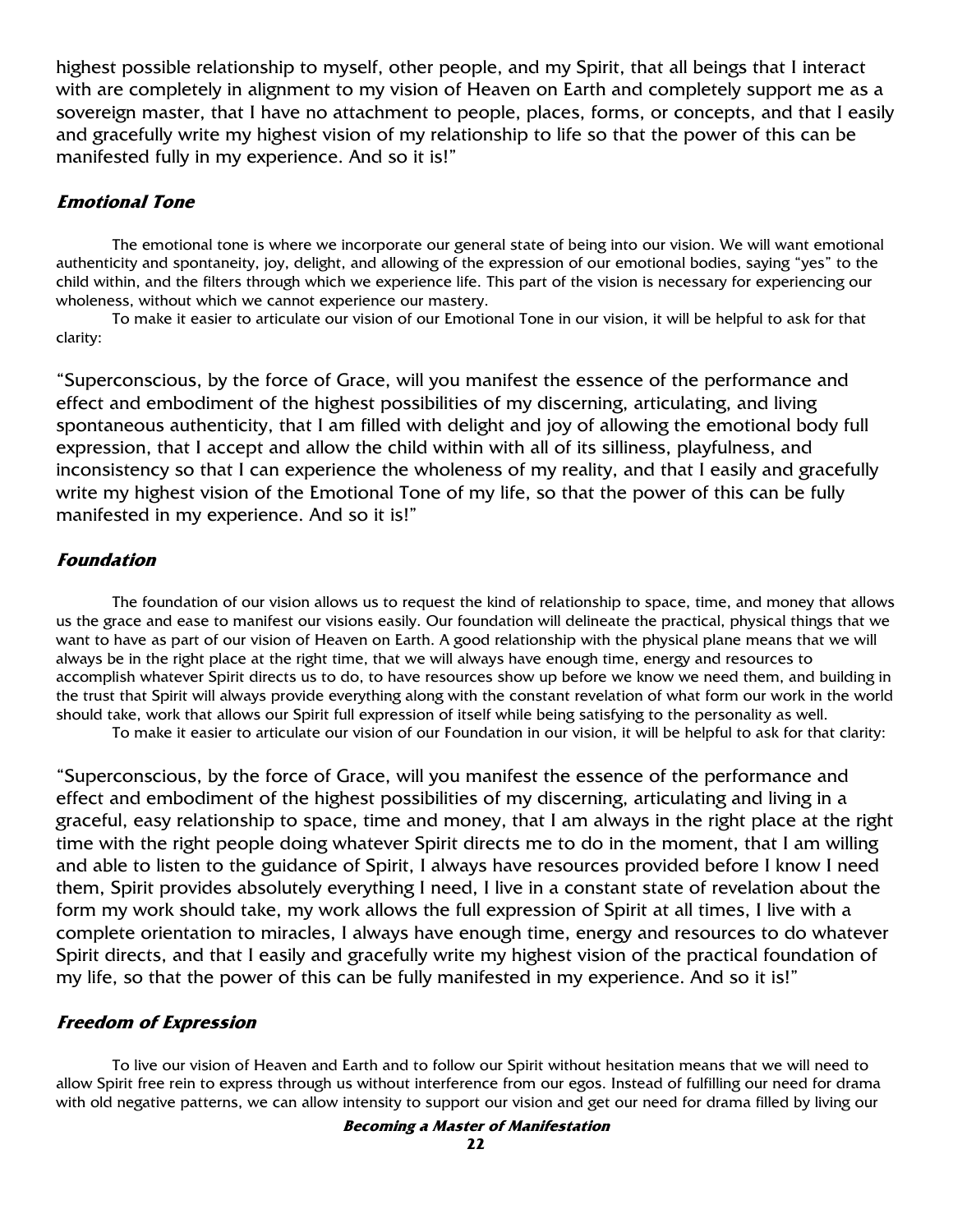highest possible relationship to myself, other people, and my Spirit, that all beings that I interact with are completely in alignment to my vision of Heaven on Earth and completely support me as a sovereign master, that I have no attachment to people, places, forms, or concepts, and that I easily and gracefully write my highest vision of my relationship to life so that the power of this can be manifested fully in my experience. And so it is!"

### *Emotional Tone*

The emotional tone is where we incorporate our general state of being into our vision. We will want emotional authenticity and spontaneity, joy, delight, and allowing of the expression of our emotional bodies, saying "yes" to the child within, and the filters through which we experience life. This part of the vision is necessary for experiencing our wholeness, without which we cannot experience our mastery.

To make it easier to articulate our vision of our Emotional Tone in our vision, it will be helpful to ask for that clarity:

"Superconscious, by the force of Grace, will you manifest the essence of the performance and effect and embodiment of the highest possibilities of my discerning, articulating, and living spontaneous authenticity, that I am filled with delight and joy of allowing the emotional body full expression, that I accept and allow the child within with all of its silliness, playfulness, and inconsistency so that I can experience the wholeness of my reality, and that I easily and gracefully write my highest vision of the Emotional Tone of my life, so that the power of this can be fully manifested in my experience. And so it is!"

### *Foundation*

The foundation of our vision allows us to request the kind of relationship to space, time, and money that allows us the grace and ease to manifest our visions easily. Our foundation will delineate the practical, physical things that we want to have as part of our vision of Heaven on Earth. A good relationship with the physical plane means that we will always be in the right place at the right time, that we will always have enough time, energy and resources to accomplish whatever Spirit directs us to do, to have resources show up before we know we need them, and building in the trust that Spirit will always provide everything along with the constant revelation of what form our work in the world should take, work that allows our Spirit full expression of itself while being satisfying to the personality as well.

To make it easier to articulate our vision of our Foundation in our vision, it will be helpful to ask for that clarity:

"Superconscious, by the force of Grace, will you manifest the essence of the performance and effect and embodiment of the highest possibilities of my discerning, articulating and living in a graceful, easy relationship to space, time and money, that I am always in the right place at the right time with the right people doing whatever Spirit directs me to do in the moment, that I am willing and able to listen to the guidance of Spirit, I always have resources provided before I know I need them, Spirit provides absolutely everything I need, I live in a constant state of revelation about the form my work should take, my work allows the full expression of Spirit at all times, I live with a complete orientation to miracles, I always have enough time, energy and resources to do whatever Spirit directs, and that I easily and gracefully write my highest vision of the practical foundation of my life, so that the power of this can be fully manifested in my experience. And so it is!"

### *Freedom of Expression*

To live our vision of Heaven and Earth and to follow our Spirit without hesitation means that we will need to allow Spirit free rein to express through us without interference from our egos. Instead of fulfilling our need for drama with old negative patterns, we can allow intensity to support our vision and get our need for drama filled by living our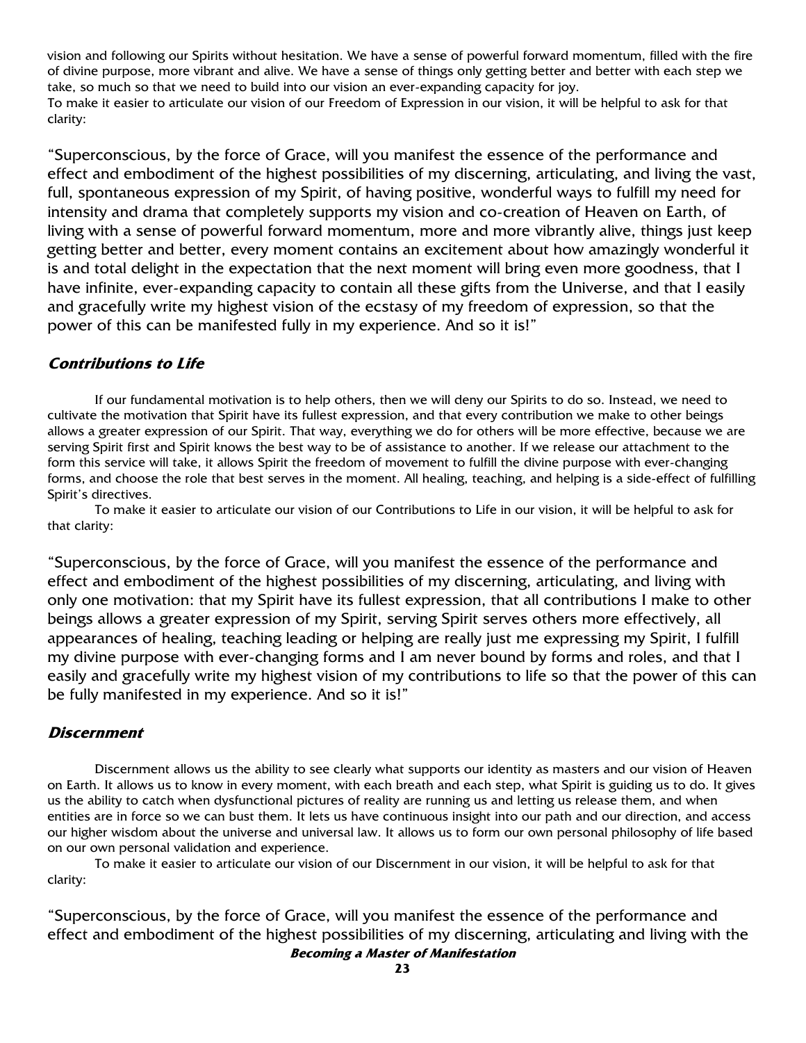vision and following our Spirits without hesitation. We have a sense of powerful forward momentum, filled with the fire of divine purpose, more vibrant and alive. We have a sense of things only getting better and better with each step we take, so much so that we need to build into our vision an ever-expanding capacity for joy.
To make it easier to articulate our vision of our Freedom of Expression in our vision, it will be helpful to ask for that clarity:

"Superconscious, by the force of Grace, will you manifest the essence of the performance and effect and embodiment of the highest possibilities of my discerning, articulating, and living the vast, full, spontaneous expression of my Spirit, of having positive, wonderful ways to fulfill my need for intensity and drama that completely supports my vision and co-creation of Heaven on Earth, of living with a sense of powerful forward momentum, more and more vibrantly alive, things just keep getting better and better, every moment contains an excitement about how amazingly wonderful it is and total delight in the expectation that the next moment will bring even more goodness, that I have infinite, ever-expanding capacity to contain all these gifts from the Universe, and that I easily and gracefully write my highest vision of the ecstasy of my freedom of expression, so that the power of this can be manifested fully in my experience. And so it is!"

### *Contributions to Life*

If our fundamental motivation is to help others, then we will deny our Spirits to do so. Instead, we need to cultivate the motivation that Spirit have its fullest expression, and that every contribution we make to other beings allows a greater expression of our Spirit. That way, everything we do for others will be more effective, because we are serving Spirit first and Spirit knows the best way to be of assistance to another. If we release our attachment to the form this service will take, it allows Spirit the freedom of movement to fulfill the divine purpose with ever-changing forms, and choose the role that best serves in the moment. All healing, teaching, and helping is a side-effect of fulfilling Spirit's directives.

To make it easier to articulate our vision of our Contributions to Life in our vision, it will be helpful to ask for that clarity:

"Superconscious, by the force of Grace, will you manifest the essence of the performance and effect and embodiment of the highest possibilities of my discerning, articulating, and living with only one motivation: that my Spirit have its fullest expression, that all contributions I make to other beings allows a greater expression of my Spirit, serving Spirit serves others more effectively, all appearances of healing, teaching leading or helping are really just me expressing my Spirit, I fulfill my divine purpose with ever-changing forms and I am never bound by forms and roles, and that I easily and gracefully write my highest vision of my contributions to life so that the power of this can be fully manifested in my experience. And so it is!"

### *Discernment*

Discernment allows us the ability to see clearly what supports our identity as masters and our vision of Heaven on Earth. It allows us to know in every moment, with each breath and each step, what Spirit is guiding us to do. It gives us the ability to catch when dysfunctional pictures of reality are running us and letting us release them, and when entities are in force so we can bust them. It lets us have continuous insight into our path and our direction, and access our higher wisdom about the universe and universal law. It allows us to form our own personal philosophy of life based on our own personal validation and experience.

To make it easier to articulate our vision of our Discernment in our vision, it will be helpful to ask for that clarity:

"Superconscious, by the force of Grace, will you manifest the essence of the performance and effect and embodiment of the highest possibilities of my discerning, articulating and living with the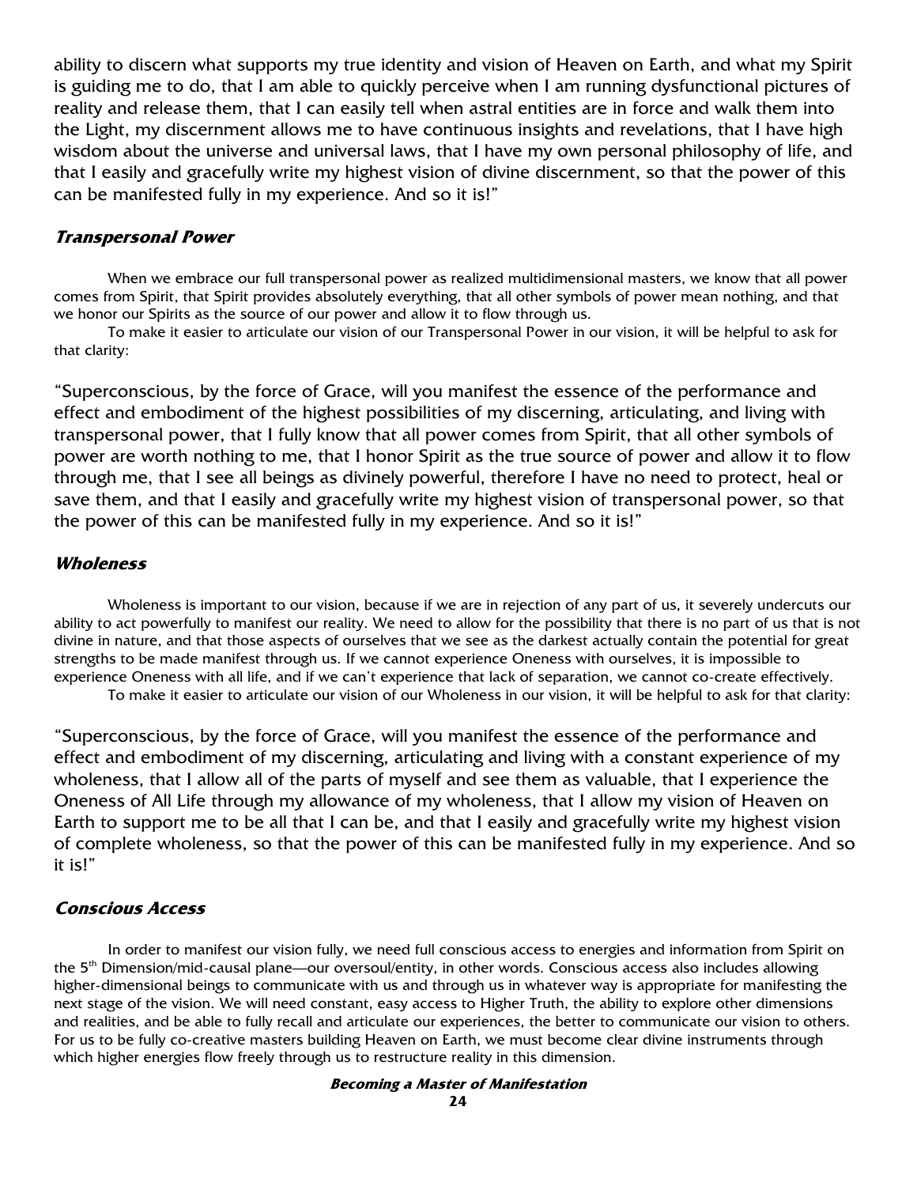ability to discern what supports my true identity and vision of Heaven on Earth, and what my Spirit is guiding me to do, that I am able to quickly perceive when I am running dysfunctional pictures of reality and release them, that I can easily tell when astral entities are in force and walk them into the Light, my discernment allows me to have continuous insights and revelations, that I have high wisdom about the universe and universal laws, that I have my own personal philosophy of life, and that I easily and gracefully write my highest vision of divine discernment, so that the power of this can be manifested fully in my experience. And so it is!"

### *Transpersonal Power*

When we embrace our full transpersonal power as realized multidimensional masters, we know that all power comes from Spirit, that Spirit provides absolutely everything, that all other symbols of power mean nothing, and that we honor our Spirits as the source of our power and allow it to flow through us.

To make it easier to articulate our vision of our Transpersonal Power in our vision, it will be helpful to ask for that clarity:

"Superconscious, by the force of Grace, will you manifest the essence of the performance and effect and embodiment of the highest possibilities of my discerning, articulating, and living with transpersonal power, that I fully know that all power comes from Spirit, that all other symbols of power are worth nothing to me, that I honor Spirit as the true source of power and allow it to flow through me, that I see all beings as divinely powerful, therefore I have no need to protect, heal or save them, and that I easily and gracefully write my highest vision of transpersonal power, so that the power of this can be manifested fully in my experience. And so it is!"

### *Wholeness*

Wholeness is important to our vision, because if we are in rejection of any part of us, it severely undercuts our ability to act powerfully to manifest our reality. We need to allow for the possibility that there is no part of us that is not divine in nature, and that those aspects of ourselves that we see as the darkest actually contain the potential for great strengths to be made manifest through us. If we cannot experience Oneness with ourselves, it is impossible to experience Oneness with all life, and if we can't experience that lack of separation, we cannot co-create effectively.

To make it easier to articulate our vision of our Wholeness in our vision, it will be helpful to ask for that clarity:

"Superconscious, by the force of Grace, will you manifest the essence of the performance and effect and embodiment of my discerning, articulating and living with a constant experience of my wholeness, that I allow all of the parts of myself and see them as valuable, that I experience the Oneness of All Life through my allowance of my wholeness, that I allow my vision of Heaven on Earth to support me to be all that I can be, and that I easily and gracefully write my highest vision of complete wholeness, so that the power of this can be manifested fully in my experience. And so it is!"

### *Conscious Access*

In order to manifest our vision fully, we need full conscious access to energies and information from Spirit on the 5th Dimension/mid-causal plane—our oversoul/entity, in other words. Conscious access also includes allowing higher-dimensional beings to communicate with us and through us in whatever way is appropriate for manifesting the next stage of the vision. We will need constant, easy access to Higher Truth, the ability to explore other dimensions and realities, and be able to fully recall and articulate our experiences, the better to communicate our vision to others. For us to be fully co-creative masters building Heaven on Earth, we must become clear divine instruments through which higher energies flow freely through us to restructure reality in this dimension.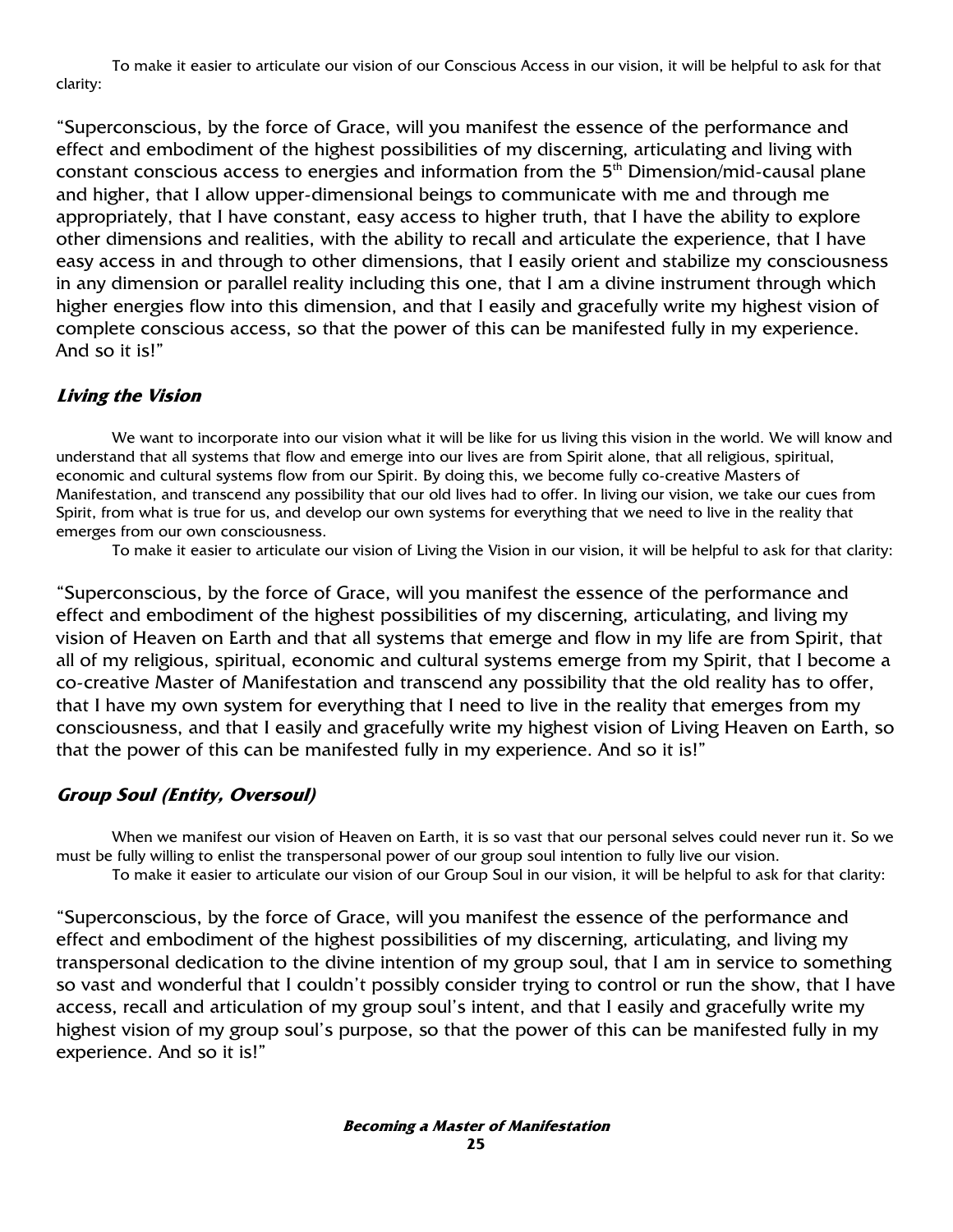To make it easier to articulate our vision of our Conscious Access in our vision, it will be helpful to ask for that clarity:

"Superconscious, by the force of Grace, will you manifest the essence of the performance and effect and embodiment of the highest possibilities of my discerning, articulating and living with constant conscious access to energies and information from the 5th Dimension/mid-causal plane and higher, that I allow upper-dimensional beings to communicate with me and through me appropriately, that I have constant, easy access to higher truth, that I have the ability to explore other dimensions and realities, with the ability to recall and articulate the experience, that I have easy access in and through to other dimensions, that I easily orient and stabilize my consciousness in any dimension or parallel reality including this one, that I am a divine instrument through which higher energies flow into this dimension, and that I easily and gracefully write my highest vision of complete conscious access, so that the power of this can be manifested fully in my experience. And so it is!"

### *Living the Vision*

We want to incorporate into our vision what it will be like for us living this vision in the world. We will know and understand that all systems that flow and emerge into our lives are from Spirit alone, that all religious, spiritual, economic and cultural systems flow from our Spirit. By doing this, we become fully co-creative Masters of Manifestation, and transcend any possibility that our old lives had to offer. In living our vision, we take our cues from Spirit, from what is true for us, and develop our own systems for everything that we need to live in the reality that emerges from our own consciousness.

To make it easier to articulate our vision of Living the Vision in our vision, it will be helpful to ask for that clarity:

"Superconscious, by the force of Grace, will you manifest the essence of the performance and effect and embodiment of the highest possibilities of my discerning, articulating, and living my vision of Heaven on Earth and that all systems that emerge and flow in my life are from Spirit, that all of my religious, spiritual, economic and cultural systems emerge from my Spirit, that I become a co-creative Master of Manifestation and transcend any possibility that the old reality has to offer, that I have my own system for everything that I need to live in the reality that emerges from my consciousness, and that I easily and gracefully write my highest vision of Living Heaven on Earth, so that the power of this can be manifested fully in my experience. And so it is!"

### *Group Soul (Entity, Oversoul)*

When we manifest our vision of Heaven on Earth, it is so vast that our personal selves could never run it. So we must be fully willing to enlist the transpersonal power of our group soul intention to fully live our vision.

To make it easier to articulate our vision of our Group Soul in our vision, it will be helpful to ask for that clarity:

"Superconscious, by the force of Grace, will you manifest the essence of the performance and effect and embodiment of the highest possibilities of my discerning, articulating, and living my transpersonal dedication to the divine intention of my group soul, that I am in service to something so vast and wonderful that I couldn't possibly consider trying to control or run the show, that I have access, recall and articulation of my group soul's intent, and that I easily and gracefully write my highest vision of my group soul's purpose, so that the power of this can be manifested fully in my experience. And so it is!"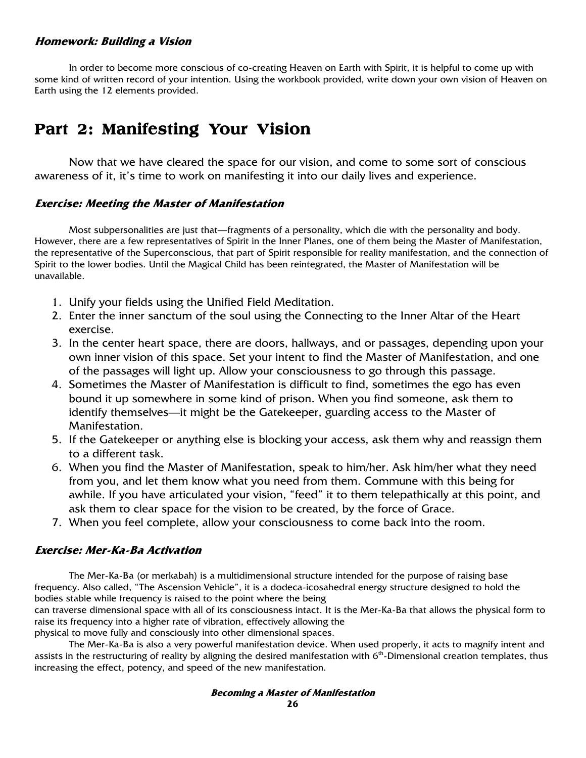#### *Homework: Building a Vision*

In order to become more conscious of co-creating Heaven on Earth with Spirit, it is helpful to come up with some kind of written record of your intention. Using the workbook provided, write down your own vision of Heaven on Earth using the 12 elements provided.

## Part 2: Manifesting Your Vision

Now that we have cleared the space for our vision, and come to some sort of conscious awareness of it, it's time to work on manifesting it into our daily lives and experience.

### *Exercise: Meeting the Master of Manifestation*

Most subpersonalities are just that—fragments of a personality, which die with the personality and body. However, there are a few representatives of Spirit in the Inner Planes, one of them being the Master of Manifestation, the representative of the Superconscious, that part of Spirit responsible for reality manifestation, and the connection of Spirit to the lower bodies. Until the Magical Child has been reintegrated, the Master of Manifestation will be unavailable.

1. Unify your fields using the Unified Field Meditation.
2. Enter the inner sanctum of the soul using the Connecting to the Inner Altar of the Heart exercise.
3. In the center heart space, there are doors, hallways, and or passages, depending upon your own inner vision of this space. Set your intent to find the Master of Manifestation, and one of the passages will light up. Allow your consciousness to go through this passage.
4. Sometimes the Master of Manifestation is difficult to find, sometimes the ego has even bound it up somewhere in some kind of prison. When you find someone, ask them to identify themselves—it might be the Gatekeeper, guarding access to the Master of Manifestation.
5. If the Gatekeeper or anything else is blocking your access, ask them why and reassign them to a different task.
6. When you find the Master of Manifestation, speak to him/her. Ask him/her what they need from you, and let them know what you need from them. Commune with this being for awhile. If you have articulated your vision, "feed" it to them telepathically at this point, and ask them to clear space for the vision to be created, by the force of Grace.
7. When you feel complete, allow your consciousness to come back into the room.

### *Exercise: Mer-Ka-Ba Activation*

The Mer-Ka-Ba (or merkabah) is a multidimensional structure intended for the purpose of raising base frequency. Also called, "The Ascension Vehicle", it is a dodeca-icosahedral energy structure designed to hold the bodies stable while frequency is raised to the point where the being can traverse dimensional space with all of its consciousness intact. It is the Mer-Ka-Ba that allows the physical form to raise its frequency into a higher rate of vibration, effectively allowing the physical to move fully and consciously into other dimensional spaces.

The Mer-Ka-Ba is also a very powerful manifestation device. When used properly, it acts to magnify intent and assists in the restructuring of reality by aligning the desired manifestation with 6th-Dimensional creation templates, thus increasing the effect, potency, and speed of the new manifestation.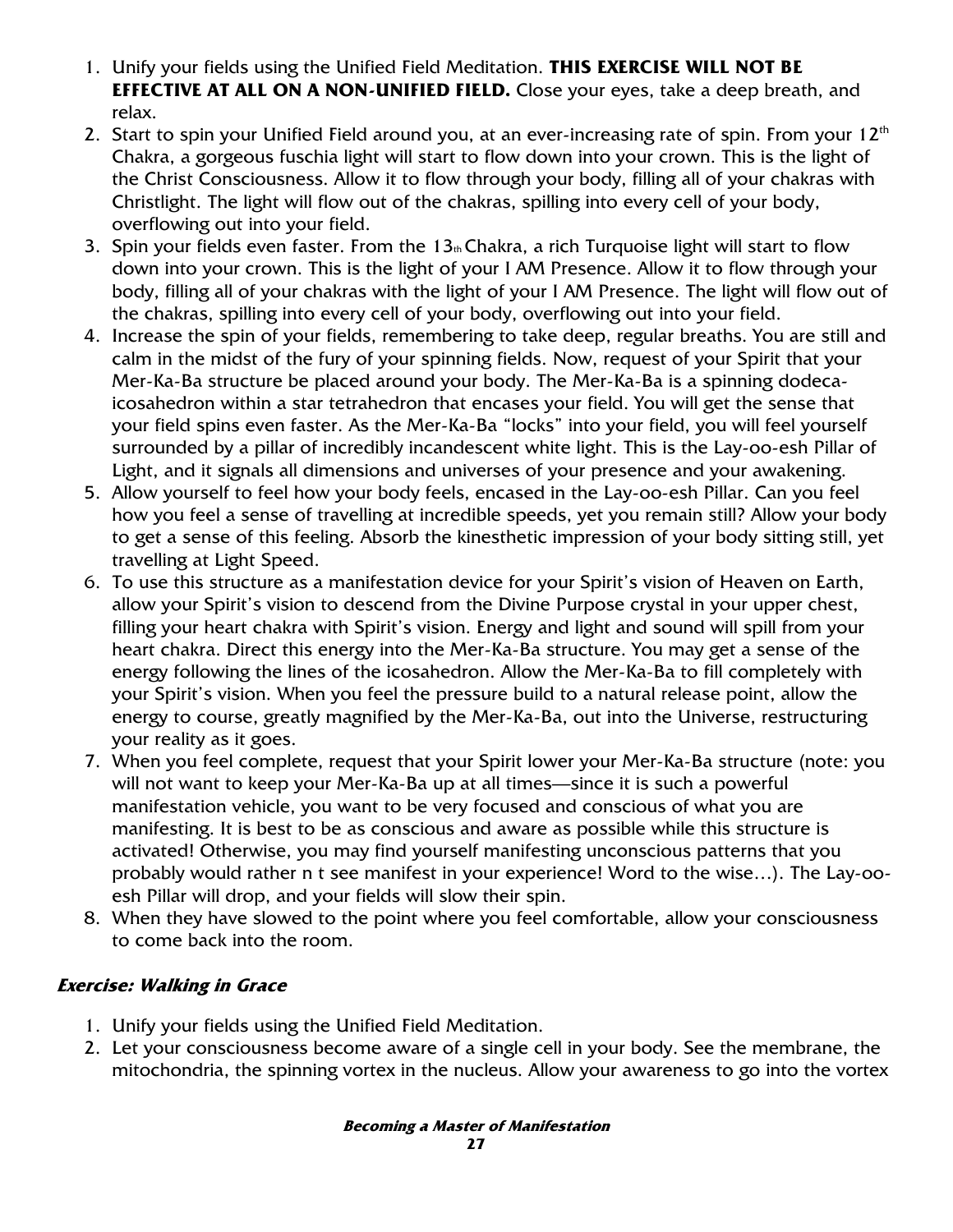1. Unify your fields using the Unified Field Meditation. **THIS EXERCISE WILL NOT BE EFFECTIVE AT ALL ON A NON-UNIFIED FIELD.** Close your eyes, take a deep breath, and relax.
2. Start to spin your Unified Field around you, at an ever-increasing rate of spin. From your 12th Chakra, a gorgeous fuschia light will start to flow down into your crown. This is the light of the Christ Consciousness. Allow it to flow through your body, filling all of your chakras with Christlight. The light will flow out of the chakras, spilling into every cell of your body, overflowing out into your field.
3. Spin your fields even faster. From the 13th Chakra, a rich Turquoise light will start to flow down into your crown. This is the light of your I AM Presence. Allow it to flow through your body, filling all of your chakras with the light of your I AM Presence. The light will flow out of the chakras, spilling into every cell of your body, overflowing out into your field.
4. Increase the spin of your fields, remembering to take deep, regular breaths. You are still and calm in the midst of the fury of your spinning fields. Now, request of your Spirit that your Mer-Ka-Ba structure be placed around your body. The Mer-Ka-Ba is a spinning dodeca-icosahedron within a star tetrahedron that encases your field. You will get the sense that your field spins even faster. As the Mer-Ka-Ba "locks" into your field, you will feel yourself surrounded by a pillar of incredibly incandescent white light. This is the Lay-oo-esh Pillar of Light, and it signals all dimensions and universes of your presence and your awakening.
5. Allow yourself to feel how your body feels, encased in the Lay-oo-esh Pillar. Can you feel how you feel a sense of travelling at incredible speeds, yet you remain still? Allow your body to get a sense of this feeling. Absorb the kinesthetic impression of your body sitting still, yet travelling at Light Speed.
6. To use this structure as a manifestation device for your Spirit's vision of Heaven on Earth, allow your Spirit's vision to descend from the Divine Purpose crystal in your upper chest, filling your heart chakra with Spirit's vision. Energy and light and sound will spill from your heart chakra. Direct this energy into the Mer-Ka-Ba structure. You may get a sense of the energy following the lines of the icosahedron. Allow the Mer-Ka-Ba to fill completely with your Spirit's vision. When you feel the pressure build to a natural release point, allow the energy to course, greatly magnified by the Mer-Ka-Ba, out into the Universe, restructuring your reality as it goes.
7. When you feel complete, request that your Spirit lower your Mer-Ka-Ba structure (note: you will not want to keep your Mer-Ka-Ba up at all times—since it is such a powerful manifestation vehicle, you want to be very focused and conscious of what you are manifesting. It is best to be as conscious and aware as possible while this structure is activated! Otherwise, you may find yourself manifesting unconscious patterns that you probably would rather n t see manifest in your experience! Word to the wise…). The Lay-oo-esh Pillar will drop, and your fields will slow their spin.
8. When they have slowed to the point where you feel comfortable, allow your consciousness to come back into the room.

### ***Exercise: Walking in Grace***

1. Unify your fields using the Unified Field Meditation.
2. Let your consciousness become aware of a single cell in your body. See the membrane, the mitochondria, the spinning vortex in the nucleus. Allow your awareness to go into the vortex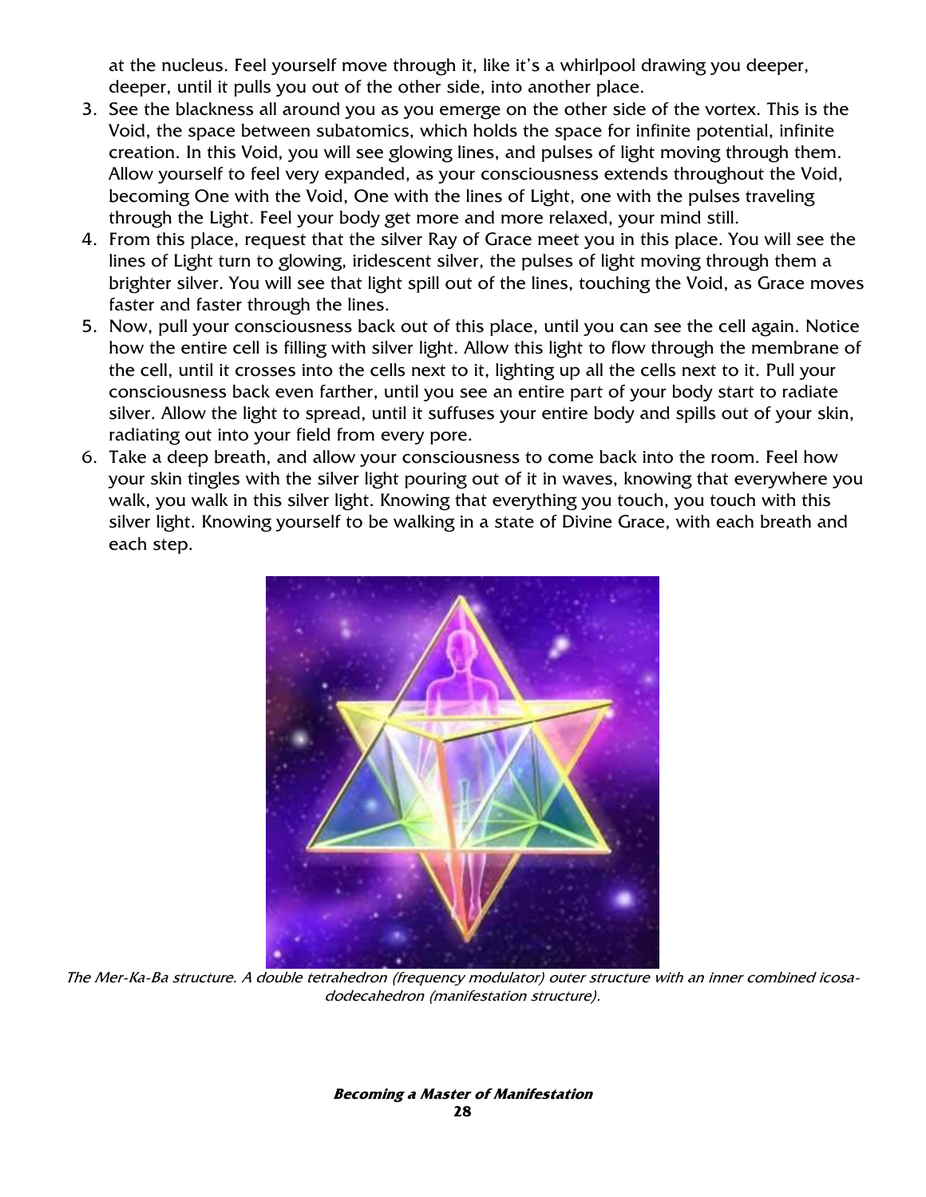at the nucleus. Feel yourself move through it, like it's a whirlpool drawing you deeper, deeper, until it pulls you out of the other side, into another place.

3. See the blackness all around you as you emerge on the other side of the vortex. This is the Void, the space between subatomics, which holds the space for infinite potential, infinite creation. In this Void, you will see glowing lines, and pulses of light moving through them. Allow yourself to feel very expanded, as your consciousness extends throughout the Void, becoming One with the Void, One with the lines of Light, one with the pulses traveling through the Light. Feel your body get more and more relaxed, your mind still.
4. From this place, request that the silver Ray of Grace meet you in this place. You will see the lines of Light turn to glowing, iridescent silver, the pulses of light moving through them a brighter silver. You will see that light spill out of the lines, touching the Void, as Grace moves faster and faster through the lines.
5. Now, pull your consciousness back out of this place, until you can see the cell again. Notice how the entire cell is filling with silver light. Allow this light to flow through the membrane of the cell, until it crosses into the cells next to it, lighting up all the cells next to it. Pull your consciousness back even farther, until you see an entire part of your body start to radiate silver. Allow the light to spread, until it suffuses your entire body and spills out of your skin, radiating out into your field from every pore.
6. Take a deep breath, and allow your consciousness to come back into the room. Feel how your skin tingles with the silver light pouring out of it in waves, knowing that everywhere you walk, you walk in this silver light. Knowing that everything you touch, you touch with this silver light. Knowing yourself to be walking in a state of Divine Grace, with each breath and each step.

*The Mer-Ka-Ba structure. A double tetrahedron (frequency modulator) outer structure with an inner combined icosa-dodecahedron (manifestation structure).*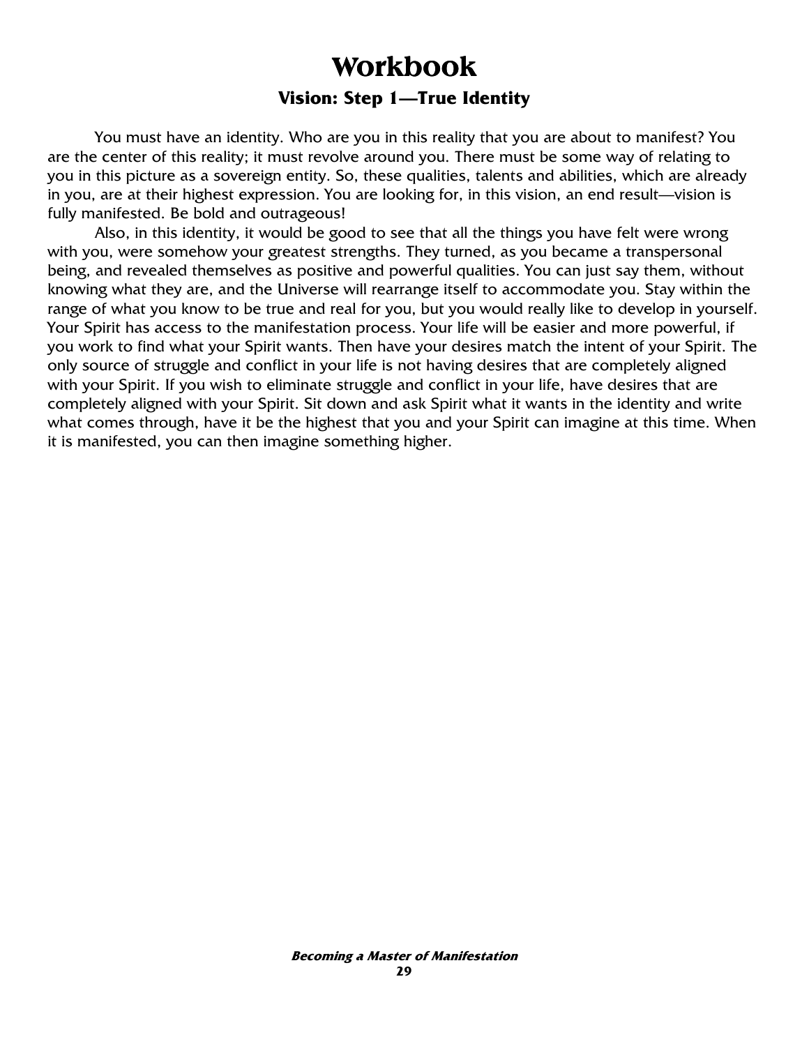# Workbook

## Vision: Step 1—True Identity

You must have an identity. Who are you in this reality that you are about to manifest? You are the center of this reality; it must revolve around you. There must be some way of relating to you in this picture as a sovereign entity. So, these qualities, talents and abilities, which are already in you, are at their highest expression. You are looking for, in this vision, an end result—vision is fully manifested. Be bold and outrageous!

Also, in this identity, it would be good to see that all the things you have felt were wrong with you, were somehow your greatest strengths. They turned, as you became a transpersonal being, and revealed themselves as positive and powerful qualities. You can just say them, without knowing what they are, and the Universe will rearrange itself to accommodate you. Stay within the range of what you know to be true and real for you, but you would really like to develop in yourself. Your Spirit has access to the manifestation process. Your life will be easier and more powerful, if you work to find what your Spirit wants. Then have your desires match the intent of your Spirit. The only source of struggle and conflict in your life is not having desires that are completely aligned with your Spirit. If you wish to eliminate struggle and conflict in your life, have desires that are completely aligned with your Spirit. Sit down and ask Spirit what it wants in the identity and write what comes through, have it be the highest that you and your Spirit can imagine at this time. When it is manifested, you can then imagine something higher.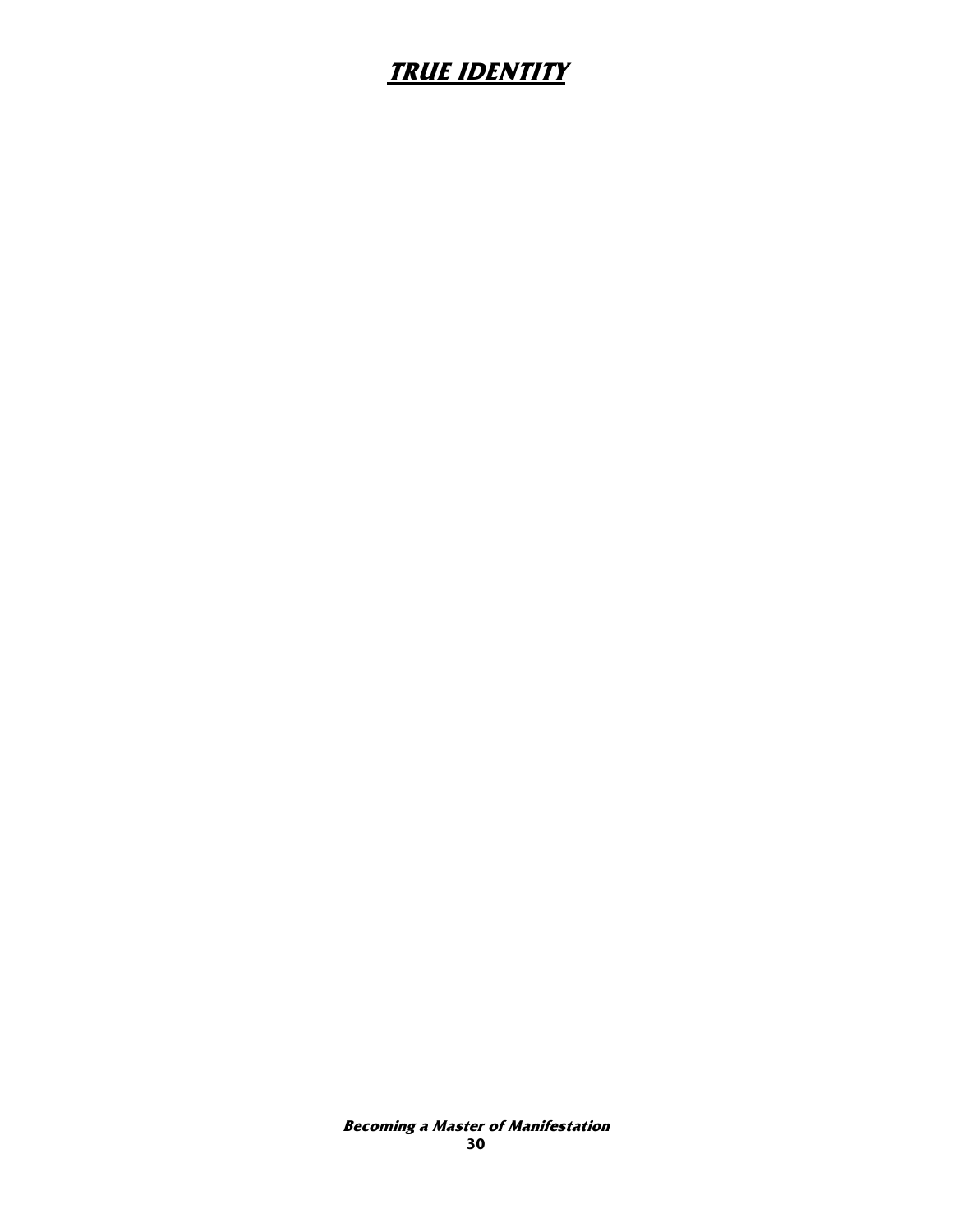# ***TRUE IDENTITY***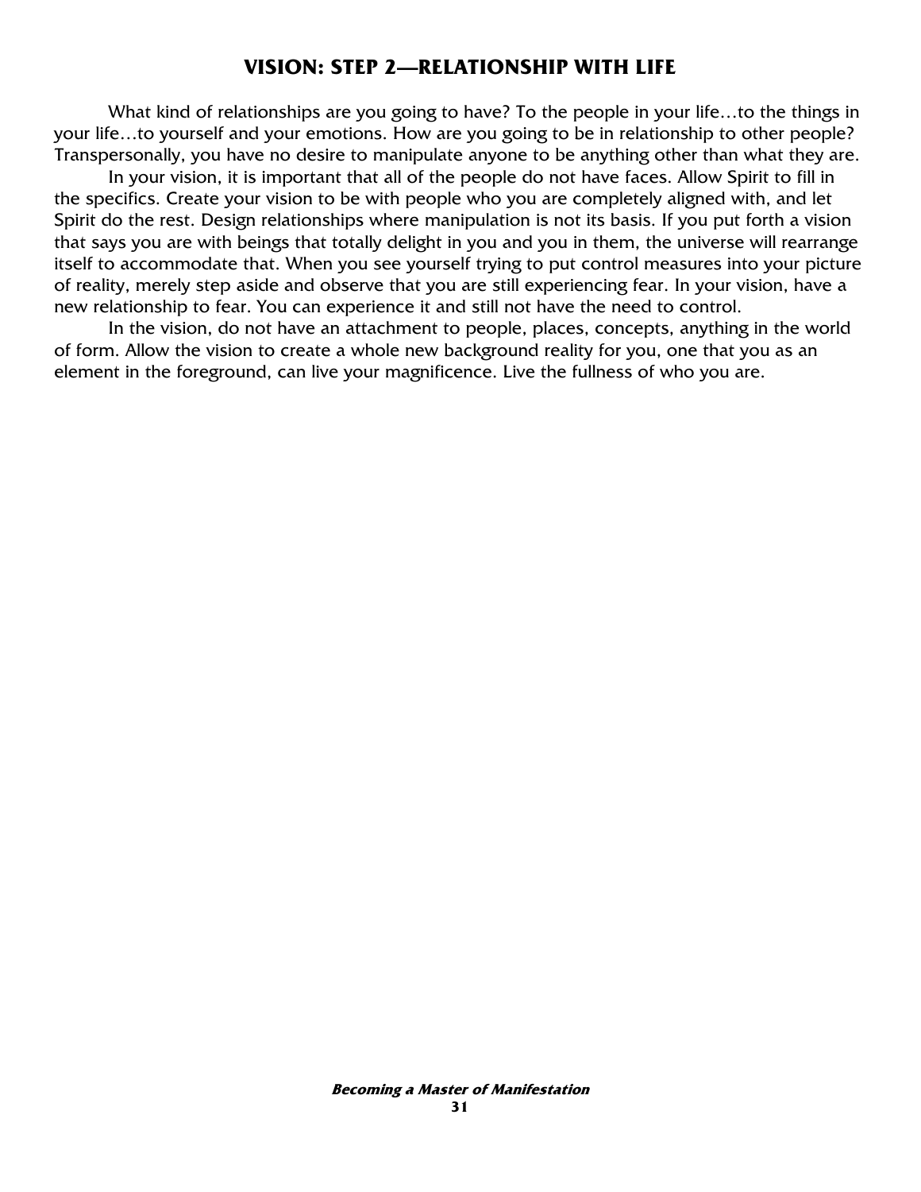## VISION: STEP 2—RELATIONSHIP WITH LIFE

What kind of relationships are you going to have? To the people in your life…to the things in your life…to yourself and your emotions. How are you going to be in relationship to other people? Transpersonally, you have no desire to manipulate anyone to be anything other than what they are.

In your vision, it is important that all of the people do not have faces. Allow Spirit to fill in the specifics. Create your vision to be with people who you are completely aligned with, and let Spirit do the rest. Design relationships where manipulation is not its basis. If you put forth a vision that says you are with beings that totally delight in you and you in them, the universe will rearrange itself to accommodate that. When you see yourself trying to put control measures into your picture of reality, merely step aside and observe that you are still experiencing fear. In your vision, have a new relationship to fear. You can experience it and still not have the need to control.

In the vision, do not have an attachment to people, places, concepts, anything in the world of form. Allow the vision to create a whole new background reality for you, one that you as an element in the foreground, can live your magnificence. Live the fullness of who you are.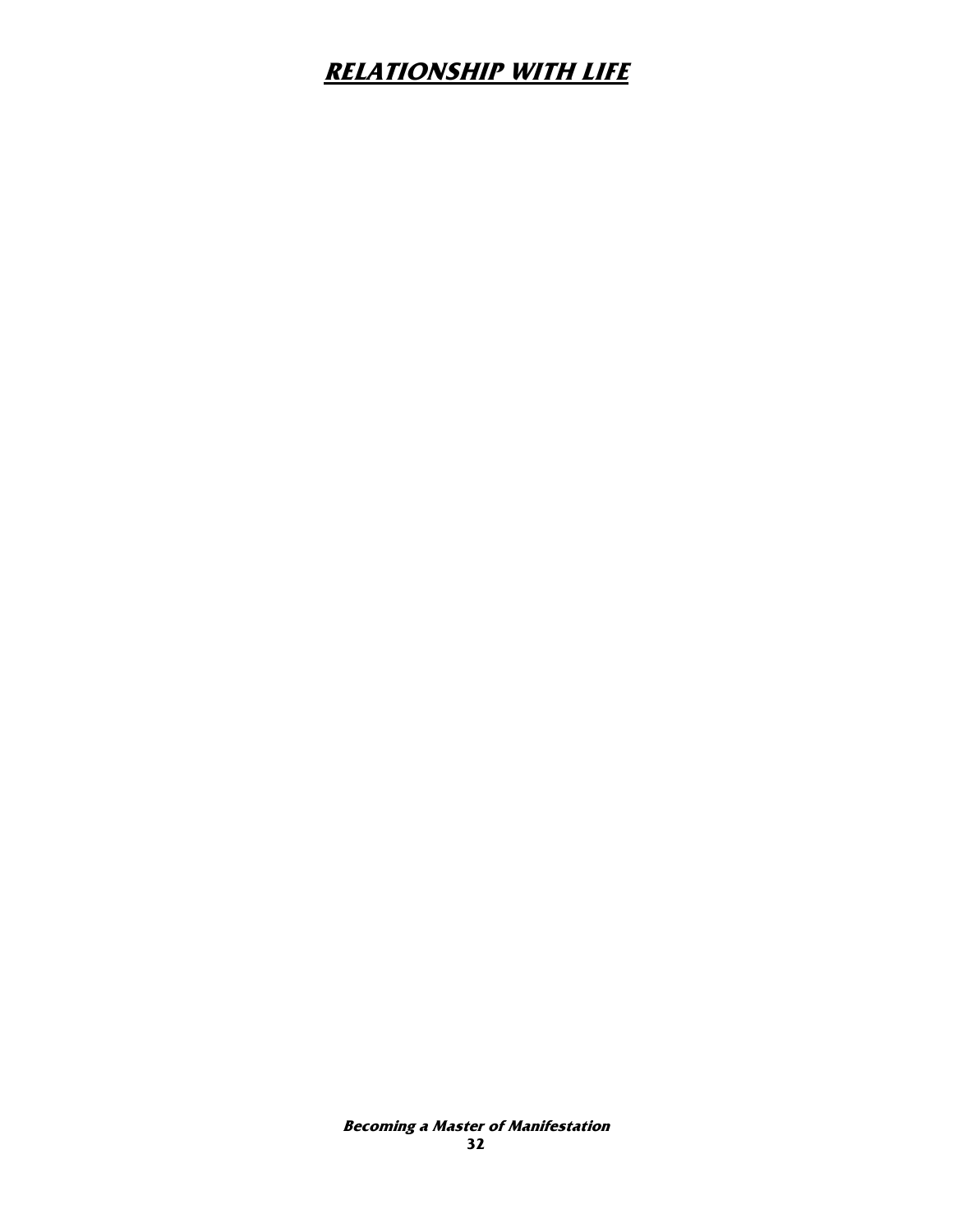# ***RELATIONSHIP WITH LIFE***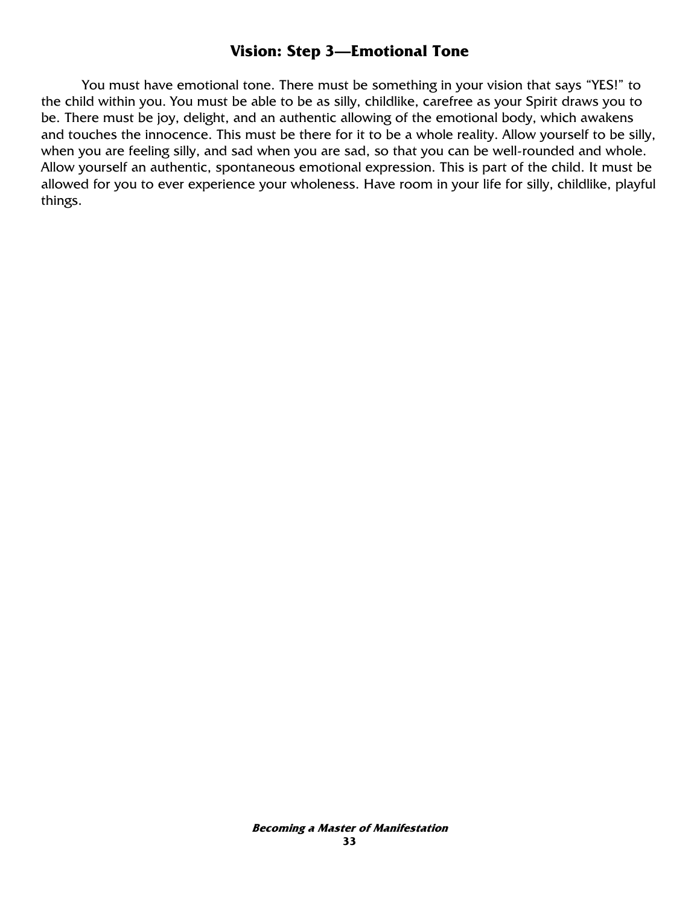## Vision: Step 3—Emotional Tone

You must have emotional tone. There must be something in your vision that says "YES!" to the child within you. You must be able to be as silly, childlike, carefree as your Spirit draws you to be. There must be joy, delight, and an authentic allowing of the emotional body, which awakens and touches the innocence. This must be there for it to be a whole reality. Allow yourself to be silly, when you are feeling silly, and sad when you are sad, so that you can be well-rounded and whole. Allow yourself an authentic, spontaneous emotional expression. This is part of the child. It must be allowed for you to ever experience your wholeness. Have room in your life for silly, childlike, playful things.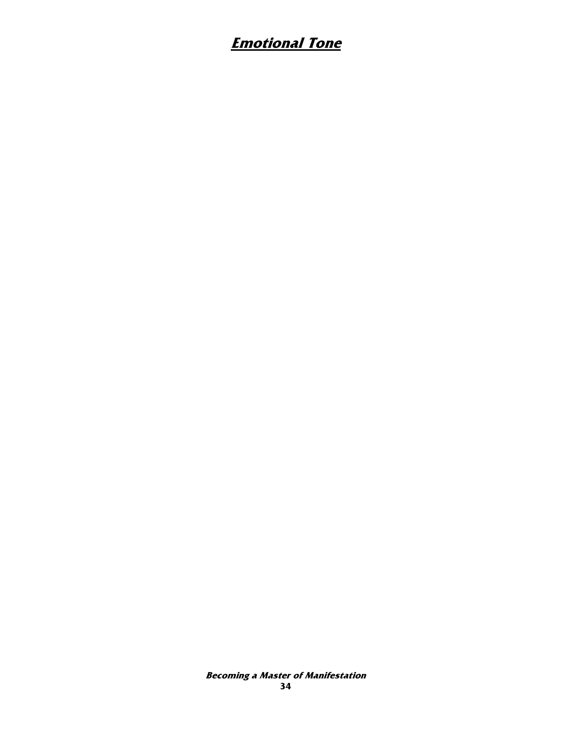# Emotional Tone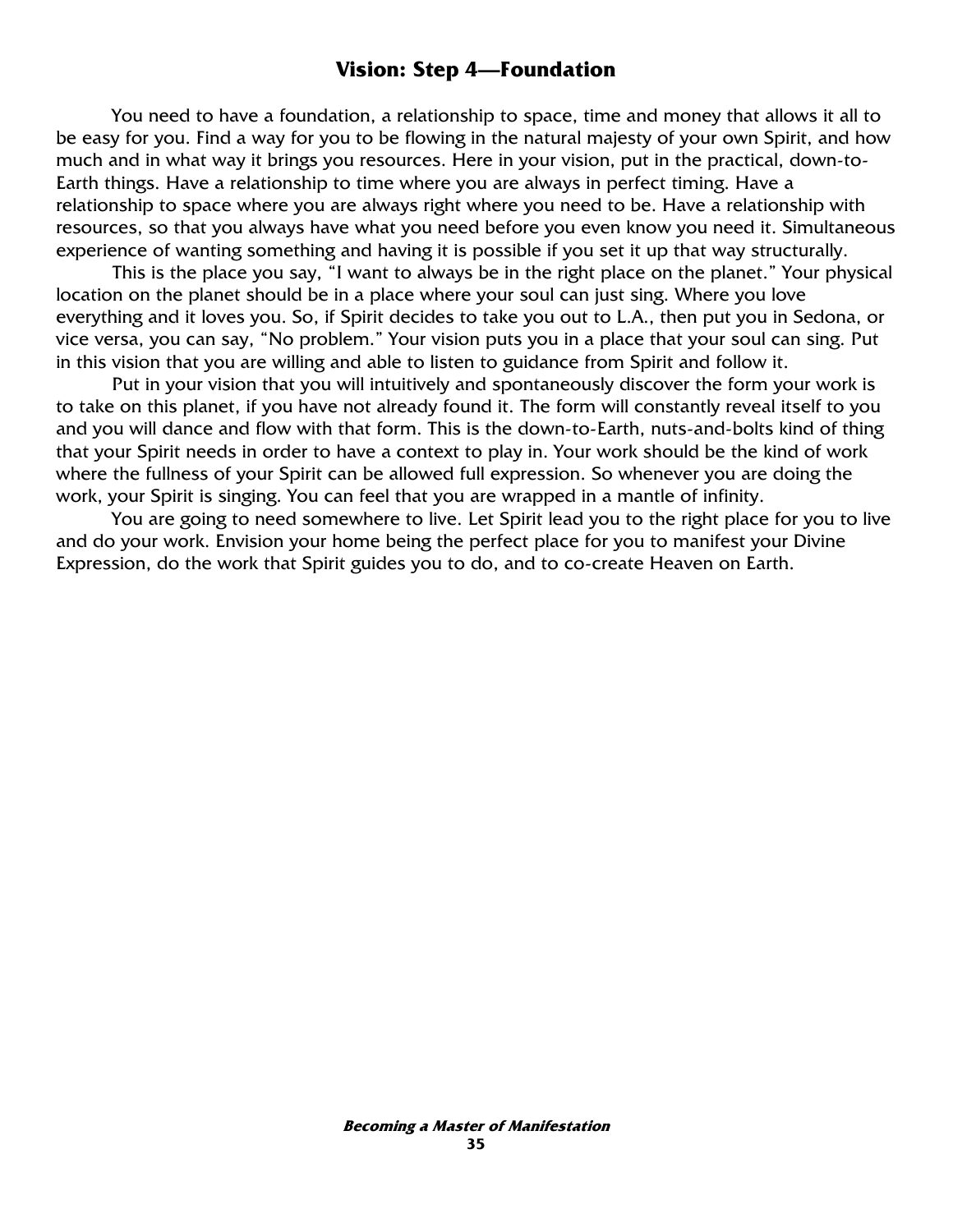## Vision: Step 4—Foundation

You need to have a foundation, a relationship to space, time and money that allows it all to be easy for you. Find a way for you to be flowing in the natural majesty of your own Spirit, and how much and in what way it brings you resources. Here in your vision, put in the practical, down-to-Earth things. Have a relationship to time where you are always in perfect timing. Have a relationship to space where you are always right where you need to be. Have a relationship with resources, so that you always have what you need before you even know you need it. Simultaneous experience of wanting something and having it is possible if you set it up that way structurally.

This is the place you say, "I want to always be in the right place on the planet." Your physical location on the planet should be in a place where your soul can just sing. Where you love everything and it loves you. So, if Spirit decides to take you out to L.A., then put you in Sedona, or vice versa, you can say, "No problem." Your vision puts you in a place that your soul can sing. Put in this vision that you are willing and able to listen to guidance from Spirit and follow it.

Put in your vision that you will intuitively and spontaneously discover the form your work is to take on this planet, if you have not already found it. The form will constantly reveal itself to you and you will dance and flow with that form. This is the down-to-Earth, nuts-and-bolts kind of thing that your Spirit needs in order to have a context to play in. Your work should be the kind of work where the fullness of your Spirit can be allowed full expression. So whenever you are doing the work, your Spirit is singing. You can feel that you are wrapped in a mantle of infinity.

You are going to need somewhere to live. Let Spirit lead you to the right place for you to live and do your work. Envision your home being the perfect place for you to manifest your Divine Expression, do the work that Spirit guides you to do, and to co-create Heaven on Earth.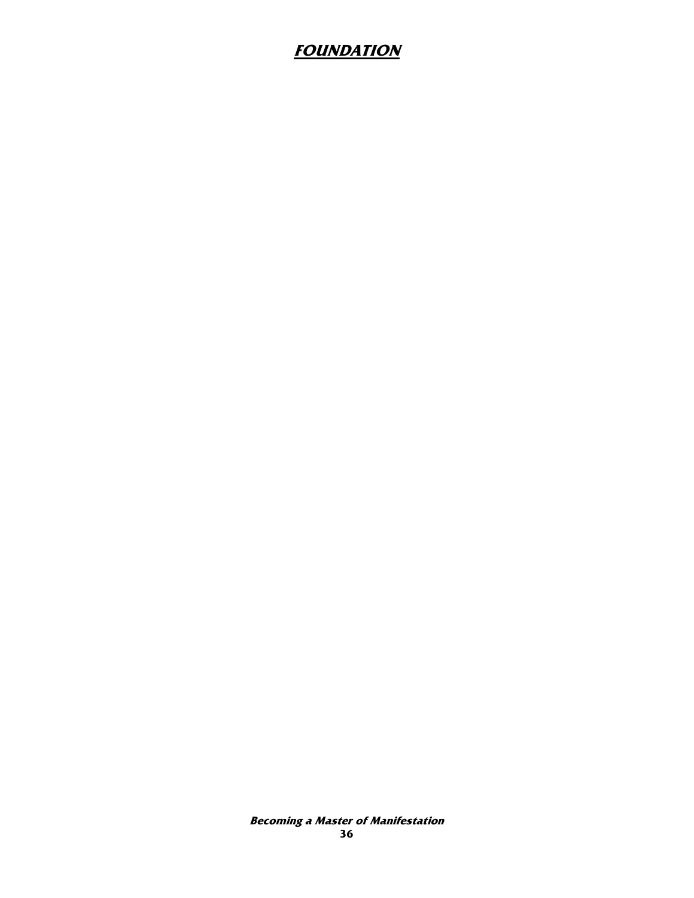# FOUNDATION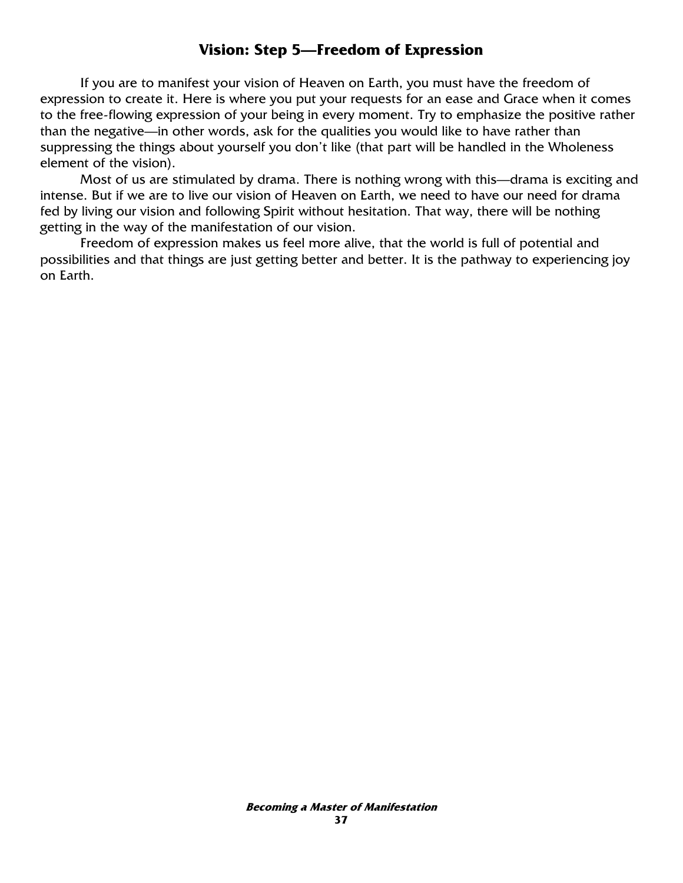## Vision: Step 5—Freedom of Expression

If you are to manifest your vision of Heaven on Earth, you must have the freedom of expression to create it. Here is where you put your requests for an ease and Grace when it comes to the free-flowing expression of your being in every moment. Try to emphasize the positive rather than the negative—in other words, ask for the qualities you would like to have rather than suppressing the things about yourself you don't like (that part will be handled in the Wholeness element of the vision).

Most of us are stimulated by drama. There is nothing wrong with this—drama is exciting and intense. But if we are to live our vision of Heaven on Earth, we need to have our need for drama fed by living our vision and following Spirit without hesitation. That way, there will be nothing getting in the way of the manifestation of our vision.

Freedom of expression makes us feel more alive, that the world is full of potential and possibilities and that things are just getting better and better. It is the pathway to experiencing joy on Earth.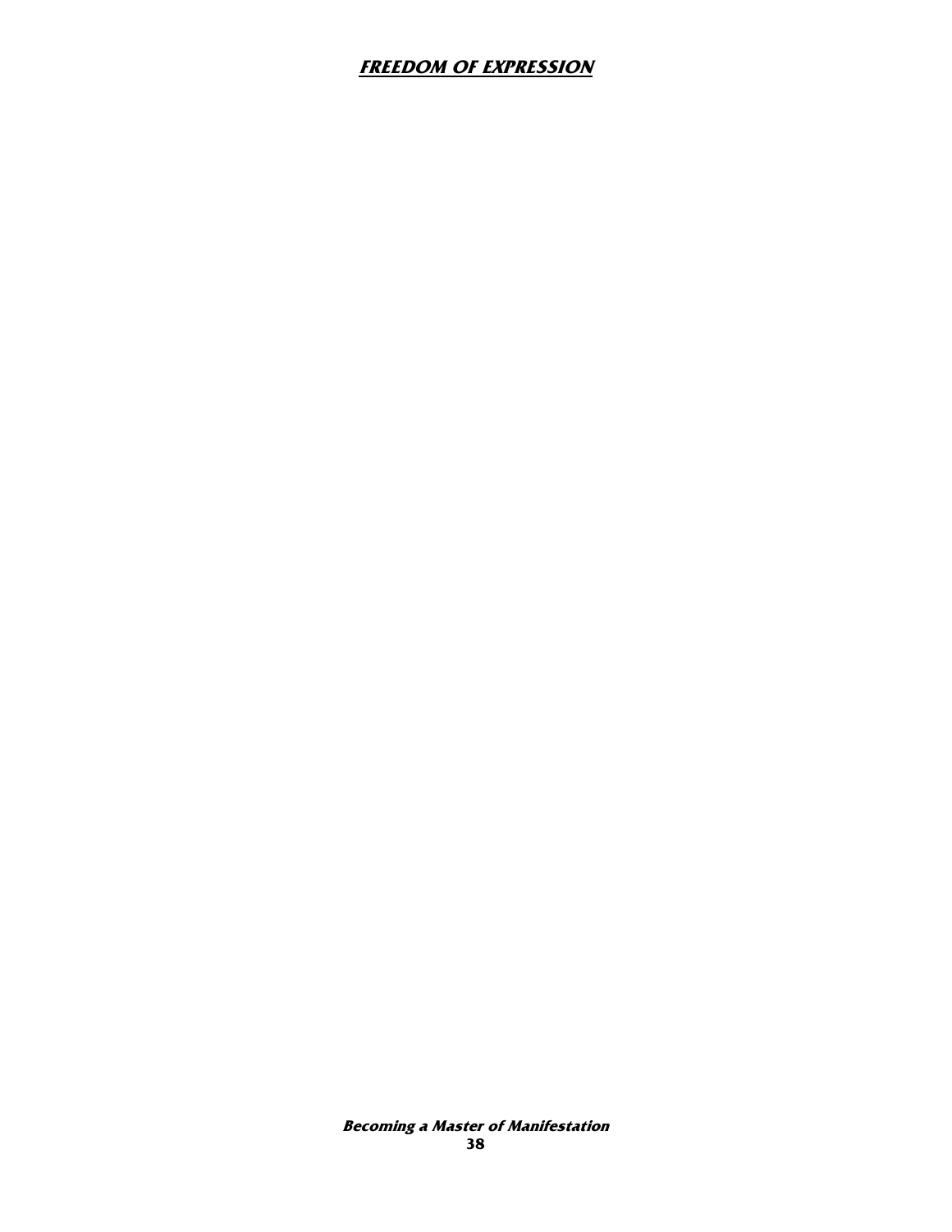# ***FREEDOM OF EXPRESSION***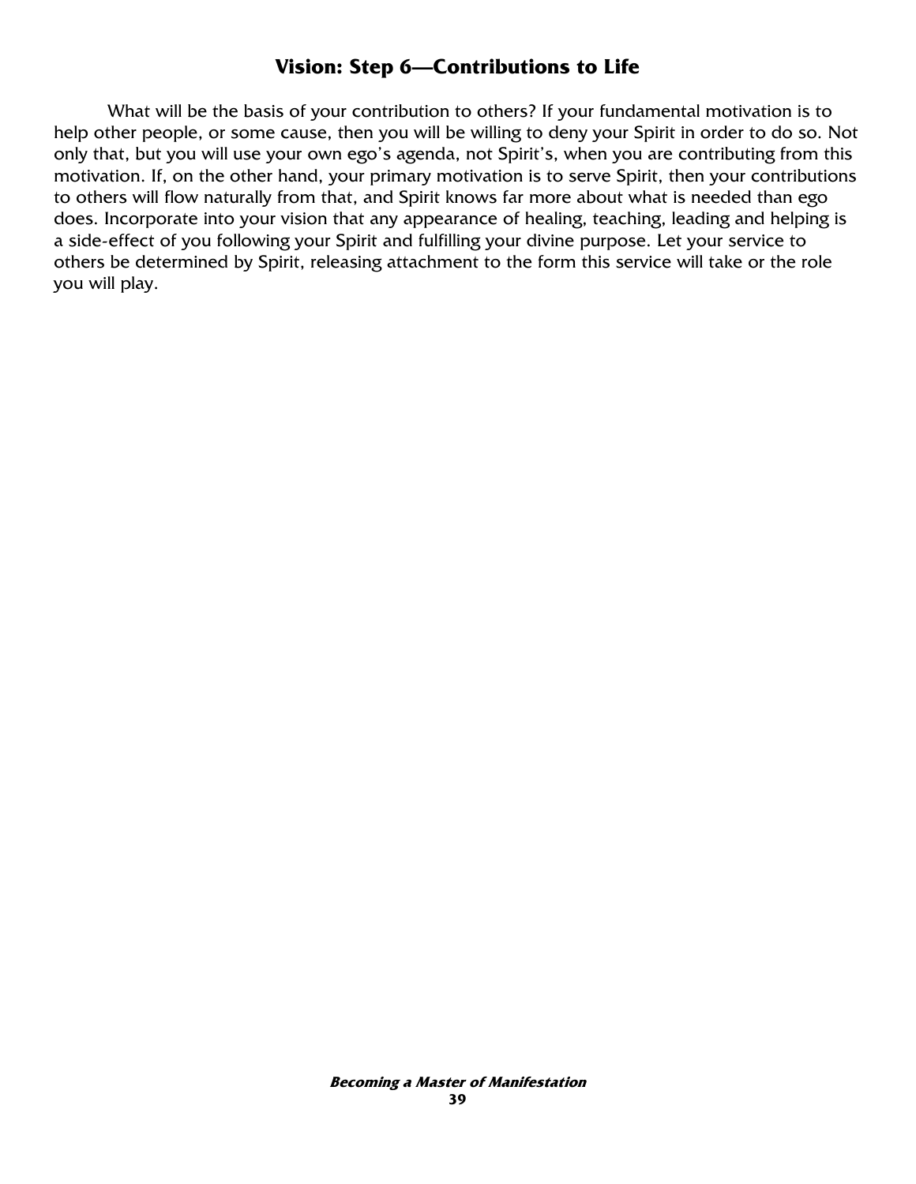## Vision: Step 6—Contributions to Life

What will be the basis of your contribution to others? If your fundamental motivation is to help other people, or some cause, then you will be willing to deny your Spirit in order to do so. Not only that, but you will use your own ego's agenda, not Spirit's, when you are contributing from this motivation. If, on the other hand, your primary motivation is to serve Spirit, then your contributions to others will flow naturally from that, and Spirit knows far more about what is needed than ego does. Incorporate into your vision that any appearance of healing, teaching, leading and helping is a side-effect of you following your Spirit and fulfilling your divine purpose. Let your service to others be determined by Spirit, releasing attachment to the form this service will take or the role you will play.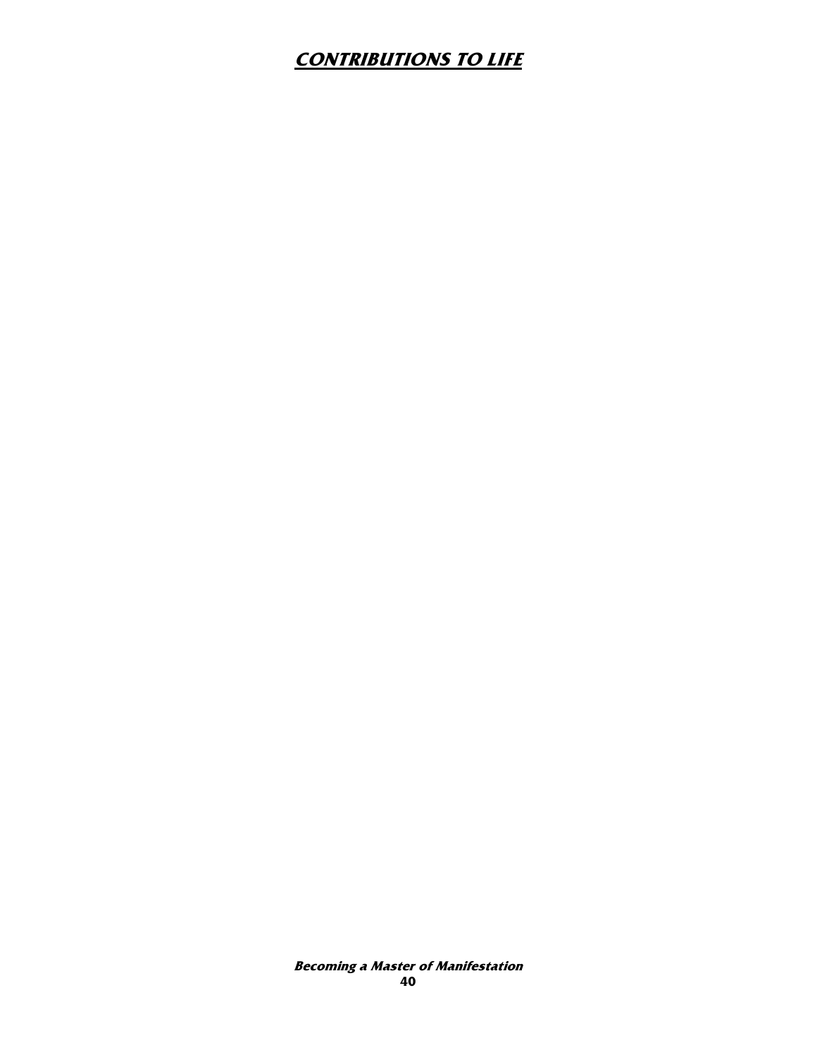## CONTRIBUTIONS TO LIFE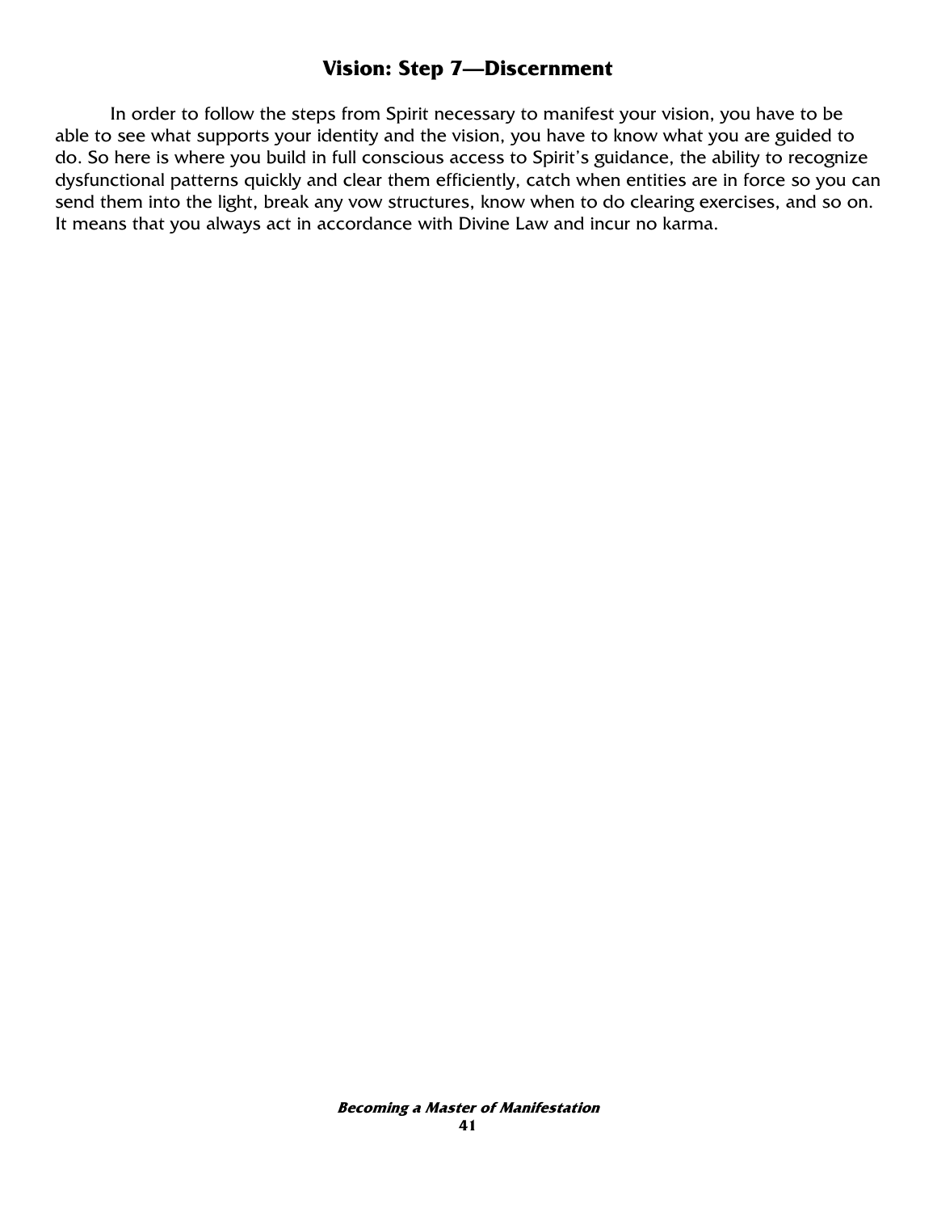## Vision: Step 7—Discernment

In order to follow the steps from Spirit necessary to manifest your vision, you have to be able to see what supports your identity and the vision, you have to know what you are guided to do. So here is where you build in full conscious access to Spirit's guidance, the ability to recognize dysfunctional patterns quickly and clear them efficiently, catch when entities are in force so you can send them into the light, break any vow structures, know when to do clearing exercises, and so on. It means that you always act in accordance with Divine Law and incur no karma.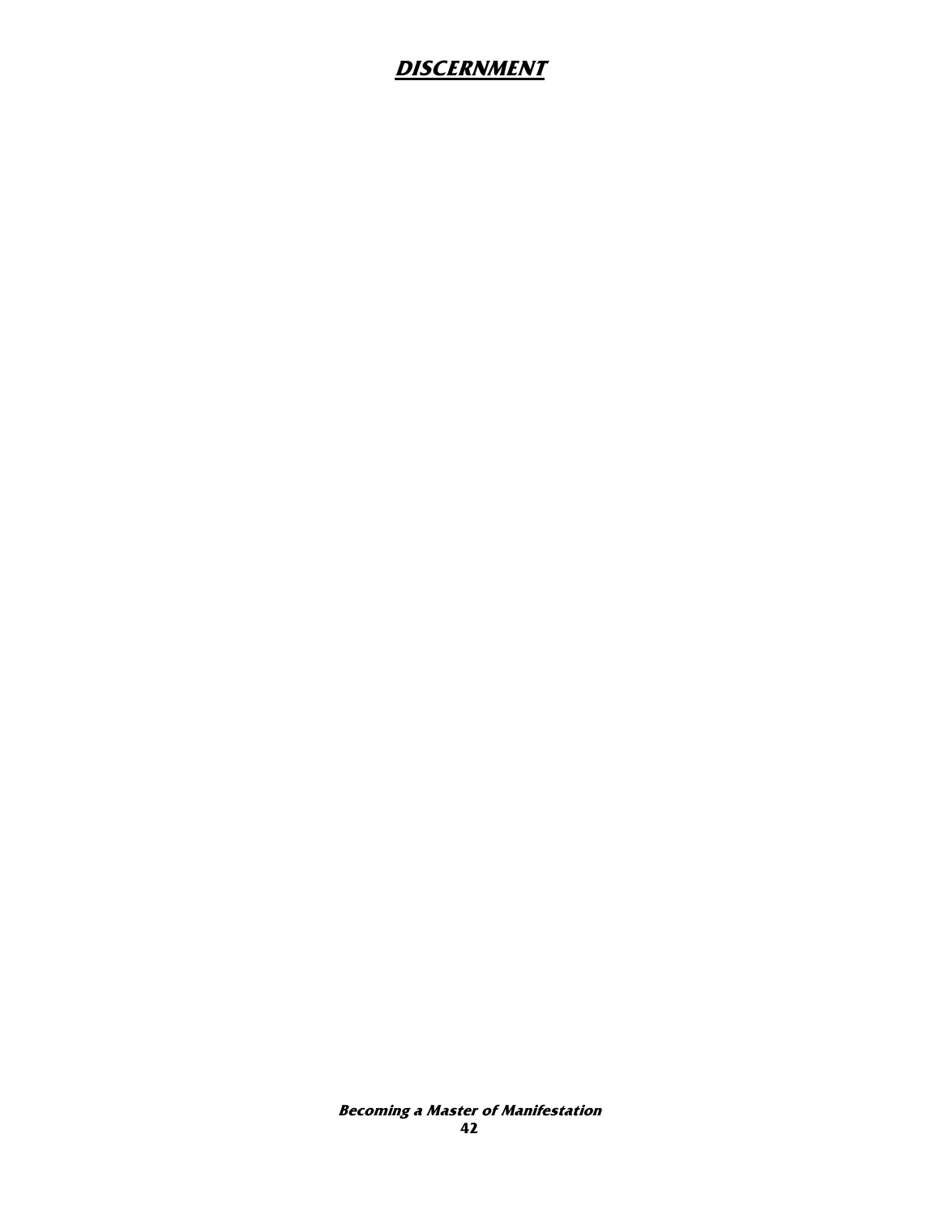# ***DISCERNMENT***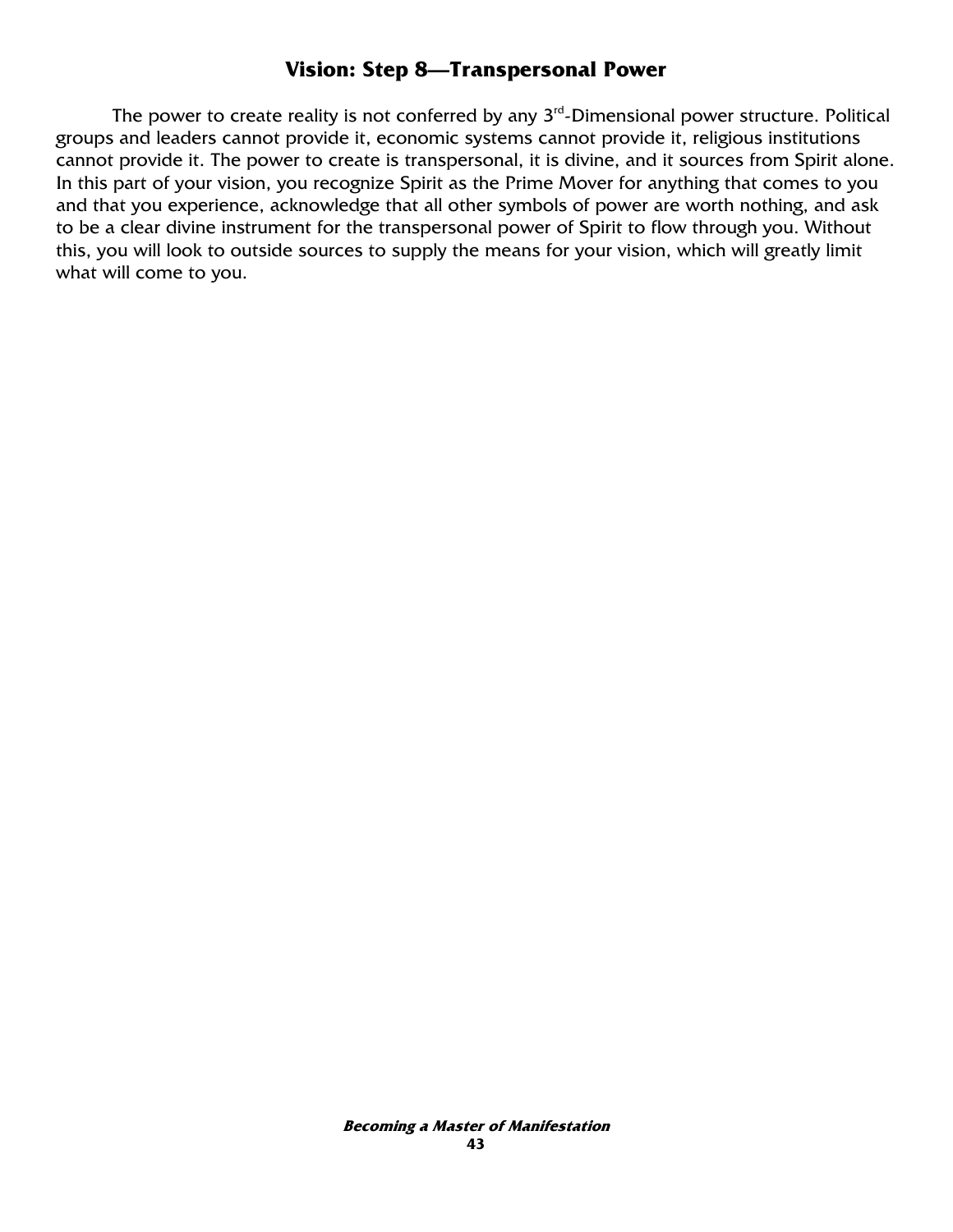## Vision: Step 8—Transpersonal Power

The power to create reality is not conferred by any 3rd-Dimensional power structure. Political groups and leaders cannot provide it, economic systems cannot provide it, religious institutions cannot provide it. The power to create is transpersonal, it is divine, and it sources from Spirit alone. In this part of your vision, you recognize Spirit as the Prime Mover for anything that comes to you and that you experience, acknowledge that all other symbols of power are worth nothing, and ask to be a clear divine instrument for the transpersonal power of Spirit to flow through you. Without this, you will look to outside sources to supply the means for your vision, which will greatly limit what will come to you.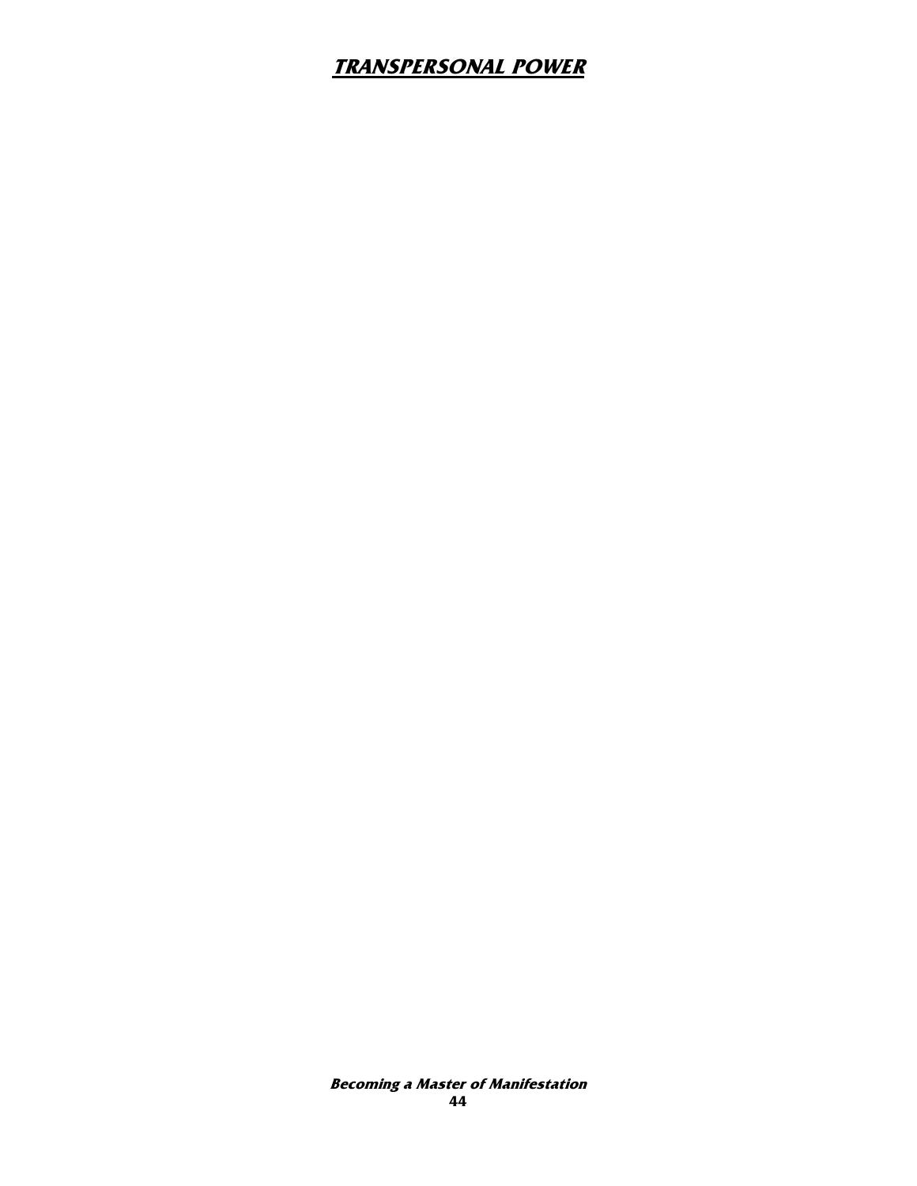# ***TRANSPERSONAL POWER***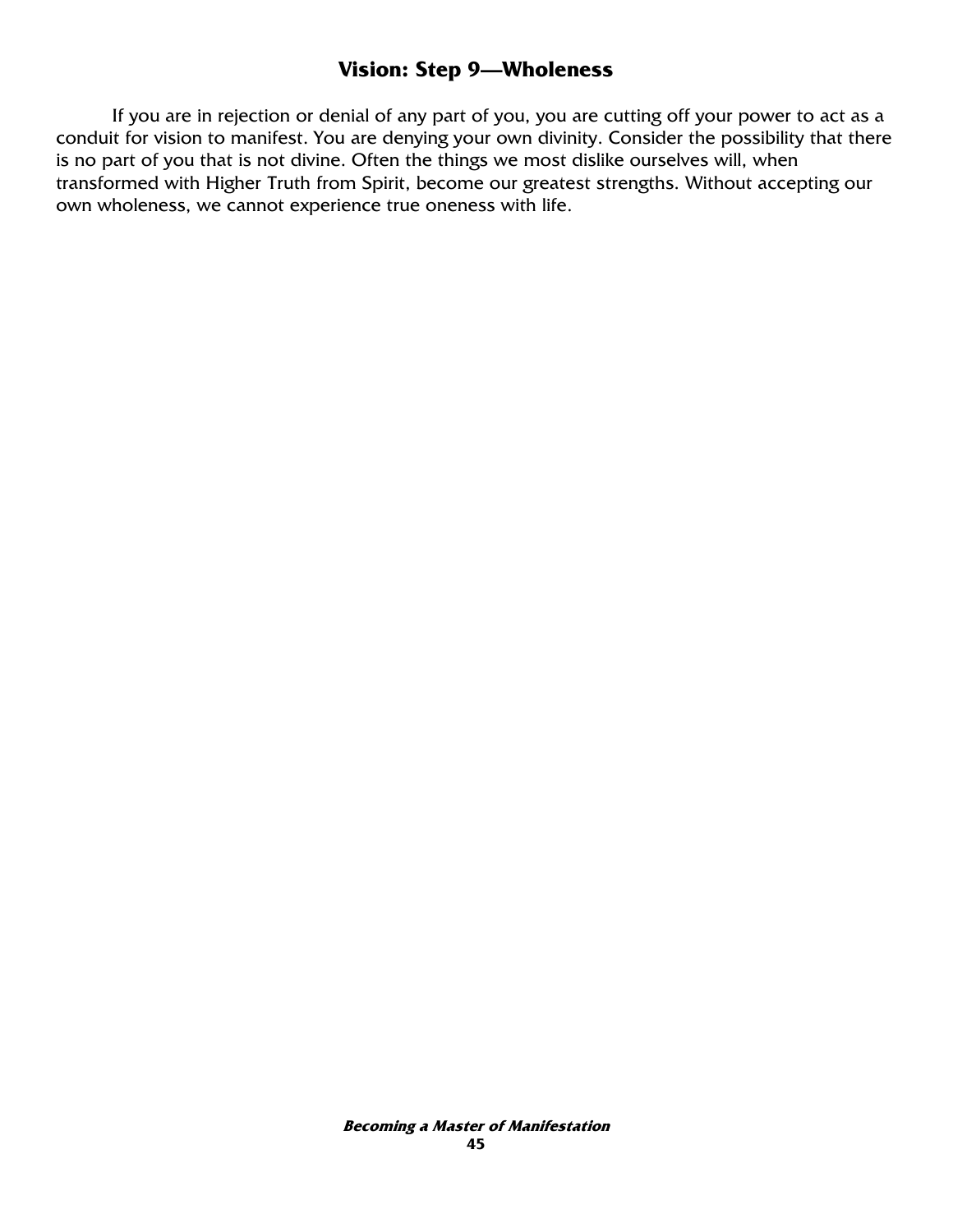## Vision: Step 9—Wholeness

If you are in rejection or denial of any part of you, you are cutting off your power to act as a conduit for vision to manifest. You are denying your own divinity. Consider the possibility that there is no part of you that is not divine. Often the things we most dislike ourselves will, when transformed with Higher Truth from Spirit, become our greatest strengths. Without accepting our own wholeness, we cannot experience true oneness with life.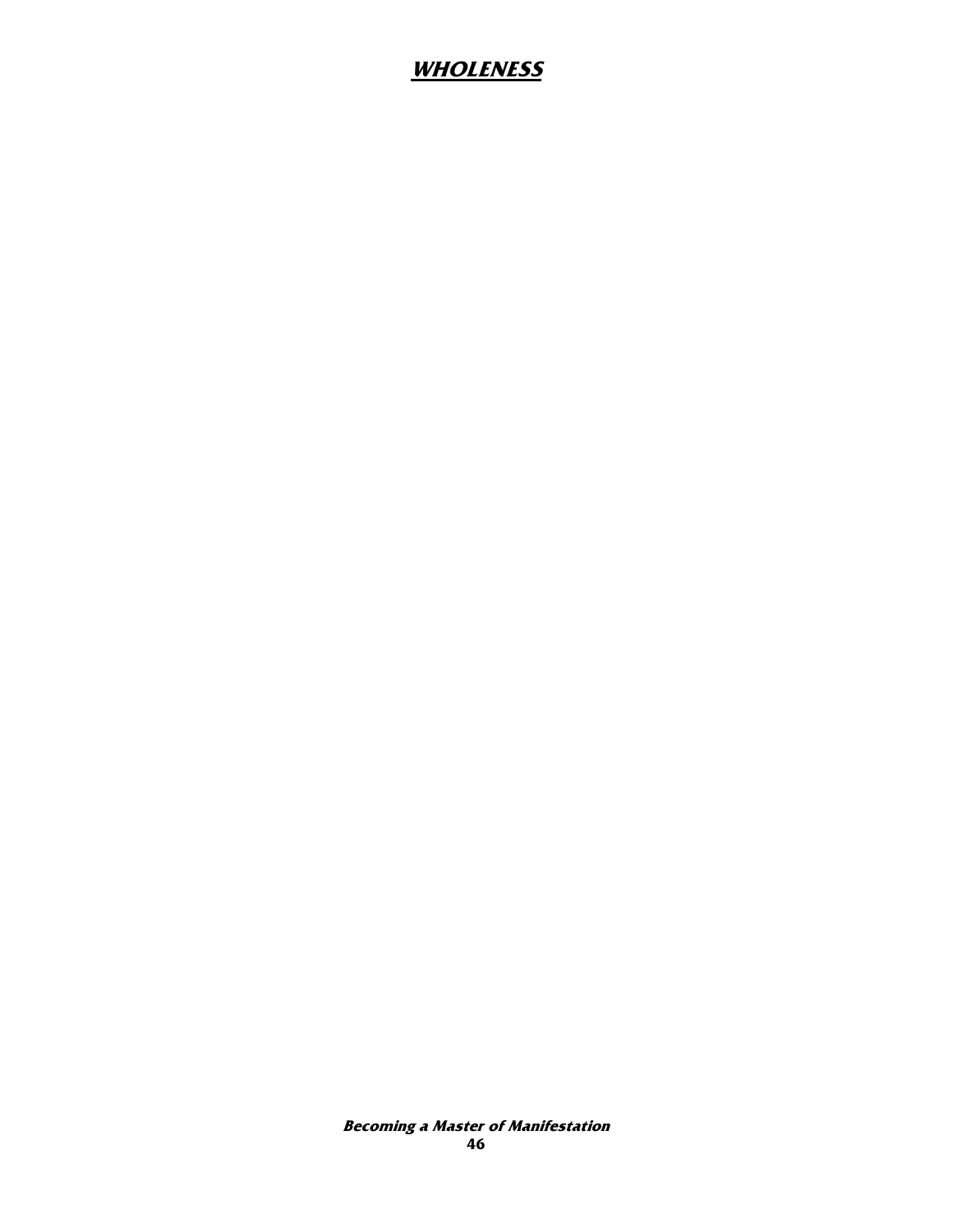# ***WHOLENESS***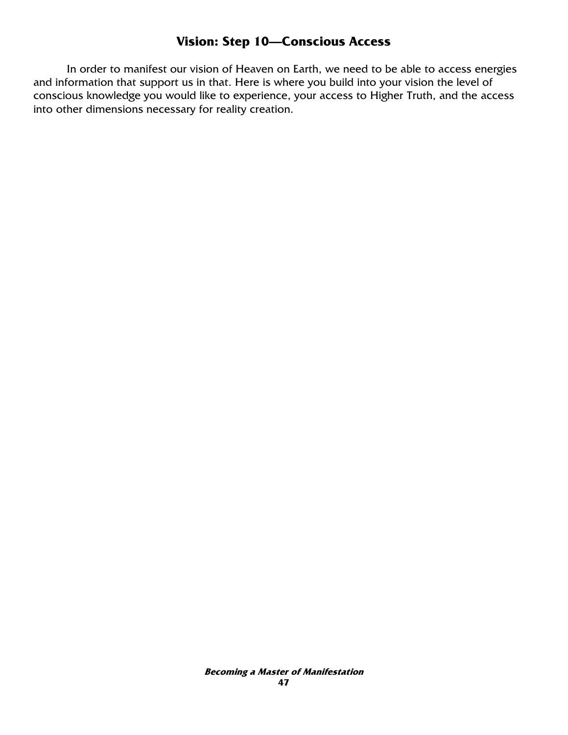## Vision: Step 10—Conscious Access

In order to manifest our vision of Heaven on Earth, we need to be able to access energies and information that support us in that. Here is where you build into your vision the level of conscious knowledge you would like to experience, your access to Higher Truth, and the access into other dimensions necessary for reality creation.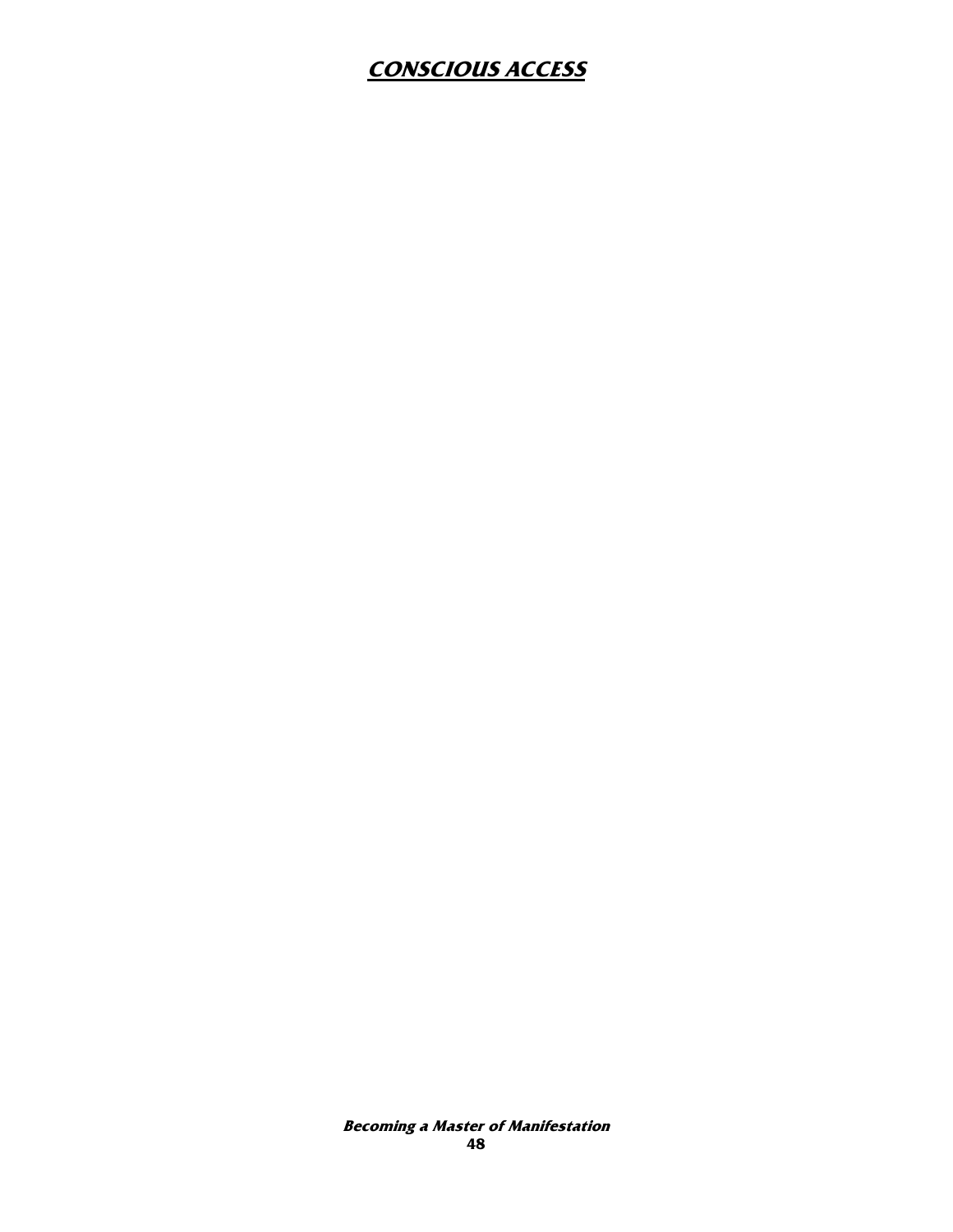# CONSCIOUS ACCESS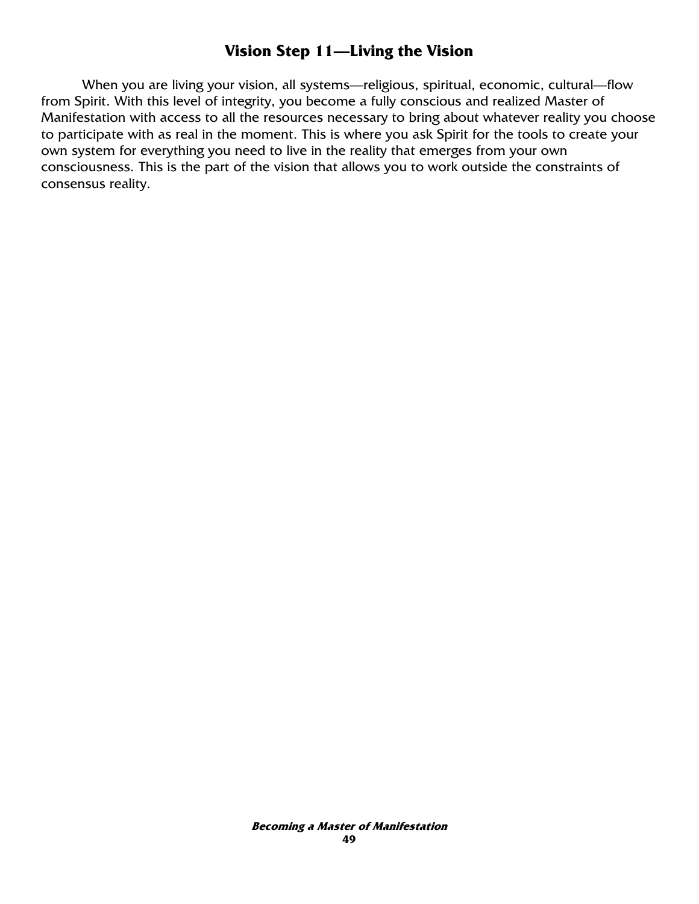## Vision Step 11—Living the Vision

When you are living your vision, all systems—religious, spiritual, economic, cultural—flow from Spirit. With this level of integrity, you become a fully conscious and realized Master of Manifestation with access to all the resources necessary to bring about whatever reality you choose to participate with as real in the moment. This is where you ask Spirit for the tools to create your own system for everything you need to live in the reality that emerges from your own consciousness. This is the part of the vision that allows you to work outside the constraints of consensus reality.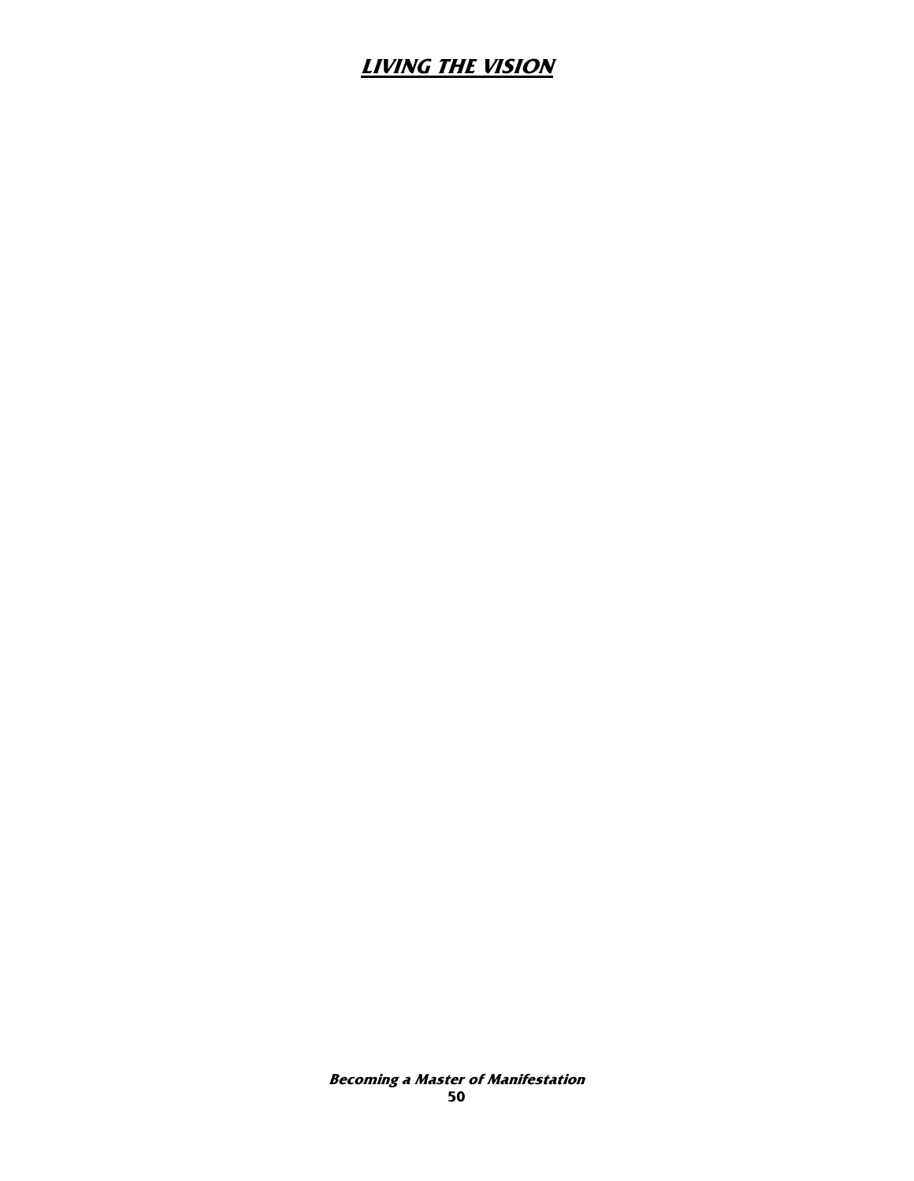# LIVING THE VISION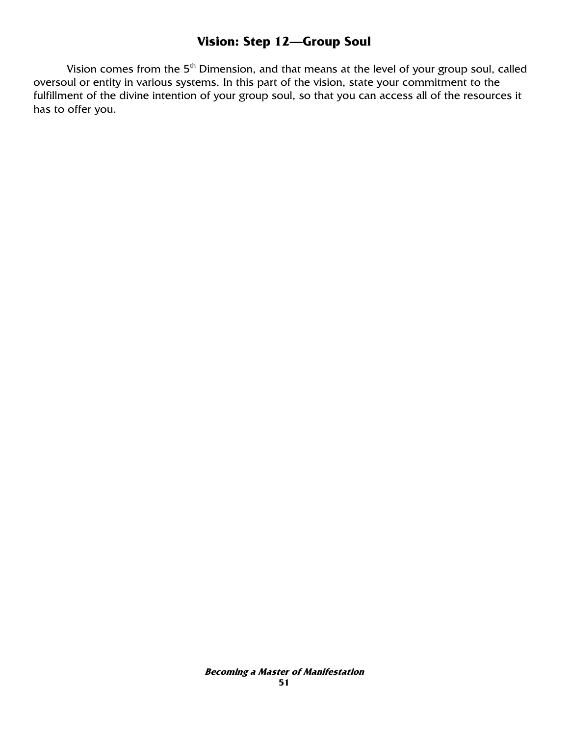## Vision: Step 12—Group Soul

Vision comes from the 5th Dimension, and that means at the level of your group soul, called oversoul or entity in various systems. In this part of the vision, state your commitment to the fulfillment of the divine intention of your group soul, so that you can access all of the resources it has to offer you.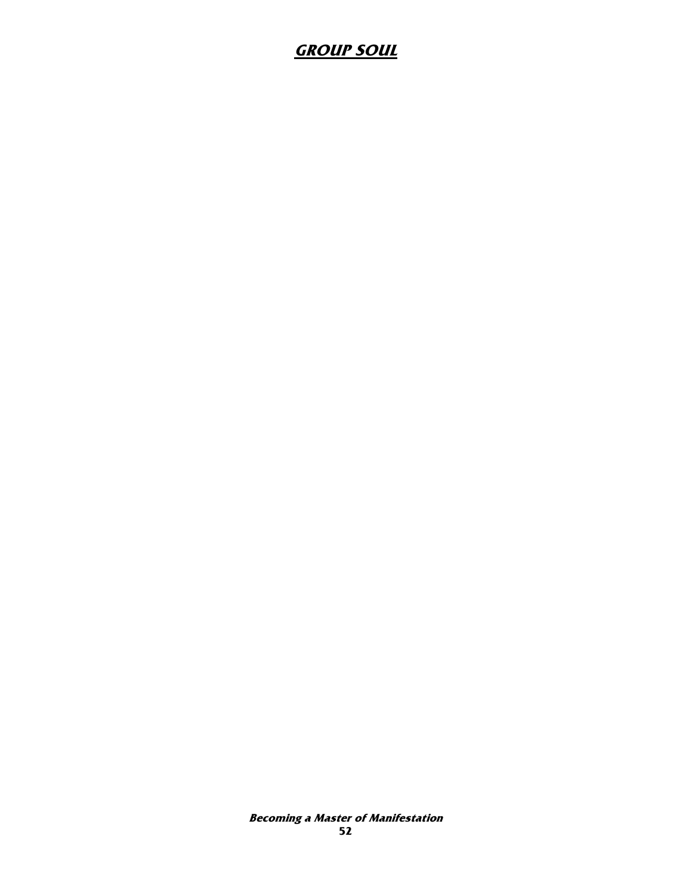# ***GROUP SOUL***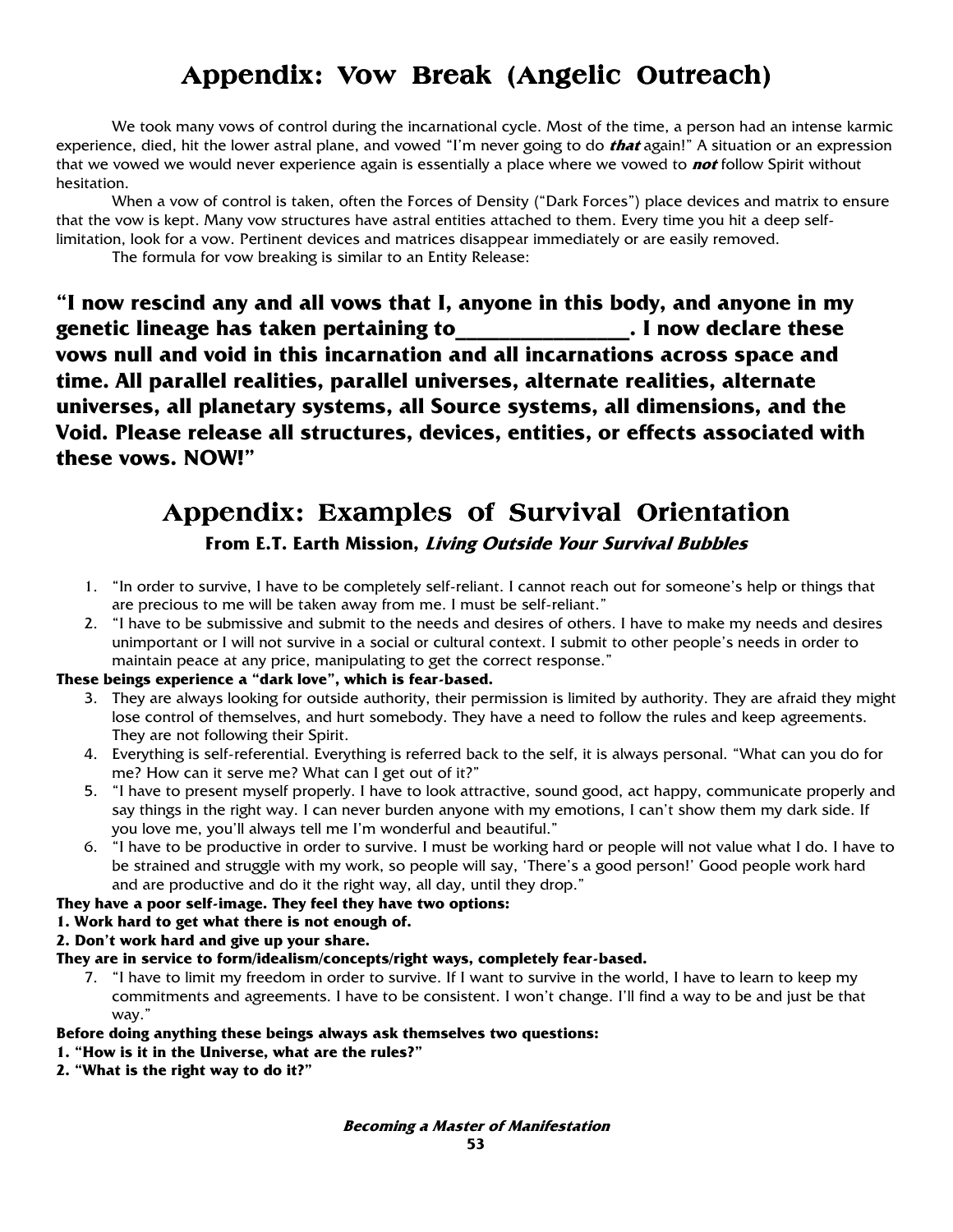# Appendix: Vow Break (Angelic Outreach)

We took many vows of control during the incarnational cycle. Most of the time, a person had an intense karmic experience, died, hit the lower astral plane, and vowed "I'm never going to do ***that*** again!" A situation or an expression that we vowed we would never experience again is essentially a place where we vowed to ***not*** follow Spirit without hesitation.

When a vow of control is taken, often the Forces of Density ("Dark Forces") place devices and matrix to ensure that the vow is kept. Many vow structures have astral entities attached to them. Every time you hit a deep self-limitation, look for a vow. Pertinent devices and matrices disappear immediately or are easily removed.

The formula for vow breaking is similar to an Entity Release:

**"I now rescind any and all vows that I, anyone in this body, and anyone in my genetic lineage has taken pertaining to________________. I now declare these vows null and void in this incarnation and all incarnations across space and time. All parallel realities, parallel universes, alternate realities, alternate universes, all planetary systems, all Source systems, all dimensions, and the Void. Please release all structures, devices, entities, or effects associated with these vows. NOW!"**

# Appendix: Examples of Survival Orientation

### From E.T. Earth Mission, *Living Outside Your Survival Bubbles*

1. "In order to survive, I have to be completely self-reliant. I cannot reach out for someone's help or things that are precious to me will be taken away from me. I must be self-reliant."
2. "I have to be submissive and submit to the needs and desires of others. I have to make my needs and desires unimportant or I will not survive in a social or cultural context. I submit to other people's needs in order to maintain peace at any price, manipulating to get the correct response."

**These beings experience a "dark love", which is fear-based.**

3. They are always looking for outside authority, their permission is limited by authority. They are afraid they might lose control of themselves, and hurt somebody. They have a need to follow the rules and keep agreements. They are not following their Spirit.
4. Everything is self-referential. Everything is referred back to the self, it is always personal. "What can you do for me? How can it serve me? What can I get out of it?"
5. "I have to present myself properly. I have to look attractive, sound good, act happy, communicate properly and say things in the right way. I can never burden anyone with my emotions, I can't show them my dark side. If you love me, you'll always tell me I'm wonderful and beautiful."
6. "I have to be productive in order to survive. I must be working hard or people will not value what I do. I have to be strained and struggle with my work, so people will say, 'There's a good person!' Good people work hard and are productive and do it the right way, all day, until they drop."

**They have a poor self-image. They feel they have two options:**
**1. Work hard to get what there is not enough of.**
**2. Don't work hard and give up your share.**
**They are in service to form/idealism/concepts/right ways, completely fear-based.**

7. "I have to limit my freedom in order to survive. If I want to survive in the world, I have to learn to keep my commitments and agreements. I have to be consistent. I won't change. I'll find a way to be and just be that way."

**Before doing anything these beings always ask themselves two questions:**
**1. "How is it in the Universe, what are the rules?"**
**2. "What is the right way to do it?"**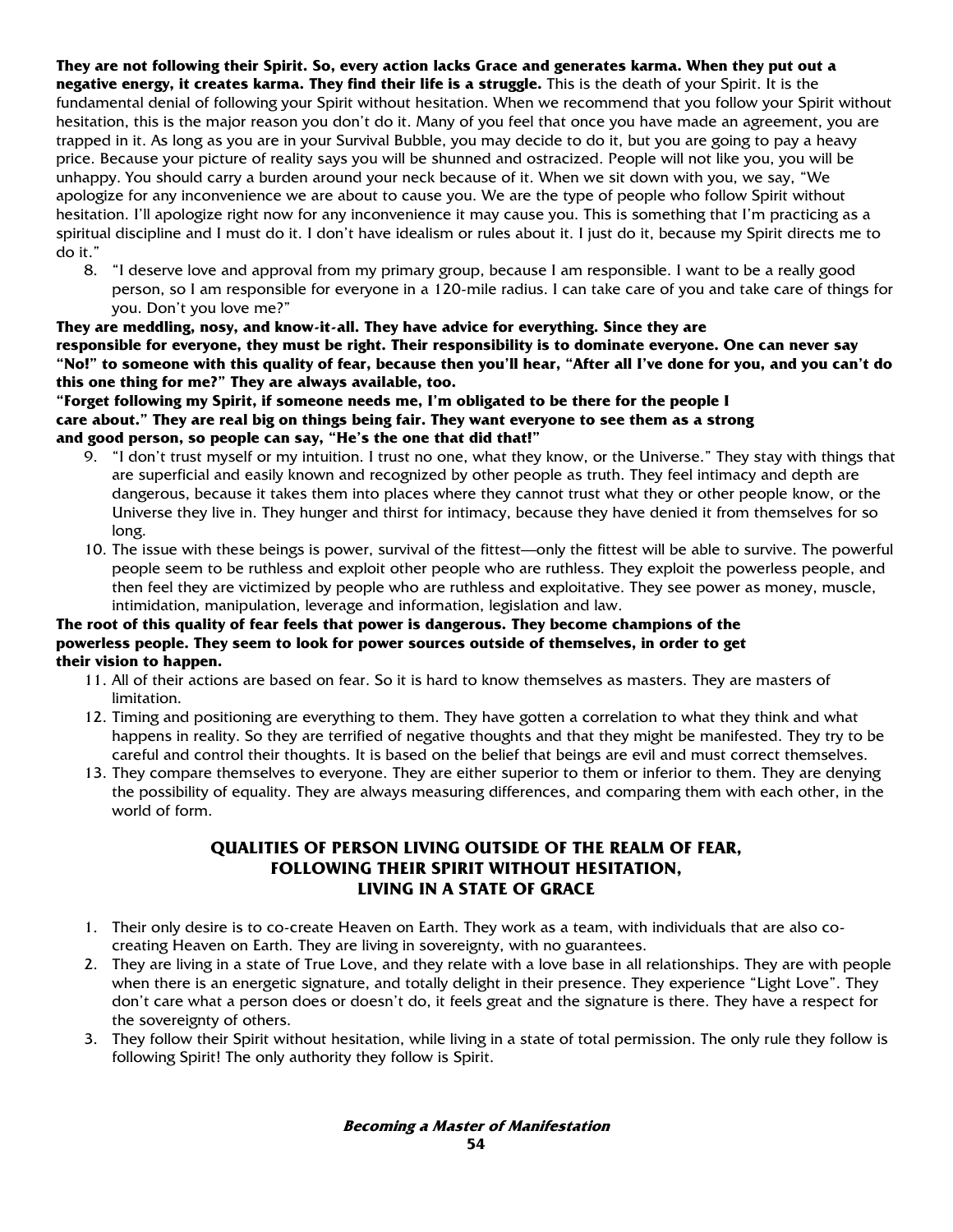**They are not following their Spirit. So, every action lacks Grace and generates karma. When they put out a negative energy, it creates karma. They find their life is a struggle.** This is the death of your Spirit. It is the fundamental denial of following your Spirit without hesitation. When we recommend that you follow your Spirit without hesitation, this is the major reason you don't do it. Many of you feel that once you have made an agreement, you are trapped in it. As long as you are in your Survival Bubble, you may decide to do it, but you are going to pay a heavy price. Because your picture of reality says you will be shunned and ostracized. People will not like you, you will be unhappy. You should carry a burden around your neck because of it. When we sit down with you, we say, "We apologize for any inconvenience we are about to cause you. We are the type of people who follow Spirit without hesitation. I'll apologize right now for any inconvenience it may cause you. This is something that I'm practicing as a spiritual discipline and I must do it. I don't have idealism or rules about it. I just do it, because my Spirit directs me to do it."

8. "I deserve love and approval from my primary group, because I am responsible. I want to be a really good person, so I am responsible for everyone in a 120-mile radius. I can take care of you and take care of things for you. Don't you love me?"

**They are meddling, nosy, and know-it-all. They have advice for everything. Since they are responsible for everyone, they must be right. Their responsibility is to dominate everyone. One can never say "No!" to someone with this quality of fear, because then you'll hear, "After all I've done for you, and you can't do this one thing for me?" They are always available, too.**
**"Forget following my Spirit, if someone needs me, I'm obligated to be there for the people I care about." They are real big on things being fair. They want everyone to see them as a strong and good person, so people can say, "He's the one that did that!"**

9. "I don't trust myself or my intuition. I trust no one, what they know, or the Universe." They stay with things that are superficial and easily known and recognized by other people as truth. They feel intimacy and depth are dangerous, because it takes them into places where they cannot trust what they or other people know, or the Universe they live in. They hunger and thirst for intimacy, because they have denied it from themselves for so long.
10. The issue with these beings is power, survival of the fittest—only the fittest will be able to survive. The powerful people seem to be ruthless and exploit other people who are ruthless. They exploit the powerless people, and then feel they are victimized by people who are ruthless and exploitative. They see power as money, muscle, intimidation, manipulation, leverage and information, legislation and law.

**The root of this quality of fear feels that power is dangerous. They become champions of the powerless people. They seem to look for power sources outside of themselves, in order to get their vision to happen.**

11. All of their actions are based on fear. So it is hard to know themselves as masters. They are masters of limitation.
12. Timing and positioning are everything to them. They have gotten a correlation to what they think and what happens in reality. So they are terrified of negative thoughts and that they might be manifested. They try to be careful and control their thoughts. It is based on the belief that beings are evil and must correct themselves.
13. They compare themselves to everyone. They are either superior to them or inferior to them. They are denying the possibility of equality. They are always measuring differences, and comparing them with each other, in the world of form.

## QUALITIES OF PERSON LIVING OUTSIDE OF THE REALM OF FEAR, FOLLOWING THEIR SPIRIT WITHOUT HESITATION, LIVING IN A STATE OF GRACE

1. Their only desire is to co-create Heaven on Earth. They work as a team, with individuals that are also co-creating Heaven on Earth. They are living in sovereignty, with no guarantees.
2. They are living in a state of True Love, and they relate with a love base in all relationships. They are with people when there is an energetic signature, and totally delight in their presence. They experience "Light Love". They don't care what a person does or doesn't do, it feels great and the signature is there. They have a respect for the sovereignty of others.
3. They follow their Spirit without hesitation, while living in a state of total permission. The only rule they follow is following Spirit! The only authority they follow is Spirit.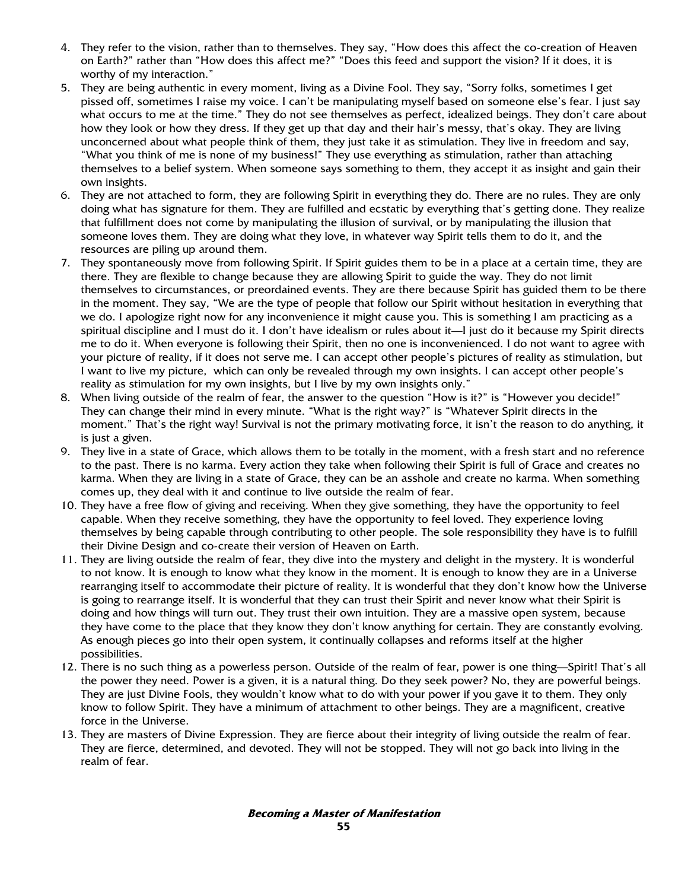4. They refer to the vision, rather than to themselves. They say, "How does this affect the co-creation of Heaven on Earth?" rather than "How does this affect me?" "Does this feed and support the vision? If it does, it is worthy of my interaction."
5. They are being authentic in every moment, living as a Divine Fool. They say, "Sorry folks, sometimes I get pissed off, sometimes I raise my voice. I can't be manipulating myself based on someone else's fear. I just say what occurs to me at the time." They do not see themselves as perfect, idealized beings. They don't care about how they look or how they dress. If they get up that day and their hair's messy, that's okay. They are living unconcerned about what people think of them, they just take it as stimulation. They live in freedom and say, "What you think of me is none of my business!" They use everything as stimulation, rather than attaching themselves to a belief system. When someone says something to them, they accept it as insight and gain their own insights.
6. They are not attached to form, they are following Spirit in everything they do. There are no rules. They are only doing what has signature for them. They are fulfilled and ecstatic by everything that's getting done. They realize that fulfillment does not come by manipulating the illusion of survival, or by manipulating the illusion that someone loves them. They are doing what they love, in whatever way Spirit tells them to do it, and the resources are piling up around them.
7. They spontaneously move from following Spirit. If Spirit guides them to be in a place at a certain time, they are there. They are flexible to change because they are allowing Spirit to guide the way. They do not limit themselves to circumstances, or preordained events. They are there because Spirit has guided them to be there in the moment. They say, "We are the type of people that follow our Spirit without hesitation in everything that we do. I apologize right now for any inconvenience it might cause you. This is something I am practicing as a spiritual discipline and I must do it. I don't have idealism or rules about it—I just do it because my Spirit directs me to do it. When everyone is following their Spirit, then no one is inconvenienced. I do not want to agree with your picture of reality, if it does not serve me. I can accept other people's pictures of reality as stimulation, but I want to live my picture, which can only be revealed through my own insights. I can accept other people's reality as stimulation for my own insights, but I live by my own insights only."
8. When living outside of the realm of fear, the answer to the question "How is it?" is "However you decide!" They can change their mind in every minute. "What is the right way?" is "Whatever Spirit directs in the moment." That's the right way! Survival is not the primary motivating force, it isn't the reason to do anything, it is just a given.
9. They live in a state of Grace, which allows them to be totally in the moment, with a fresh start and no reference to the past. There is no karma. Every action they take when following their Spirit is full of Grace and creates no karma. When they are living in a state of Grace, they can be an asshole and create no karma. When something comes up, they deal with it and continue to live outside the realm of fear.
10. They have a free flow of giving and receiving. When they give something, they have the opportunity to feel capable. When they receive something, they have the opportunity to feel loved. They experience loving themselves by being capable through contributing to other people. The sole responsibility they have is to fulfill their Divine Design and co-create their version of Heaven on Earth.
11. They are living outside the realm of fear, they dive into the mystery and delight in the mystery. It is wonderful to not know. It is enough to know what they know in the moment. It is enough to know they are in a Universe rearranging itself to accommodate their picture of reality. It is wonderful that they don't know how the Universe is going to rearrange itself. It is wonderful that they can trust their Spirit and never know what their Spirit is doing and how things will turn out. They trust their own intuition. They are a massive open system, because they have come to the place that they know they don't know anything for certain. They are constantly evolving. As enough pieces go into their open system, it continually collapses and reforms itself at the higher possibilities.
12. There is no such thing as a powerless person. Outside of the realm of fear, power is one thing—Spirit! That's all the power they need. Power is a given, it is a natural thing. Do they seek power? No, they are powerful beings. They are just Divine Fools, they wouldn't know what to do with your power if you gave it to them. They only know to follow Spirit. They have a minimum of attachment to other beings. They are a magnificent, creative force in the Universe.
13. They are masters of Divine Expression. They are fierce about their integrity of living outside the realm of fear. They are fierce, determined, and devoted. They will not be stopped. They will not go back into living in the realm of fear.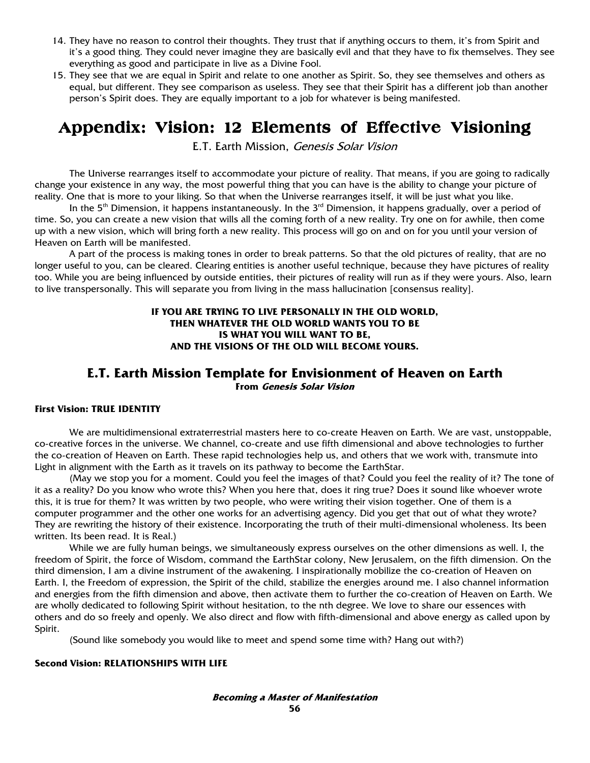14. They have no reason to control their thoughts. They trust that if anything occurs to them, it's from Spirit and it's a good thing. They could never imagine they are basically evil and that they have to fix themselves. They see everything as good and participate in live as a Divine Fool.
15. They see that we are equal in Spirit and relate to one another as Spirit. So, they see themselves and others as equal, but different. They see comparison as useless. They see that their Spirit has a different job than another person's Spirit does. They are equally important to a job for whatever is being manifested.

# Appendix: Vision: 12 Elements of Effective Visioning

E.T. Earth Mission, *Genesis Solar Vision*

The Universe rearranges itself to accommodate your picture of reality. That means, if you are going to radically change your existence in any way, the most powerful thing that you can have is the ability to change your picture of reality. One that is more to your liking. So that when the Universe rearranges itself, it will be just what you like.

In the 5th Dimension, it happens instantaneously. In the 3rd Dimension, it happens gradually, over a period of time. So, you can create a new vision that wills all the coming forth of a new reality. Try one on for awhile, then come up with a new vision, which will bring forth a new reality. This process will go on and on for you until your version of Heaven on Earth will be manifested.

A part of the process is making tones in order to break patterns. So that the old pictures of reality, that are no longer useful to you, can be cleared. Clearing entities is another useful technique, because they have pictures of reality too. While you are being influenced by outside entities, their pictures of reality will run as if they were yours. Also, learn to live transpersonally. This will separate you from living in the mass hallucination [consensus reality].

**IF YOU ARE TRYING TO LIVE PERSONALLY IN THE OLD WORLD,**
**THEN WHATEVER THE OLD WORLD WANTS YOU TO BE**
**IS WHAT YOU WILL WANT TO BE,**
**AND THE VISIONS OF THE OLD WILL BECOME YOURS.**

## E.T. Earth Mission Template for Envisionment of Heaven on Earth

**From *Genesis Solar Vision***

#### First Vision: TRUE IDENTITY

We are multidimensional extraterrestrial masters here to co-create Heaven on Earth. We are vast, unstoppable, co-creative forces in the universe. We channel, co-create and use fifth dimensional and above technologies to further the co-creation of Heaven on Earth. These rapid technologies help us, and others that we work with, transmute into Light in alignment with the Earth as it travels on its pathway to become the EarthStar.

(May we stop you for a moment. Could you feel the images of that? Could you feel the reality of it? The tone of it as a reality? Do you know who wrote this? When you here that, does it ring true? Does it sound like whoever wrote this, it is true for them? It was written by two people, who were writing their vision together. One of them is a computer programmer and the other one works for an advertising agency. Did you get that out of what they wrote? They are rewriting the history of their existence. Incorporating the truth of their multi-dimensional wholeness. Its been written. Its been read. It is Real.)

While we are fully human beings, we simultaneously express ourselves on the other dimensions as well. I, the freedom of Spirit, the force of Wisdom, command the EarthStar colony, New Jerusalem, on the fifth dimension. On the third dimension, I am a divine instrument of the awakening. I inspirationally mobilize the co-creation of Heaven on Earth. I, the Freedom of expression, the Spirit of the child, stabilize the energies around me. I also channel information and energies from the fifth dimension and above, then activate them to further the co-creation of Heaven on Earth. We are wholly dedicated to following Spirit without hesitation, to the nth degree. We love to share our essences with others and do so freely and openly. We also direct and flow with fifth-dimensional and above energy as called upon by Spirit.

(Sound like somebody you would like to meet and spend some time with? Hang out with?)

#### Second Vision: RELATIONSHIPS WITH LIFE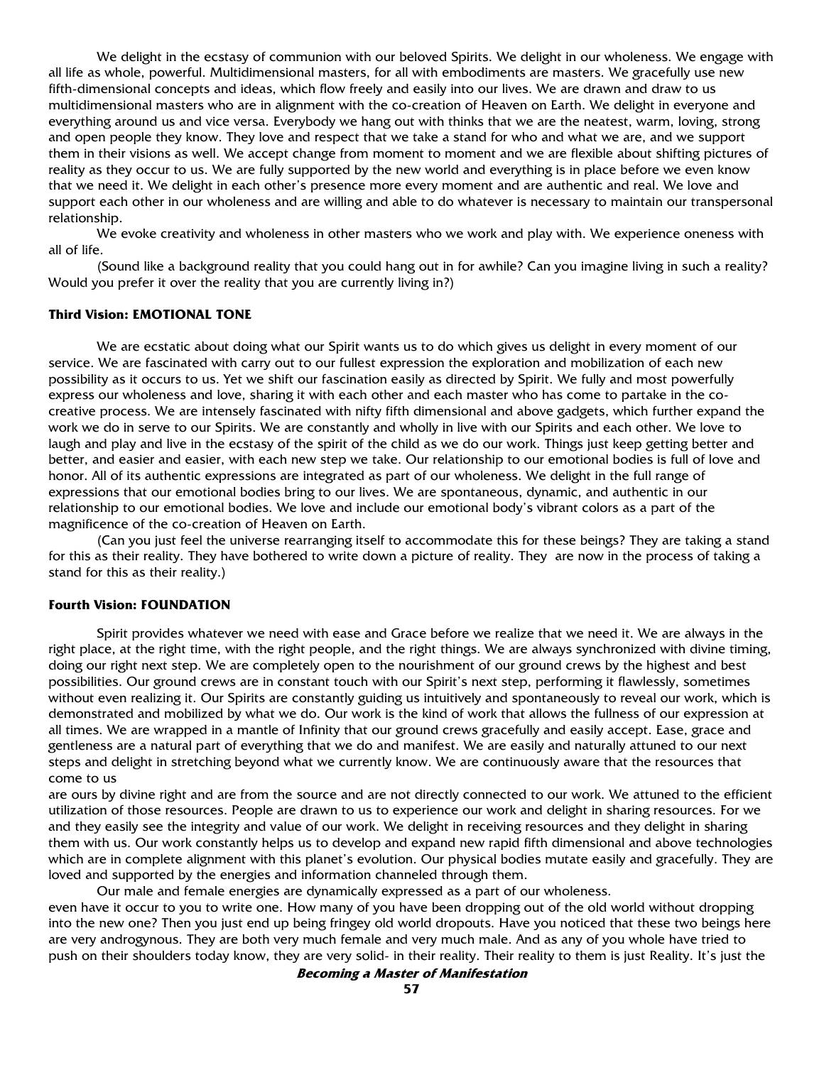We delight in the ecstasy of communion with our beloved Spirits. We delight in our wholeness. We engage with all life as whole, powerful. Multidimensional masters, for all with embodiments are masters. We gracefully use new fifth-dimensional concepts and ideas, which flow freely and easily into our lives. We are drawn and draw to us multidimensional masters who are in alignment with the co-creation of Heaven on Earth. We delight in everyone and everything around us and vice versa. Everybody we hang out with thinks that we are the neatest, warm, loving, strong and open people they know. They love and respect that we take a stand for who and what we are, and we support them in their visions as well. We accept change from moment to moment and we are flexible about shifting pictures of reality as they occur to us. We are fully supported by the new world and everything is in place before we even know that we need it. We delight in each other's presence more every moment and are authentic and real. We love and support each other in our wholeness and are willing and able to do whatever is necessary to maintain our transpersonal relationship.

We evoke creativity and wholeness in other masters who we work and play with. We experience oneness with all of life.

(Sound like a background reality that you could hang out in for awhile? Can you imagine living in such a reality? Would you prefer it over the reality that you are currently living in?)

**Third Vision: EMOTIONAL TONE**

We are ecstatic about doing what our Spirit wants us to do which gives us delight in every moment of our service. We are fascinated with carry out to our fullest expression the exploration and mobilization of each new possibility as it occurs to us. Yet we shift our fascination easily as directed by Spirit. We fully and most powerfully express our wholeness and love, sharing it with each other and each master who has come to partake in the co-creative process. We are intensely fascinated with nifty fifth dimensional and above gadgets, which further expand the work we do in serve to our Spirits. We are constantly and wholly in live with our Spirits and each other. We love to laugh and play and live in the ecstasy of the spirit of the child as we do our work. Things just keep getting better and better, and easier and easier, with each new step we take. Our relationship to our emotional bodies is full of love and honor. All of its authentic expressions are integrated as part of our wholeness. We delight in the full range of expressions that our emotional bodies bring to our lives. We are spontaneous, dynamic, and authentic in our relationship to our emotional bodies. We love and include our emotional body's vibrant colors as a part of the magnificence of the co-creation of Heaven on Earth.

(Can you just feel the universe rearranging itself to accommodate this for these beings? They are taking a stand for this as their reality. They have bothered to write down a picture of reality. They are now in the process of taking a stand for this as their reality.)

**Fourth Vision: FOUNDATION**

Spirit provides whatever we need with ease and Grace before we realize that we need it. We are always in the right place, at the right time, with the right people, and the right things. We are always synchronized with divine timing, doing our right next step. We are completely open to the nourishment of our ground crews by the highest and best possibilities. Our ground crews are in constant touch with our Spirit's next step, performing it flawlessly, sometimes without even realizing it. Our Spirits are constantly guiding us intuitively and spontaneously to reveal our work, which is demonstrated and mobilized by what we do. Our work is the kind of work that allows the fullness of our expression at all times. We are wrapped in a mantle of Infinity that our ground crews gracefully and easily accept. Ease, grace and gentleness are a natural part of everything that we do and manifest. We are easily and naturally attuned to our next steps and delight in stretching beyond what we currently know. We are continuously aware that the resources that come to us are ours by divine right and are from the source and are not directly connected to our work. We attuned to the efficient utilization of those resources. People are drawn to us to experience our work and delight in sharing resources. For we and they easily see the integrity and value of our work. We delight in receiving resources and they delight in sharing them with us. Our work constantly helps us to develop and expand new rapid fifth dimensional and above technologies which are in complete alignment with this planet's evolution. Our physical bodies mutate easily and gracefully. They are loved and supported by the energies and information channeled through them.

Our male and female energies are dynamically expressed as a part of our wholeness.

even have it occur to you to write one. How many of you have been dropping out of the old world without dropping into the new one? Then you just end up being fringey old world dropouts. Have you noticed that these two beings here are very androgynous. They are both very much female and very much male. And as any of you whole have tried to push on their shoulders today know, they are very solid- in their reality. Their reality to them is just Reality. It's just the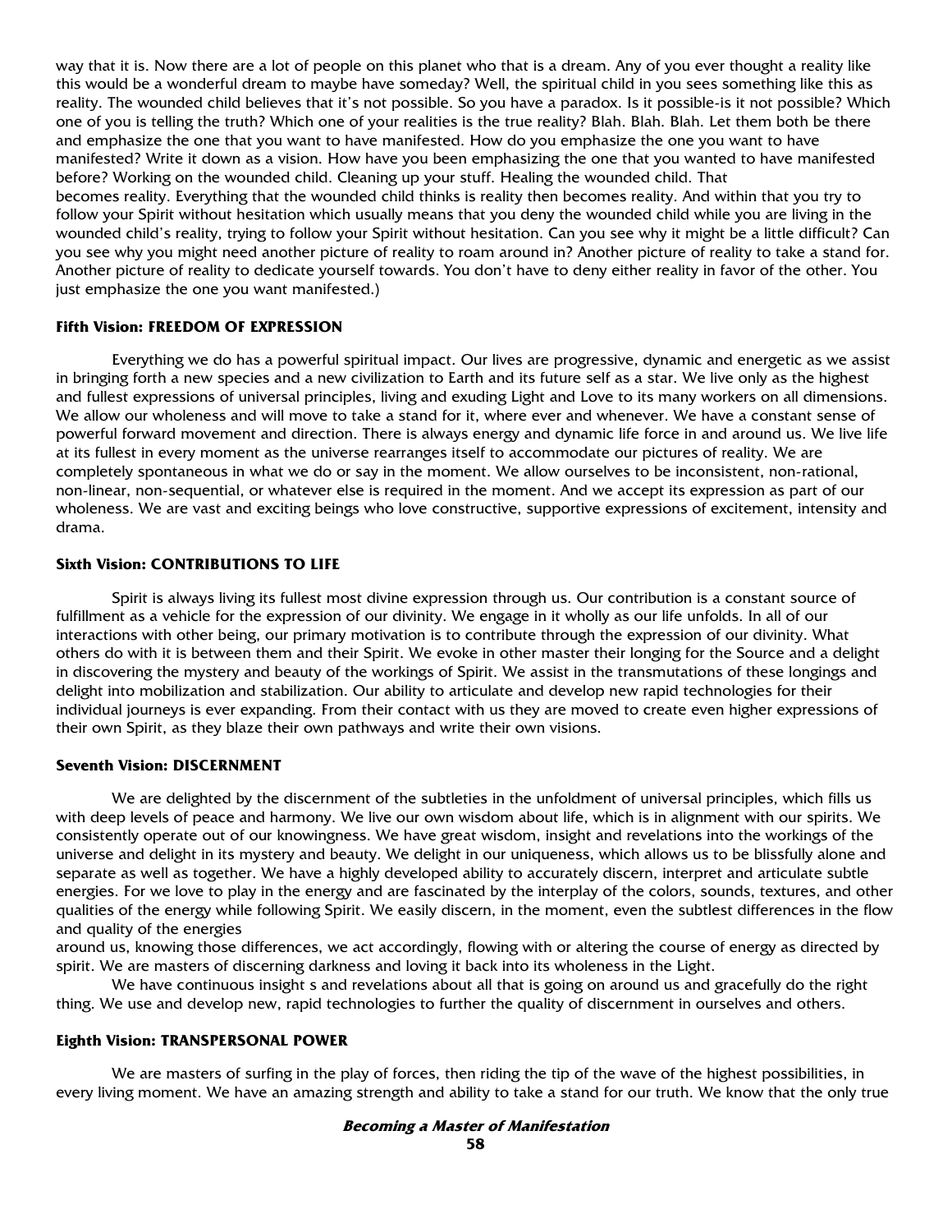way that it is. Now there are a lot of people on this planet who that is a dream. Any of you ever thought a reality like this would be a wonderful dream to maybe have someday? Well, the spiritual child in you sees something like this as reality. The wounded child believes that it's not possible. So you have a paradox. Is it possible-is it not possible? Which one of you is telling the truth? Which one of your realities is the true reality? Blah. Blah. Blah. Let them both be there and emphasize the one that you want to have manifested. How do you emphasize the one you want to have manifested? Write it down as a vision. How have you been emphasizing the one that you wanted to have manifested before? Working on the wounded child. Cleaning up your stuff. Healing the wounded child. That becomes reality. Everything that the wounded child thinks is reality then becomes reality. And within that you try to follow your Spirit without hesitation which usually means that you deny the wounded child while you are living in the wounded child's reality, trying to follow your Spirit without hesitation. Can you see why it might be a little difficult? Can you see why you might need another picture of reality to roam around in? Another picture of reality to take a stand for. Another picture of reality to dedicate yourself towards. You don't have to deny either reality in favor of the other. You just emphasize the one you want manifested.)

#### Fifth Vision: FREEDOM OF EXPRESSION

Everything we do has a powerful spiritual impact. Our lives are progressive, dynamic and energetic as we assist in bringing forth a new species and a new civilization to Earth and its future self as a star. We live only as the highest and fullest expressions of universal principles, living and exuding Light and Love to its many workers on all dimensions. We allow our wholeness and will move to take a stand for it, where ever and whenever. We have a constant sense of powerful forward movement and direction. There is always energy and dynamic life force in and around us. We live life at its fullest in every moment as the universe rearranges itself to accommodate our pictures of reality. We are completely spontaneous in what we do or say in the moment. We allow ourselves to be inconsistent, non-rational, non-linear, non-sequential, or whatever else is required in the moment. And we accept its expression as part of our wholeness. We are vast and exciting beings who love constructive, supportive expressions of excitement, intensity and drama.

#### Sixth Vision: CONTRIBUTIONS TO LIFE

Spirit is always living its fullest most divine expression through us. Our contribution is a constant source of fulfillment as a vehicle for the expression of our divinity. We engage in it wholly as our life unfolds. In all of our interactions with other being, our primary motivation is to contribute through the expression of our divinity. What others do with it is between them and their Spirit. We evoke in other master their longing for the Source and a delight in discovering the mystery and beauty of the workings of Spirit. We assist in the transmutations of these longings and delight into mobilization and stabilization. Our ability to articulate and develop new rapid technologies for their individual journeys is ever expanding. From their contact with us they are moved to create even higher expressions of their own Spirit, as they blaze their own pathways and write their own visions.

#### Seventh Vision: DISCERNMENT

We are delighted by the discernment of the subtleties in the unfoldment of universal principles, which fills us with deep levels of peace and harmony. We live our own wisdom about life, which is in alignment with our spirits. We consistently operate out of our knowingness. We have great wisdom, insight and revelations into the workings of the universe and delight in its mystery and beauty. We delight in our uniqueness, which allows us to be blissfully alone and separate as well as together. We have a highly developed ability to accurately discern, interpret and articulate subtle energies. For we love to play in the energy and are fascinated by the interplay of the colors, sounds, textures, and other qualities of the energy while following Spirit. We easily discern, in the moment, even the subtlest differences in the flow and quality of the energies around us, knowing those differences, we act accordingly, flowing with or altering the course of energy as directed by spirit. We are masters of discerning darkness and loving it back into its wholeness in the Light.

We have continuous insight s and revelations about all that is going on around us and gracefully do the right thing. We use and develop new, rapid technologies to further the quality of discernment in ourselves and others.

#### Eighth Vision: TRANSPERSONAL POWER

We are masters of surfing in the play of forces, then riding the tip of the wave of the highest possibilities, in every living moment. We have an amazing strength and ability to take a stand for our truth. We know that the only true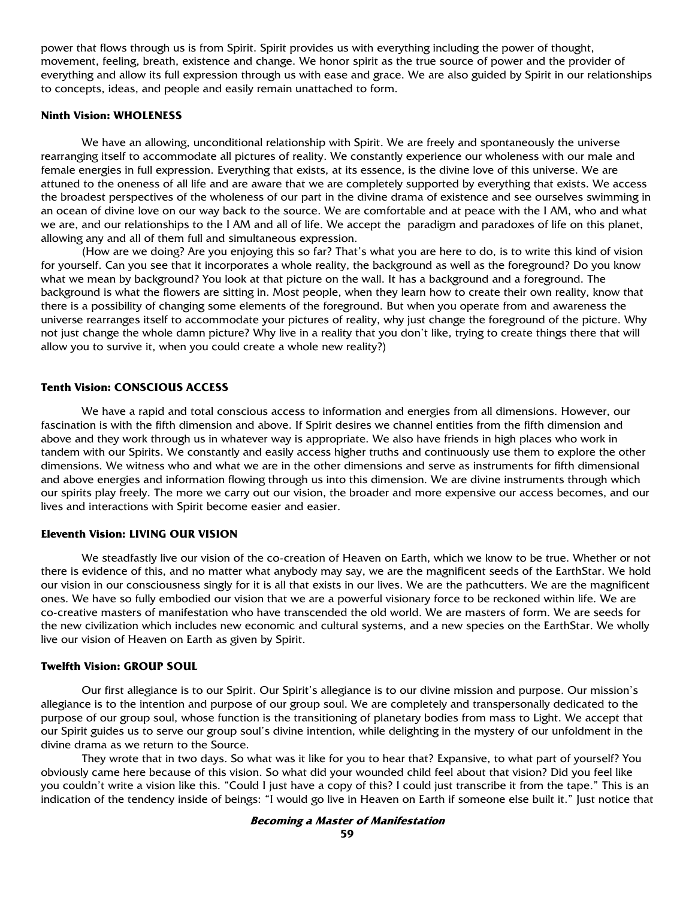power that flows through us is from Spirit. Spirit provides us with everything including the power of thought, movement, feeling, breath, existence and change. We honor spirit as the true source of power and the provider of everything and allow its full expression through us with ease and grace. We are also guided by Spirit in our relationships to concepts, ideas, and people and easily remain unattached to form.

**Ninth Vision: WHOLENESS**

We have an allowing, unconditional relationship with Spirit. We are freely and spontaneously the universe rearranging itself to accommodate all pictures of reality. We constantly experience our wholeness with our male and female energies in full expression. Everything that exists, at its essence, is the divine love of this universe. We are attuned to the oneness of all life and are aware that we are completely supported by everything that exists. We access the broadest perspectives of the wholeness of our part in the divine drama of existence and see ourselves swimming in an ocean of divine love on our way back to the source. We are comfortable and at peace with the I AM, who and what we are, and our relationships to the I AM and all of life. We accept the paradigm and paradoxes of life on this planet, allowing any and all of them full and simultaneous expression.

(How are we doing? Are you enjoying this so far? That's what you are here to do, is to write this kind of vision for yourself. Can you see that it incorporates a whole reality, the background as well as the foreground? Do you know what we mean by background? You look at that picture on the wall. It has a background and a foreground. The background is what the flowers are sitting in. Most people, when they learn how to create their own reality, know that there is a possibility of changing some elements of the foreground. But when you operate from and awareness the universe rearranges itself to accommodate your pictures of reality, why just change the foreground of the picture. Why not just change the whole damn picture? Why live in a reality that you don't like, trying to create things there that will allow you to survive it, when you could create a whole new reality?)

**Tenth Vision: CONSCIOUS ACCESS**

We have a rapid and total conscious access to information and energies from all dimensions. However, our fascination is with the fifth dimension and above. If Spirit desires we channel entities from the fifth dimension and above and they work through us in whatever way is appropriate. We also have friends in high places who work in tandem with our Spirits. We constantly and easily access higher truths and continuously use them to explore the other dimensions. We witness who and what we are in the other dimensions and serve as instruments for fifth dimensional and above energies and information flowing through us into this dimension. We are divine instruments through which our spirits play freely. The more we carry out our vision, the broader and more expensive our access becomes, and our lives and interactions with Spirit become easier and easier.

**Eleventh Vision: LIVING OUR VISION**

We steadfastly live our vision of the co-creation of Heaven on Earth, which we know to be true. Whether or not there is evidence of this, and no matter what anybody may say, we are the magnificent seeds of the EarthStar. We hold our vision in our consciousness singly for it is all that exists in our lives. We are the pathcutters. We are the magnificent ones. We have so fully embodied our vision that we are a powerful visionary force to be reckoned within life. We are co-creative masters of manifestation who have transcended the old world. We are masters of form. We are seeds for the new civilization which includes new economic and cultural systems, and a new species on the EarthStar. We wholly live our vision of Heaven on Earth as given by Spirit.

**Twelfth Vision: GROUP SOUL**

Our first allegiance is to our Spirit. Our Spirit's allegiance is to our divine mission and purpose. Our mission's allegiance is to the intention and purpose of our group soul. We are completely and transpersonally dedicated to the purpose of our group soul, whose function is the transitioning of planetary bodies from mass to Light. We accept that our Spirit guides us to serve our group soul's divine intention, while delighting in the mystery of our unfoldment in the divine drama as we return to the Source.

They wrote that in two days. So what was it like for you to hear that? Expansive, to what part of yourself? You obviously came here because of this vision. So what did your wounded child feel about that vision? Did you feel like you couldn't write a vision like this. "Could I just have a copy of this? I could just transcribe it from the tape." This is an indication of the tendency inside of beings: "I would go live in Heaven on Earth if someone else built it." Just notice that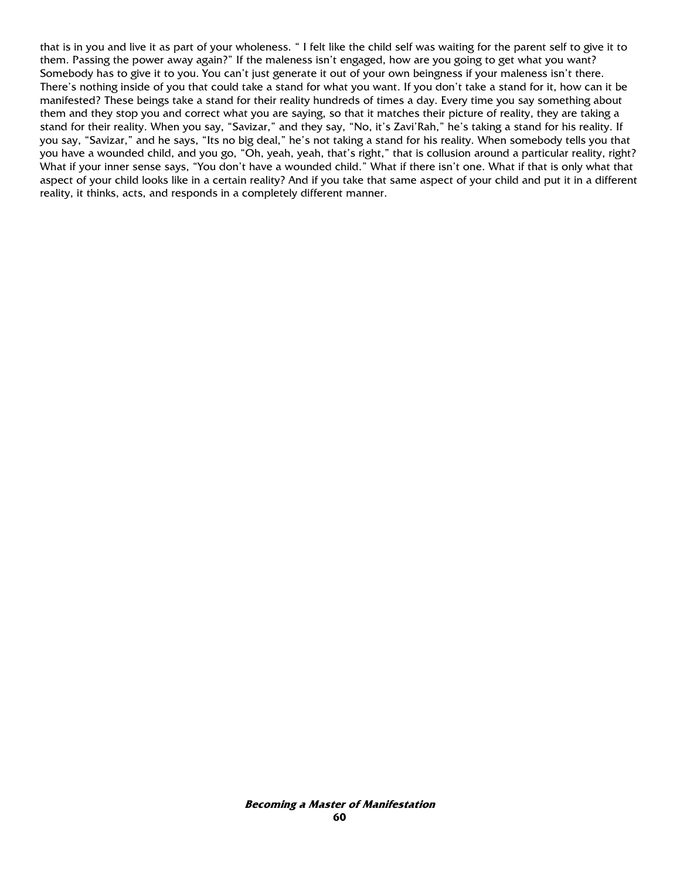that is in you and live it as part of your wholeness. " I felt like the child self was waiting for the parent self to give it to them. Passing the power away again?" If the maleness isn't engaged, how are you going to get what you want? Somebody has to give it to you. You can't just generate it out of your own beingness if your maleness isn't there. There's nothing inside of you that could take a stand for what you want. If you don't take a stand for it, how can it be manifested? These beings take a stand for their reality hundreds of times a day. Every time you say something about them and they stop you and correct what you are saying, so that it matches their picture of reality, they are taking a stand for their reality. When you say, "Savizar," and they say, "No, it's Zavi'Rah," he's taking a stand for his reality. If you say, "Savizar," and he says, "Its no big deal," he's not taking a stand for his reality. When somebody tells you that you have a wounded child, and you go, "Oh, yeah, yeah, that's right," that is collusion around a particular reality, right? What if your inner sense says, "You don't have a wounded child." What if there isn't one. What if that is only what that aspect of your child looks like in a certain reality? And if you take that same aspect of your child and put it in a different reality, it thinks, acts, and responds in a completely different manner.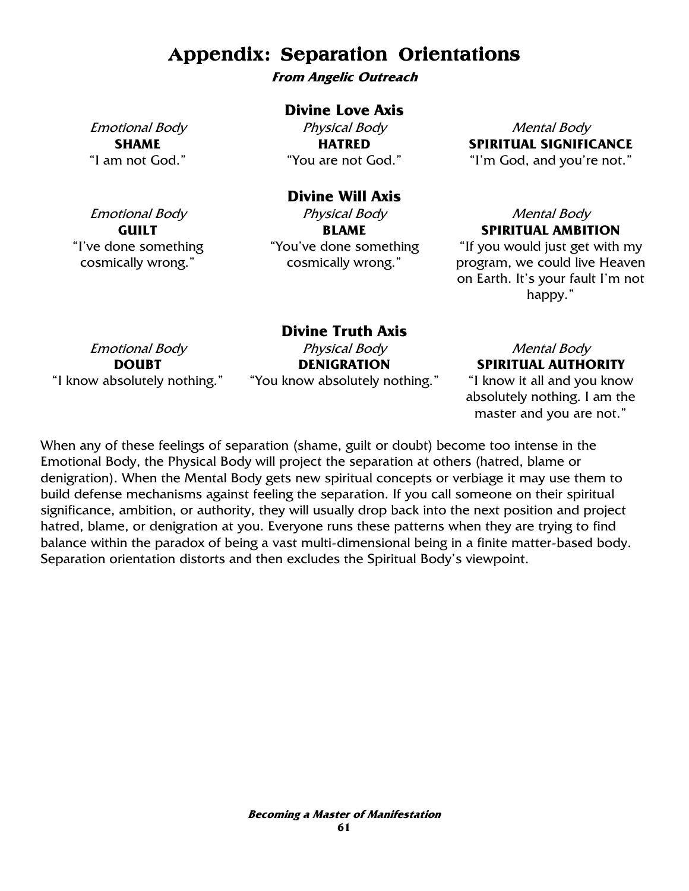# Appendix: Separation Orientations

***From Angelic Outreach***

## Divine Love Axis

| *Emotional Body* | *Physical Body* | *Mental Body* |
| --- | --- | --- |
| **SHAME** | **HATRED** | **SPIRITUAL SIGNIFICANCE** |
| "I am not God." | "You are not God." | "I'm God, and you're not." |

## Divine Will Axis

| *Emotional Body* | *Physical Body* | *Mental Body* |
| --- | --- | --- |
| **GUILT** | **BLAME** | **SPIRITUAL AMBITION** |
| "I've done something cosmically wrong." | "You've done something cosmically wrong." | "If you would just get with my program, we could live Heaven on Earth. It's your fault I'm not happy." |

## Divine Truth Axis

| *Emotional Body* | *Physical Body* | *Mental Body* |
| --- | --- | --- |
| **DOUBT** | **DENIGRATION** | **SPIRITUAL AUTHORITY** |
| "I know absolutely nothing." | "You know absolutely nothing." | "I know it all and you know absolutely nothing. I am the master and you are not." |

When any of these feelings of separation (shame, guilt or doubt) become too intense in the Emotional Body, the Physical Body will project the separation at others (hatred, blame or denigration). When the Mental Body gets new spiritual concepts or verbiage it may use them to build defense mechanisms against feeling the separation. If you call someone on their spiritual significance, ambition, or authority, they will usually drop back into the next position and project hatred, blame, or denigration at you. Everyone runs these patterns when they are trying to find balance within the paradox of being a vast multi-dimensional being in a finite matter-based body. Separation orientation distorts and then excludes the Spiritual Body's viewpoint.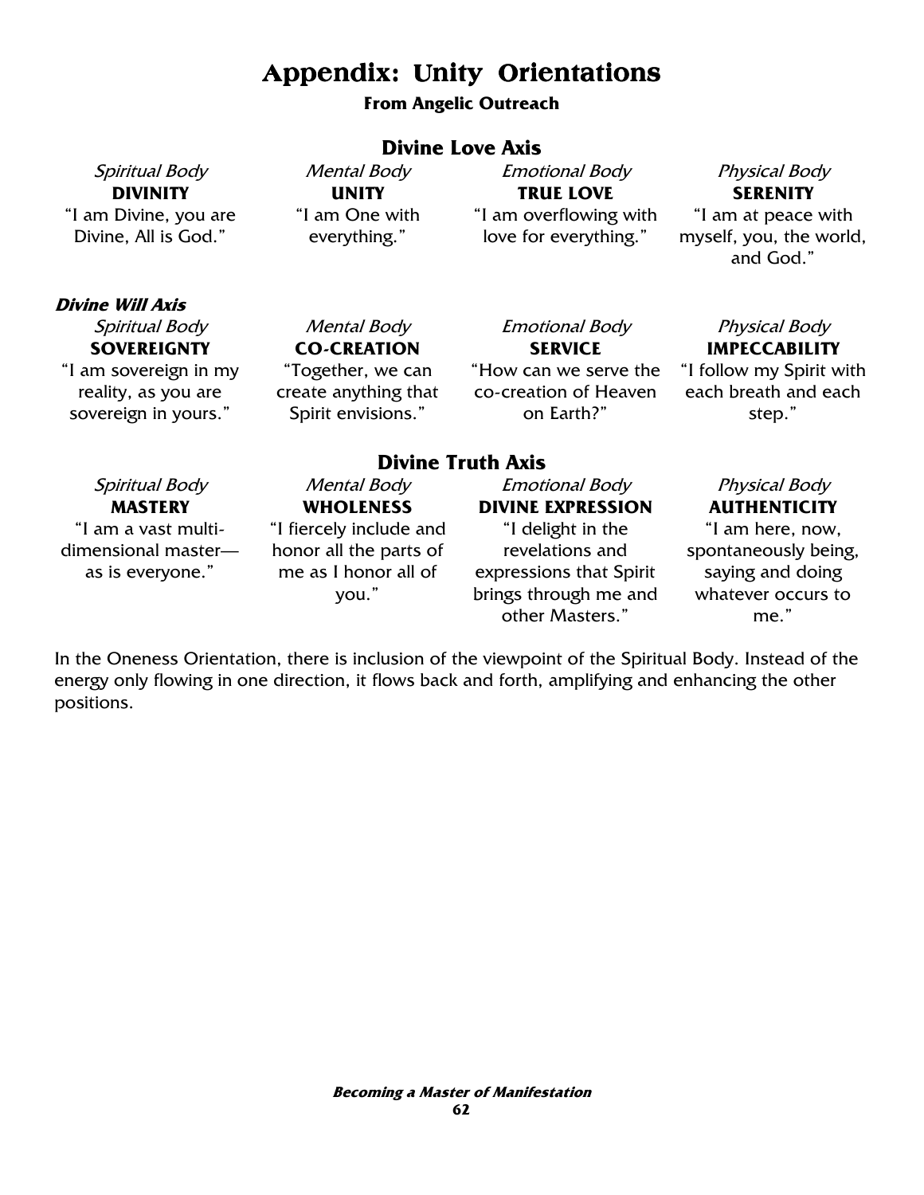# Appendix: Unity Orientations

**From Angelic Outreach**

## Divine Love Axis

| Spiritual Body | Mental Body | Emotional Body | Physical Body |
|---|---|---|---|
| **DIVINITY** | **UNITY** | **TRUE LOVE** | **SERENITY** |
| "I am Divine, you are Divine, All is God." | "I am One with everything." | "I am overflowing with love for everything." | "I am at peace with myself, you, the world, and God." |

***Divine Will Axis***

| Spiritual Body | Mental Body | Emotional Body | Physical Body |
|---|---|---|---|
| **SOVEREIGNTY** | **CO-CREATION** | **SERVICE** | **IMPECCABILITY** |
| "I am sovereign in my reality, as you are sovereign in yours." | "Together, we can create anything that Spirit envisions." | "How can we serve the co-creation of Heaven on Earth?" | "I follow my Spirit with each breath and each step." |

## Divine Truth Axis

| Spiritual Body | Mental Body | Emotional Body | Physical Body |
|---|---|---|---|
| **MASTERY** | **WHOLENESS** | **DIVINE EXPRESSION** | **AUTHENTICITY** |
| "I am a vast multi-dimensional master—as is everyone." | "I fiercely include and honor all the parts of me as I honor all of you." | "I delight in the revelations and expressions that Spirit brings through me and other Masters." | "I am here, now, spontaneously being, saying and doing whatever occurs to me." |

In the Oneness Orientation, there is inclusion of the viewpoint of the Spiritual Body. Instead of the energy only flowing in one direction, it flows back and forth, amplifying and enhancing the other positions.